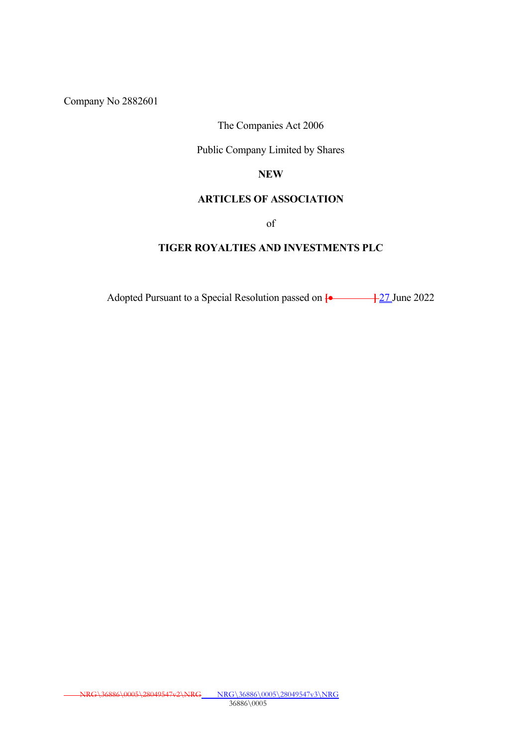Company No 2882601

The Companies Act 2006

Public Company Limited by Shares

**NEW**

**ARTICLES OF ASSOCIATION**

of

**TIGER ROYALTIES AND INVESTMENTS PLC**

Adopted Pursuant to a Special Resolution passed on ~~[•          ]~~ 27 June 2022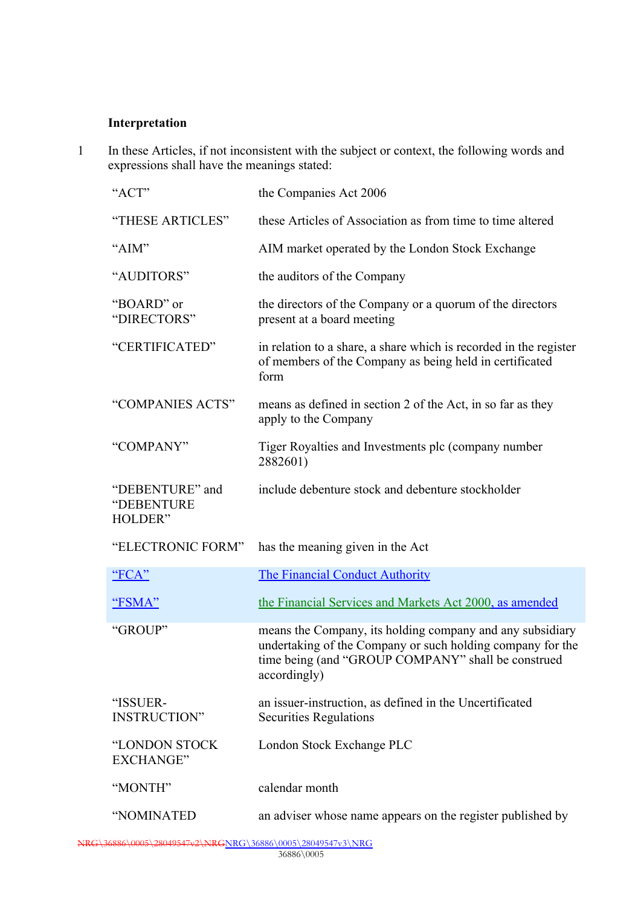**Interpretation**

1 In these Articles, if not inconsistent with the subject or context, the following words and expressions shall have the meanings stated:

| | |
|---|---|
| “ACT” | the Companies Act 2006 |
| “THESE ARTICLES” | these Articles of Association as from time to time altered |
| “AIM” | AIM market operated by the London Stock Exchange |
| “AUDITORS” | the auditors of the Company |
| “BOARD” or “DIRECTORS” | the directors of the Company or a quorum of the directors present at a board meeting |
| “CERTIFICATED” | in relation to a share, a share which is recorded in the register of members of the Company as being held in certificated form |
| “COMPANIES ACTS” | means as defined in section 2 of the Act, in so far as they apply to the Company |
| “COMPANY” | Tiger Royalties and Investments plc (company number 2882601) |
| “DEBENTURE” and “DEBENTURE HOLDER” | include debenture stock and debenture stockholder |
| “ELECTRONIC FORM” | has the meaning given in the Act |
| “FCA” | The Financial Conduct Authority |
| “FSMA” | the Financial Services and Markets Act 2000, as amended |
| “GROUP” | means the Company, its holding company and any subsidiary undertaking of the Company or such holding company for the time being (and “GROUP COMPANY” shall be construed accordingly) |
| “ISSUER-INSTRUCTION” | an issuer-instruction, as defined in the Uncertificated Securities Regulations |
| “LONDON STOCK EXCHANGE” | London Stock Exchange PLC |
| “MONTH” | calendar month |
| “NOMINATED | an adviser whose name appears on the register published by |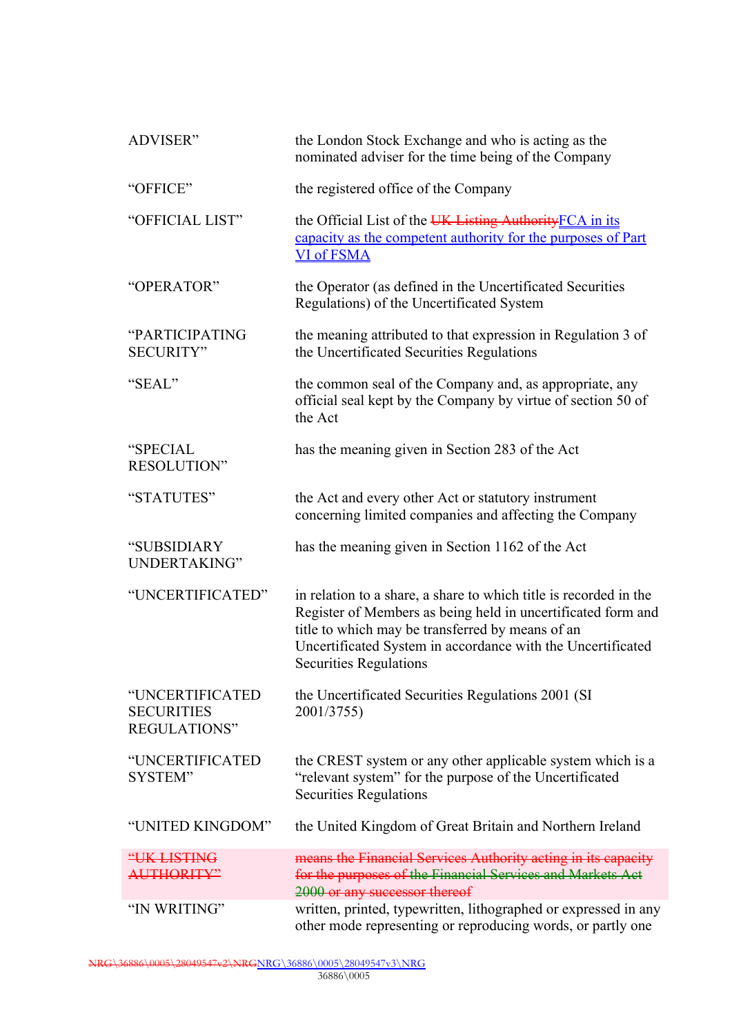| | |
|---|---|
| ADVISER” | the London Stock Exchange and who is acting as the nominated adviser for the time being of the Company |
| “OFFICE” | the registered office of the Company |
| “OFFICIAL LIST” | the Official List of the ~~UK Listing Authority~~FCA in its capacity as the competent authority for the purposes of Part VI of FSMA |
| “OPERATOR” | the Operator (as defined in the Uncertificated Securities Regulations) of the Uncertificated System |
| “PARTICIPATING SECURITY” | the meaning attributed to that expression in Regulation 3 of the Uncertificated Securities Regulations |
| “SEAL” | the common seal of the Company and, as appropriate, any official seal kept by the Company by virtue of section 50 of the Act |
| “SPECIAL RESOLUTION” | has the meaning given in Section 283 of the Act |
| “STATUTES” | the Act and every other Act or statutory instrument concerning limited companies and affecting the Company |
| “SUBSIDIARY UNDERTAKING” | has the meaning given in Section 1162 of the Act |
| “UNCERTIFICATED” | in relation to a share, a share to which title is recorded in the Register of Members as being held in uncertificated form and title to which may be transferred by means of an Uncertificated System in accordance with the Uncertificated Securities Regulations |
| “UNCERTIFICATED SECURITIES REGULATIONS” | the Uncertificated Securities Regulations 2001 (SI 2001/3755) |
| “UNCERTIFICATED SYSTEM” | the CREST system or any other applicable system which is a “relevant system” for the purpose of the Uncertificated Securities Regulations |
| “UNITED KINGDOM” | the United Kingdom of Great Britain and Northern Ireland |
| ~~“UK LISTING AUTHORITY”~~ | ~~means the Financial Services Authority acting in its capacity for the purposes of the Financial Services and Markets Act 2000 or any successor thereof~~ |
| “IN WRITING” | written, printed, typewritten, lithographed or expressed in any other mode representing or reproducing words, or partly one |

~~NRG\36886\0005\28049547v2\NRG~~NRG\36886\0005\28049547v3\NRG
36886\0005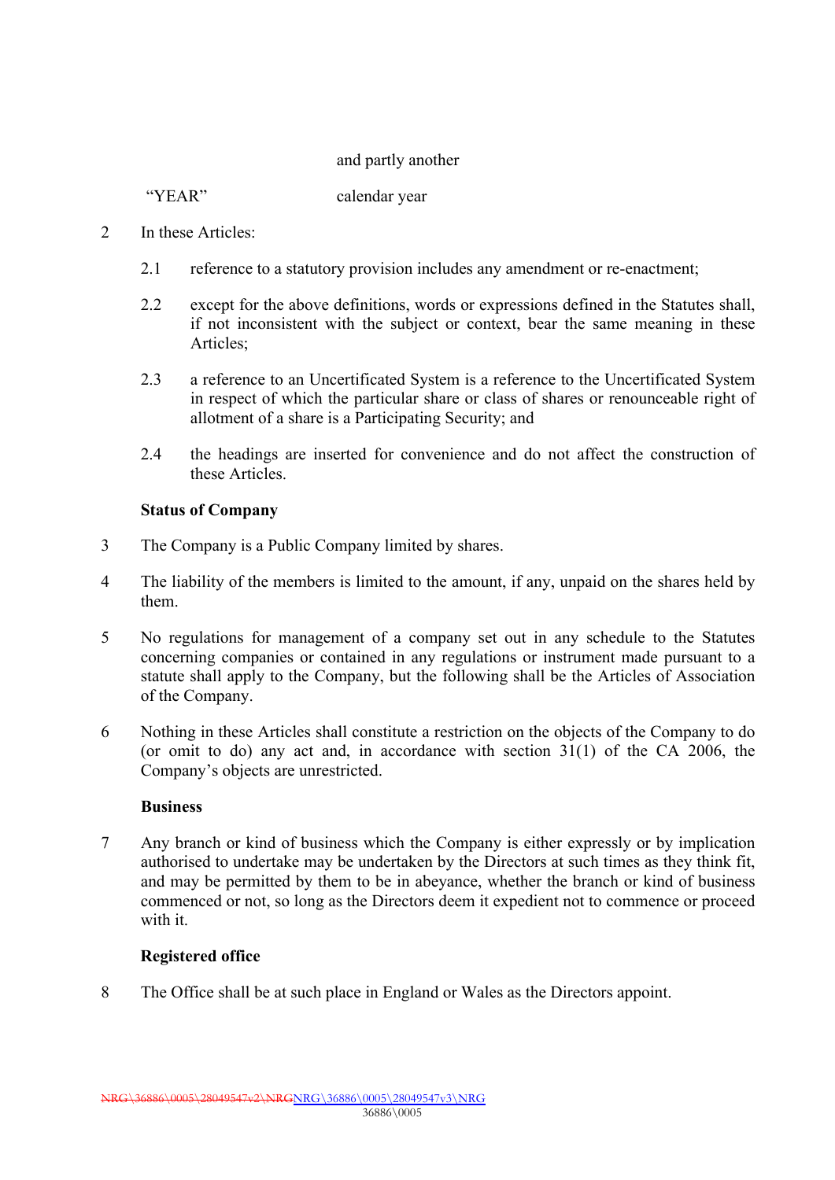| | and partly another |
|---|---|
| “YEAR” | calendar year |

2 In these Articles:

2.1 reference to a statutory provision includes any amendment or re-enactment;

2.2 except for the above definitions, words or expressions defined in the Statutes shall, if not inconsistent with the subject or context, bear the same meaning in these Articles;

2.3 a reference to an Uncertificated System is a reference to the Uncertificated System in respect of which the particular share or class of shares or renounceable right of allotment of a share is a Participating Security; and

2.4 the headings are inserted for convenience and do not affect the construction of these Articles.

**Status of Company**

3 The Company is a Public Company limited by shares.

4 The liability of the members is limited to the amount, if any, unpaid on the shares held by them.

5 No regulations for management of a company set out in any schedule to the Statutes concerning companies or contained in any regulations or instrument made pursuant to a statute shall apply to the Company, but the following shall be the Articles of Association of the Company.

6 Nothing in these Articles shall constitute a restriction on the objects of the Company to do (or omit to do) any act and, in accordance with section 31(1) of the CA 2006, the Company’s objects are unrestricted.

**Business**

7 Any branch or kind of business which the Company is either expressly or by implication authorised to undertake may be undertaken by the Directors at such times as they think fit, and may be permitted by them to be in abeyance, whether the branch or kind of business commenced or not, so long as the Directors deem it expedient not to commence or proceed with it.

**Registered office**

8 The Office shall be at such place in England or Wales as the Directors appoint.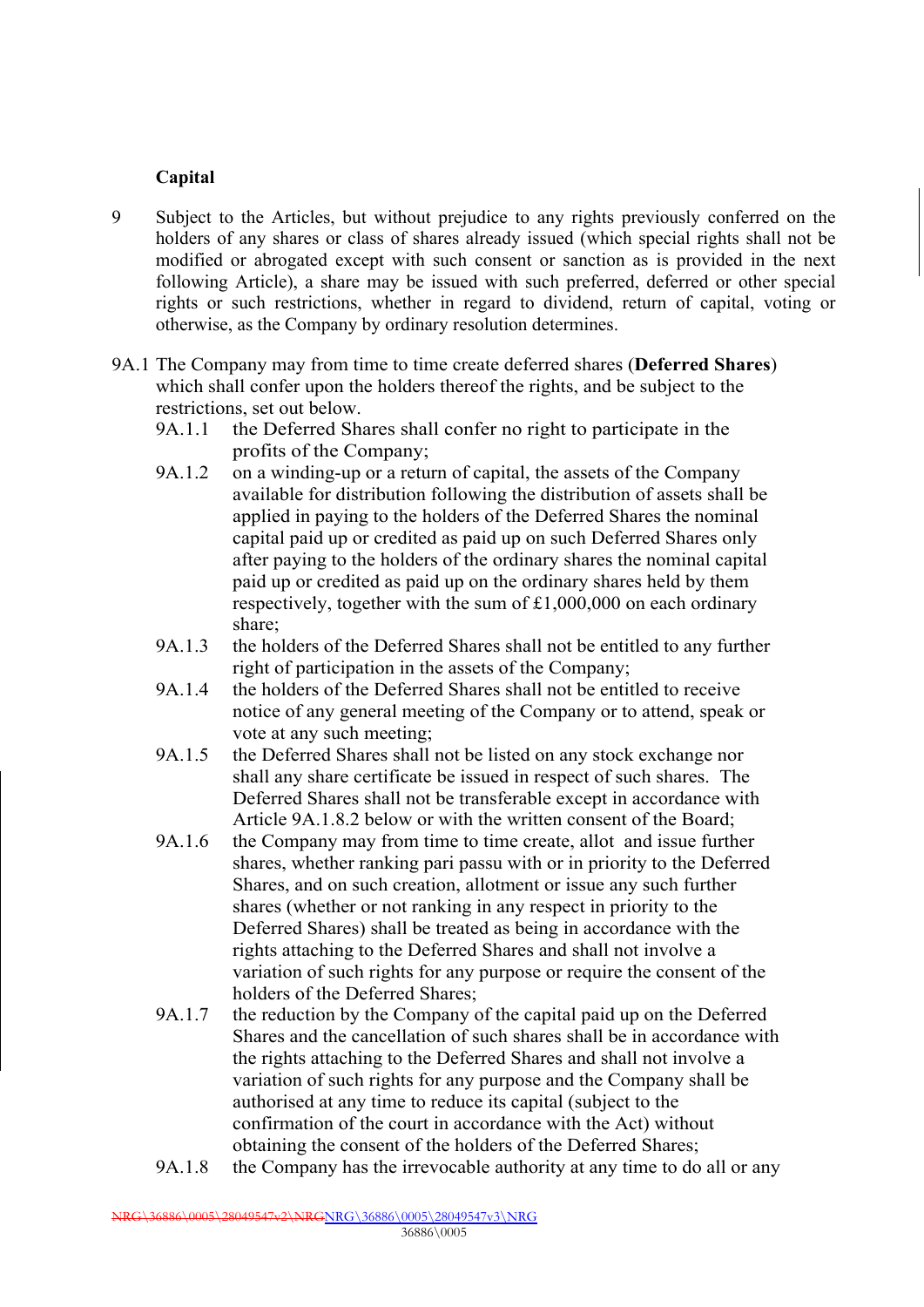**Capital**

9 Subject to the Articles, but without prejudice to any rights previously conferred on the holders of any shares or class of shares already issued (which special rights shall not be modified or abrogated except with such consent or sanction as is provided in the next following Article), a share may be issued with such preferred, deferred or other special rights or such restrictions, whether in regard to dividend, return of capital, voting or otherwise, as the Company by ordinary resolution determines.

9A.1 The Company may from time to time create deferred shares (**Deferred Shares**) which shall confer upon the holders thereof the rights, and be subject to the restrictions, set out below.

- 9A.1.1 the Deferred Shares shall confer no right to participate in the profits of the Company;
- 9A.1.2 on a winding-up or a return of capital, the assets of the Company available for distribution following the distribution of assets shall be applied in paying to the holders of the Deferred Shares the nominal capital paid up or credited as paid up on such Deferred Shares only after paying to the holders of the ordinary shares the nominal capital paid up or credited as paid up on the ordinary shares held by them respectively, together with the sum of £1,000,000 on each ordinary share;
- 9A.1.3 the holders of the Deferred Shares shall not be entitled to any further right of participation in the assets of the Company;
- 9A.1.4 the holders of the Deferred Shares shall not be entitled to receive notice of any general meeting of the Company or to attend, speak or vote at any such meeting;
- 9A.1.5 the Deferred Shares shall not be listed on any stock exchange nor shall any share certificate be issued in respect of such shares. The Deferred Shares shall not be transferable except in accordance with Article 9A.1.8.2 below or with the written consent of the Board;
- 9A.1.6 the Company may from time to time create, allot and issue further shares, whether ranking pari passu with or in priority to the Deferred Shares, and on such creation, allotment or issue any such further shares (whether or not ranking in any respect in priority to the Deferred Shares) shall be treated as being in accordance with the rights attaching to the Deferred Shares and shall not involve a variation of such rights for any purpose or require the consent of the holders of the Deferred Shares;
- 9A.1.7 the reduction by the Company of the capital paid up on the Deferred Shares and the cancellation of such shares shall be in accordance with the rights attaching to the Deferred Shares and shall not involve a variation of such rights for any purpose and the Company shall be authorised at any time to reduce its capital (subject to the confirmation of the court in accordance with the Act) without obtaining the consent of the holders of the Deferred Shares;
- 9A.1.8 the Company has the irrevocable authority at any time to do all or any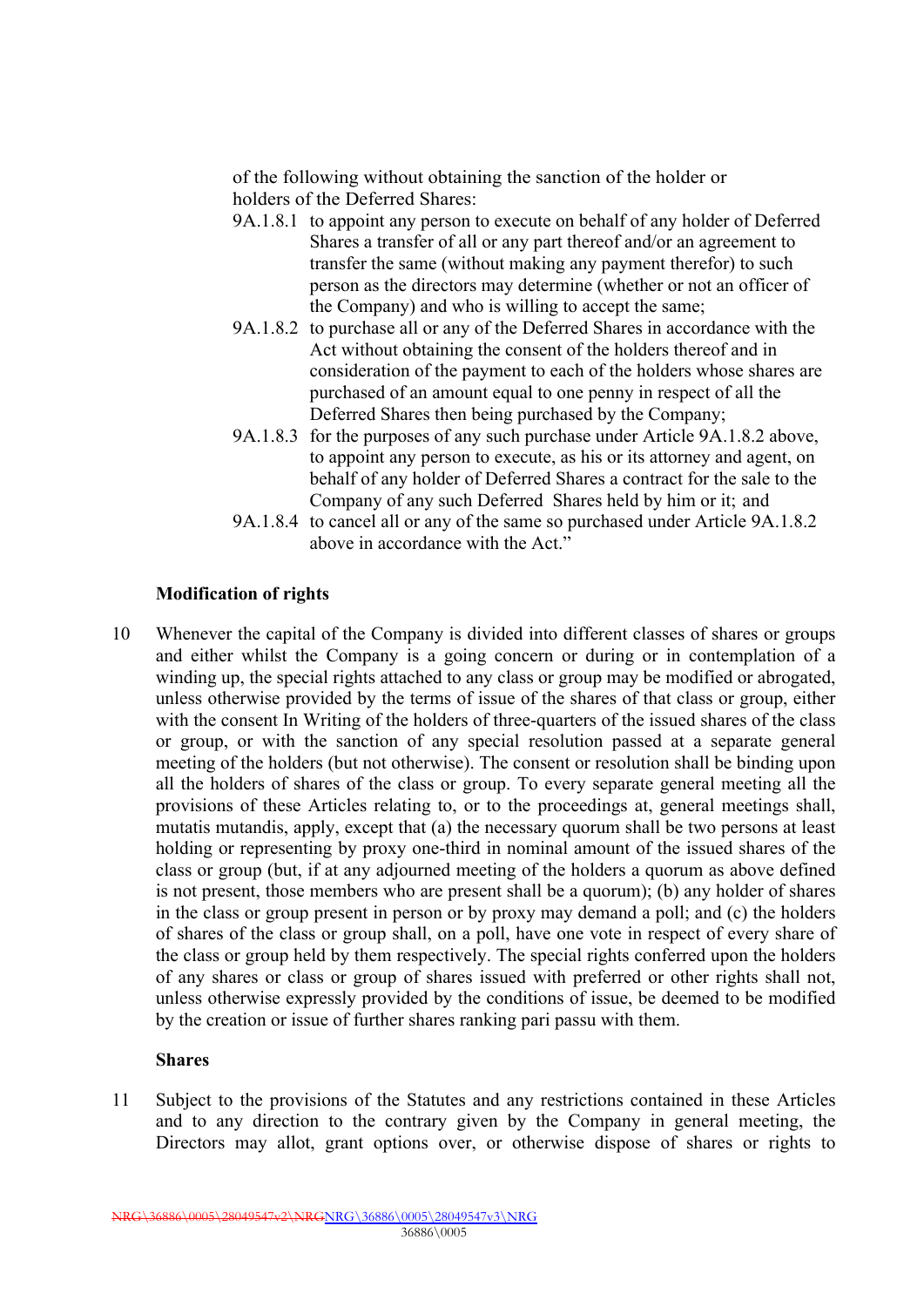of the following without obtaining the sanction of the holder or holders of the Deferred Shares:

9A.1.8.1 to appoint any person to execute on behalf of any holder of Deferred Shares a transfer of all or any part thereof and/or an agreement to transfer the same (without making any payment therefor) to such person as the directors may determine (whether or not an officer of the Company) and who is willing to accept the same;

9A.1.8.2 to purchase all or any of the Deferred Shares in accordance with the Act without obtaining the consent of the holders thereof and in consideration of the payment to each of the holders whose shares are purchased of an amount equal to one penny in respect of all the Deferred Shares then being purchased by the Company;

9A.1.8.3 for the purposes of any such purchase under Article 9A.1.8.2 above, to appoint any person to execute, as his or its attorney and agent, on behalf of any holder of Deferred Shares a contract for the sale to the Company of any such Deferred Shares held by him or it; and

9A.1.8.4 to cancel all or any of the same so purchased under Article 9A.1.8.2 above in accordance with the Act."

**Modification of rights**

10 Whenever the capital of the Company is divided into different classes of shares or groups and either whilst the Company is a going concern or during or in contemplation of a winding up, the special rights attached to any class or group may be modified or abrogated, unless otherwise provided by the terms of issue of the shares of that class or group, either with the consent In Writing of the holders of three-quarters of the issued shares of the class or group, or with the sanction of any special resolution passed at a separate general meeting of the holders (but not otherwise). The consent or resolution shall be binding upon all the holders of shares of the class or group. To every separate general meeting all the provisions of these Articles relating to, or to the proceedings at, general meetings shall, mutatis mutandis, apply, except that (a) the necessary quorum shall be two persons at least holding or representing by proxy one-third in nominal amount of the issued shares of the class or group (but, if at any adjourned meeting of the holders a quorum as above defined is not present, those members who are present shall be a quorum); (b) any holder of shares in the class or group present in person or by proxy may demand a poll; and (c) the holders of shares of the class or group shall, on a poll, have one vote in respect of every share of the class or group held by them respectively. The special rights conferred upon the holders of any shares or class or group of shares issued with preferred or other rights shall not, unless otherwise expressly provided by the conditions of issue, be deemed to be modified by the creation or issue of further shares ranking pari passu with them.

**Shares**

11 Subject to the provisions of the Statutes and any restrictions contained in these Articles and to any direction to the contrary given by the Company in general meeting, the Directors may allot, grant options over, or otherwise dispose of shares or rights to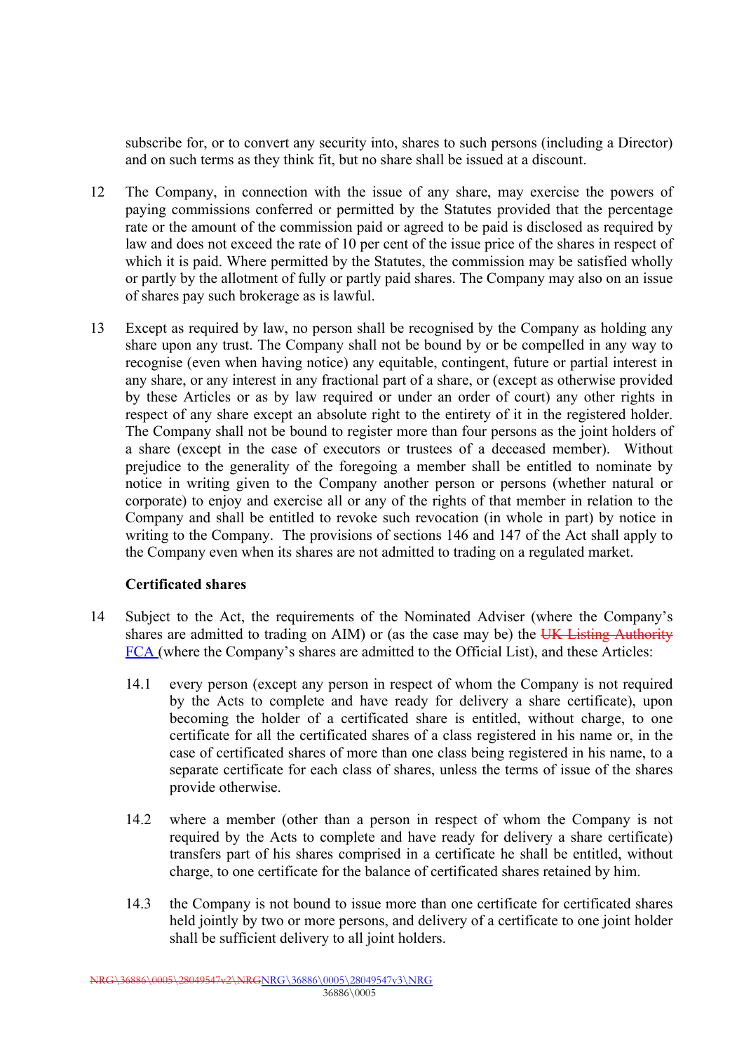subscribe for, or to convert any security into, shares to such persons (including a Director) and on such terms as they think fit, but no share shall be issued at a discount.

12 The Company, in connection with the issue of any share, may exercise the powers of paying commissions conferred or permitted by the Statutes provided that the percentage rate or the amount of the commission paid or agreed to be paid is disclosed as required by law and does not exceed the rate of 10 per cent of the issue price of the shares in respect of which it is paid. Where permitted by the Statutes, the commission may be satisfied wholly or partly by the allotment of fully or partly paid shares. The Company may also on an issue of shares pay such brokerage as is lawful.

13 Except as required by law, no person shall be recognised by the Company as holding any share upon any trust. The Company shall not be bound by or be compelled in any way to recognise (even when having notice) any equitable, contingent, future or partial interest in any share, or any interest in any fractional part of a share, or (except as otherwise provided by these Articles or as by law required or under an order of court) any other rights in respect of any share except an absolute right to the entirety of it in the registered holder. The Company shall not be bound to register more than four persons as the joint holders of a share (except in the case of executors or trustees of a deceased member). Without prejudice to the generality of the foregoing a member shall be entitled to nominate by notice in writing given to the Company another person or persons (whether natural or corporate) to enjoy and exercise all or any of the rights of that member in relation to the Company and shall be entitled to revoke such revocation (in whole in part) by notice in writing to the Company. The provisions of sections 146 and 147 of the Act shall apply to the Company even when its shares are not admitted to trading on a regulated market.

**Certificated shares**

14 Subject to the Act, the requirements of the Nominated Adviser (where the Company's shares are admitted to trading on AIM) or (as the case may be) the ~~UK Listing Authority~~ FCA (where the Company's shares are admitted to the Official List), and these Articles:

14.1 every person (except any person in respect of whom the Company is not required by the Acts to complete and have ready for delivery a share certificate), upon becoming the holder of a certificated share is entitled, without charge, to one certificate for all the certificated shares of a class registered in his name or, in the case of certificated shares of more than one class being registered in his name, to a separate certificate for each class of shares, unless the terms of issue of the shares provide otherwise.

14.2 where a member (other than a person in respect of whom the Company is not required by the Acts to complete and have ready for delivery a share certificate) transfers part of his shares comprised in a certificate he shall be entitled, without charge, to one certificate for the balance of certificated shares retained by him.

14.3 the Company is not bound to issue more than one certificate for certificated shares held jointly by two or more persons, and delivery of a certificate to one joint holder shall be sufficient delivery to all joint holders.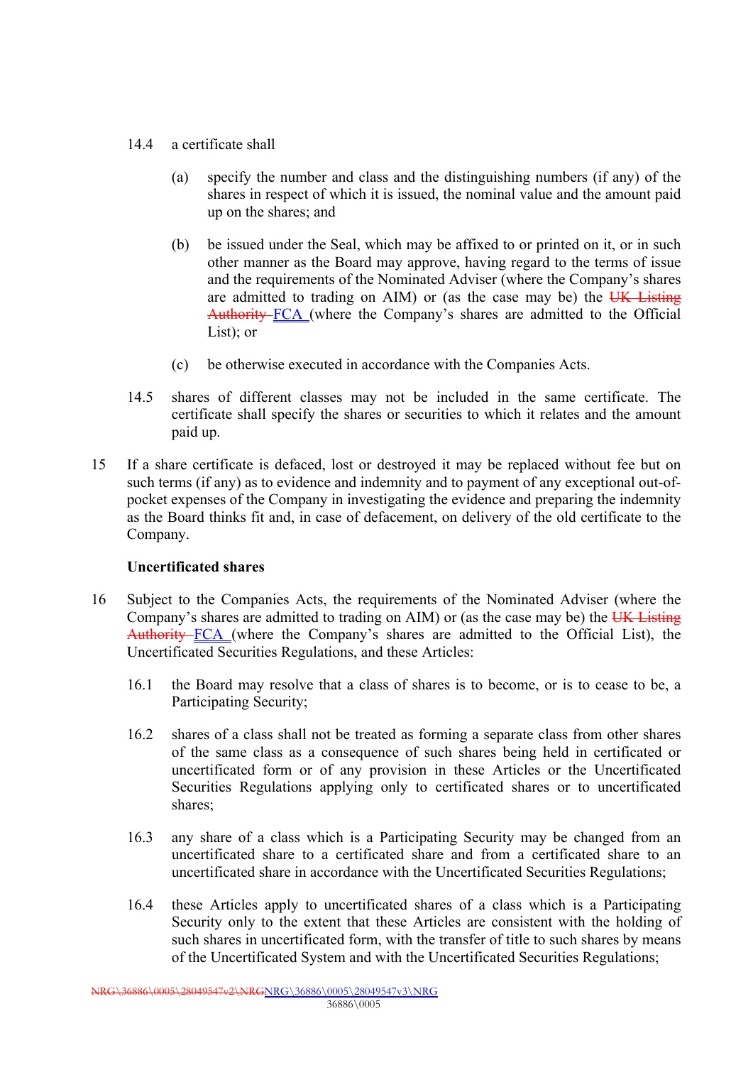14.4 a certificate shall

(a) specify the number and class and the distinguishing numbers (if any) of the shares in respect of which it is issued, the nominal value and the amount paid up on the shares; and

(b) be issued under the Seal, which may be affixed to or printed on it, or in such other manner as the Board may approve, having regard to the terms of issue and the requirements of the Nominated Adviser (where the Company's shares are admitted to trading on AIM) or (as the case may be) the ~~UK Listing Authority~~ FCA (where the Company's shares are admitted to the Official List); or

(c) be otherwise executed in accordance with the Companies Acts.

14.5 shares of different classes may not be included in the same certificate. The certificate shall specify the shares or securities to which it relates and the amount paid up.

15 If a share certificate is defaced, lost or destroyed it may be replaced without fee but on such terms (if any) as to evidence and indemnity and to payment of any exceptional out-of-pocket expenses of the Company in investigating the evidence and preparing the indemnity as the Board thinks fit and, in case of defacement, on delivery of the old certificate to the Company.

**Uncertificated shares**

16 Subject to the Companies Acts, the requirements of the Nominated Adviser (where the Company's shares are admitted to trading on AIM) or (as the case may be) the ~~UK Listing Authority~~ FCA (where the Company's shares are admitted to the Official List), the Uncertificated Securities Regulations, and these Articles:

16.1 the Board may resolve that a class of shares is to become, or is to cease to be, a Participating Security;

16.2 shares of a class shall not be treated as forming a separate class from other shares of the same class as a consequence of such shares being held in certificated or uncertificated form or of any provision in these Articles or the Uncertificated Securities Regulations applying only to certificated shares or to uncertificated shares;

16.3 any share of a class which is a Participating Security may be changed from an uncertificated share to a certificated share and from a certificated share to an uncertificated share in accordance with the Uncertificated Securities Regulations;

16.4 these Articles apply to uncertificated shares of a class which is a Participating Security only to the extent that these Articles are consistent with the holding of such shares in uncertificated form, with the transfer of title to such shares by means of the Uncertificated System and with the Uncertificated Securities Regulations;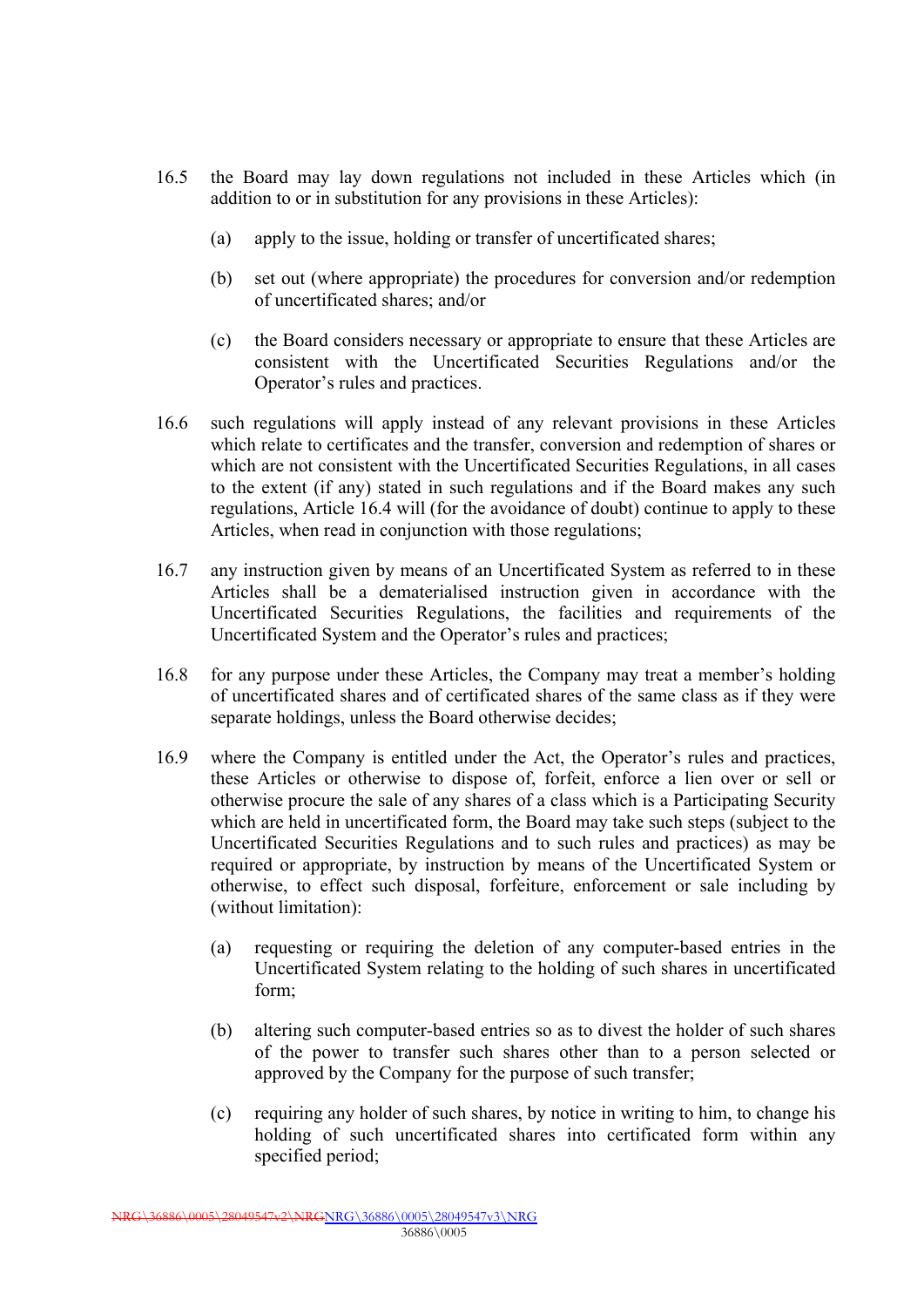16.5 the Board may lay down regulations not included in these Articles which (in addition to or in substitution for any provisions in these Articles):

(a) apply to the issue, holding or transfer of uncertificated shares;

(b) set out (where appropriate) the procedures for conversion and/or redemption of uncertificated shares; and/or

(c) the Board considers necessary or appropriate to ensure that these Articles are consistent with the Uncertificated Securities Regulations and/or the Operator's rules and practices.

16.6 such regulations will apply instead of any relevant provisions in these Articles which relate to certificates and the transfer, conversion and redemption of shares or which are not consistent with the Uncertificated Securities Regulations, in all cases to the extent (if any) stated in such regulations and if the Board makes any such regulations, Article 16.4 will (for the avoidance of doubt) continue to apply to these Articles, when read in conjunction with those regulations;

16.7 any instruction given by means of an Uncertificated System as referred to in these Articles shall be a dematerialised instruction given in accordance with the Uncertificated Securities Regulations, the facilities and requirements of the Uncertificated System and the Operator's rules and practices;

16.8 for any purpose under these Articles, the Company may treat a member's holding of uncertificated shares and of certificated shares of the same class as if they were separate holdings, unless the Board otherwise decides;

16.9 where the Company is entitled under the Act, the Operator's rules and practices, these Articles or otherwise to dispose of, forfeit, enforce a lien over or sell or otherwise procure the sale of any shares of a class which is a Participating Security which are held in uncertificated form, the Board may take such steps (subject to the Uncertificated Securities Regulations and to such rules and practices) as may be required or appropriate, by instruction by means of the Uncertificated System or otherwise, to effect such disposal, forfeiture, enforcement or sale including by (without limitation):

(a) requesting or requiring the deletion of any computer-based entries in the Uncertificated System relating to the holding of such shares in uncertificated form;

(b) altering such computer-based entries so as to divest the holder of such shares of the power to transfer such shares other than to a person selected or approved by the Company for the purpose of such transfer;

(c) requiring any holder of such shares, by notice in writing to him, to change his holding of such uncertificated shares into certificated form within any specified period;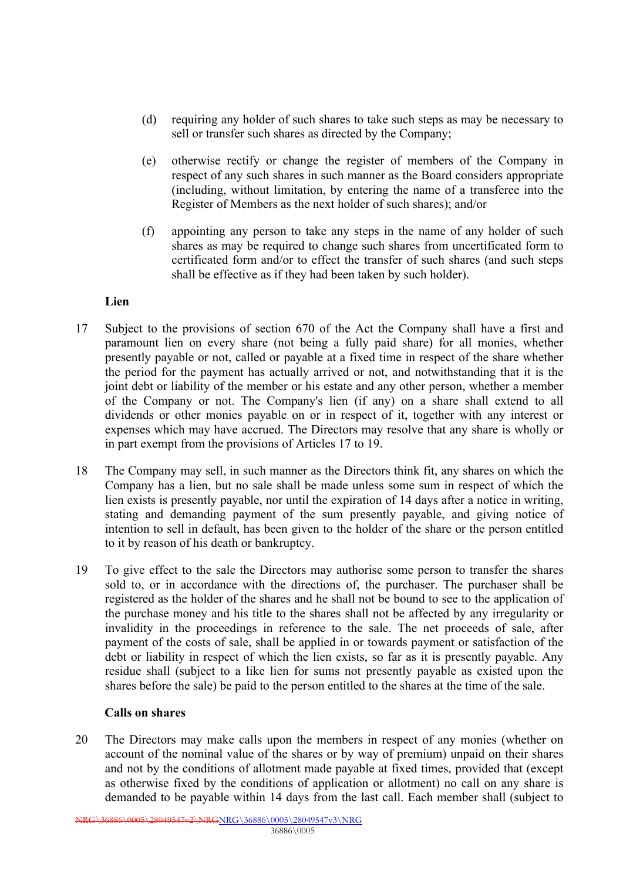(d) requiring any holder of such shares to take such steps as may be necessary to sell or transfer such shares as directed by the Company;

(e) otherwise rectify or change the register of members of the Company in respect of any such shares in such manner as the Board considers appropriate (including, without limitation, by entering the name of a transferee into the Register of Members as the next holder of such shares); and/or

(f) appointing any person to take any steps in the name of any holder of such shares as may be required to change such shares from uncertificated form to certificated form and/or to effect the transfer of such shares (and such steps shall be effective as if they had been taken by such holder).

**Lien**

17 Subject to the provisions of section 670 of the Act the Company shall have a first and paramount lien on every share (not being a fully paid share) for all monies, whether presently payable or not, called or payable at a fixed time in respect of the share whether the period for the payment has actually arrived or not, and notwithstanding that it is the joint debt or liability of the member or his estate and any other person, whether a member of the Company or not. The Company's lien (if any) on a share shall extend to all dividends or other monies payable on or in respect of it, together with any interest or expenses which may have accrued. The Directors may resolve that any share is wholly or in part exempt from the provisions of Articles 17 to 19.

18 The Company may sell, in such manner as the Directors think fit, any shares on which the Company has a lien, but no sale shall be made unless some sum in respect of which the lien exists is presently payable, nor until the expiration of 14 days after a notice in writing, stating and demanding payment of the sum presently payable, and giving notice of intention to sell in default, has been given to the holder of the share or the person entitled to it by reason of his death or bankruptcy.

19 To give effect to the sale the Directors may authorise some person to transfer the shares sold to, or in accordance with the directions of, the purchaser. The purchaser shall be registered as the holder of the shares and he shall not be bound to see to the application of the purchase money and his title to the shares shall not be affected by any irregularity or invalidity in the proceedings in reference to the sale. The net proceeds of sale, after payment of the costs of sale, shall be applied in or towards payment or satisfaction of the debt or liability in respect of which the lien exists, so far as it is presently payable. Any residue shall (subject to a like lien for sums not presently payable as existed upon the shares before the sale) be paid to the person entitled to the shares at the time of the sale.

**Calls on shares**

20 The Directors may make calls upon the members in respect of any monies (whether on account of the nominal value of the shares or by way of premium) unpaid on their shares and not by the conditions of allotment made payable at fixed times, provided that (except as otherwise fixed by the conditions of application or allotment) no call on any share is demanded to be payable within 14 days from the last call. Each member shall (subject to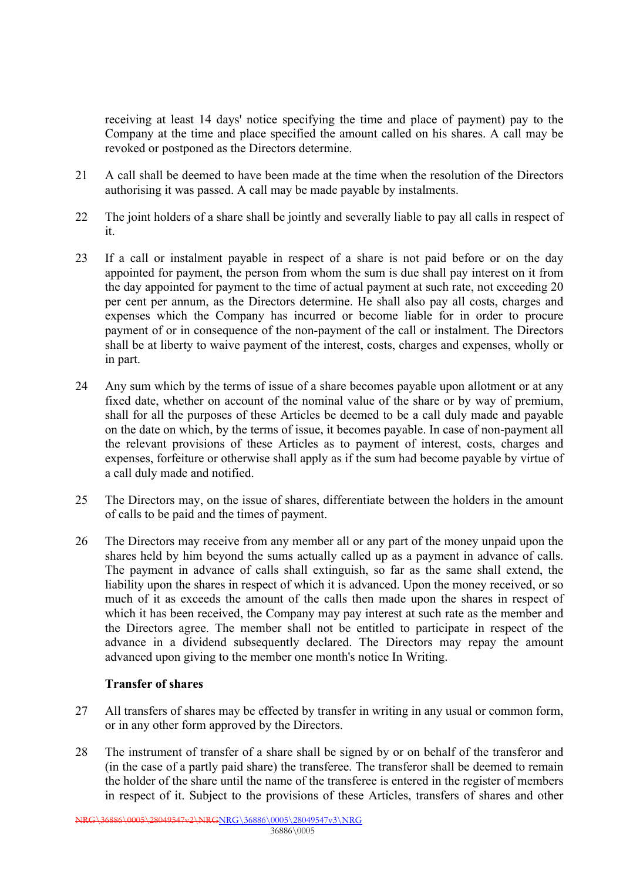receiving at least 14 days' notice specifying the time and place of payment) pay to the Company at the time and place specified the amount called on his shares. A call may be revoked or postponed as the Directors determine.

21 A call shall be deemed to have been made at the time when the resolution of the Directors authorising it was passed. A call may be made payable by instalments.

22 The joint holders of a share shall be jointly and severally liable to pay all calls in respect of it.

23 If a call or instalment payable in respect of a share is not paid before or on the day appointed for payment, the person from whom the sum is due shall pay interest on it from the day appointed for payment to the time of actual payment at such rate, not exceeding 20 per cent per annum, as the Directors determine. He shall also pay all costs, charges and expenses which the Company has incurred or become liable for in order to procure payment of or in consequence of the non-payment of the call or instalment. The Directors shall be at liberty to waive payment of the interest, costs, charges and expenses, wholly or in part.

24 Any sum which by the terms of issue of a share becomes payable upon allotment or at any fixed date, whether on account of the nominal value of the share or by way of premium, shall for all the purposes of these Articles be deemed to be a call duly made and payable on the date on which, by the terms of issue, it becomes payable. In case of non-payment all the relevant provisions of these Articles as to payment of interest, costs, charges and expenses, forfeiture or otherwise shall apply as if the sum had become payable by virtue of a call duly made and notified.

25 The Directors may, on the issue of shares, differentiate between the holders in the amount of calls to be paid and the times of payment.

26 The Directors may receive from any member all or any part of the money unpaid upon the shares held by him beyond the sums actually called up as a payment in advance of calls. The payment in advance of calls shall extinguish, so far as the same shall extend, the liability upon the shares in respect of which it is advanced. Upon the money received, or so much of it as exceeds the amount of the calls then made upon the shares in respect of which it has been received, the Company may pay interest at such rate as the member and the Directors agree. The member shall not be entitled to participate in respect of the advance in a dividend subsequently declared. The Directors may repay the amount advanced upon giving to the member one month's notice In Writing.

**Transfer of shares**

27 All transfers of shares may be effected by transfer in writing in any usual or common form, or in any other form approved by the Directors.

28 The instrument of transfer of a share shall be signed by or on behalf of the transferor and (in the case of a partly paid share) the transferee. The transferor shall be deemed to remain the holder of the share until the name of the transferee is entered in the register of members in respect of it. Subject to the provisions of these Articles, transfers of shares and other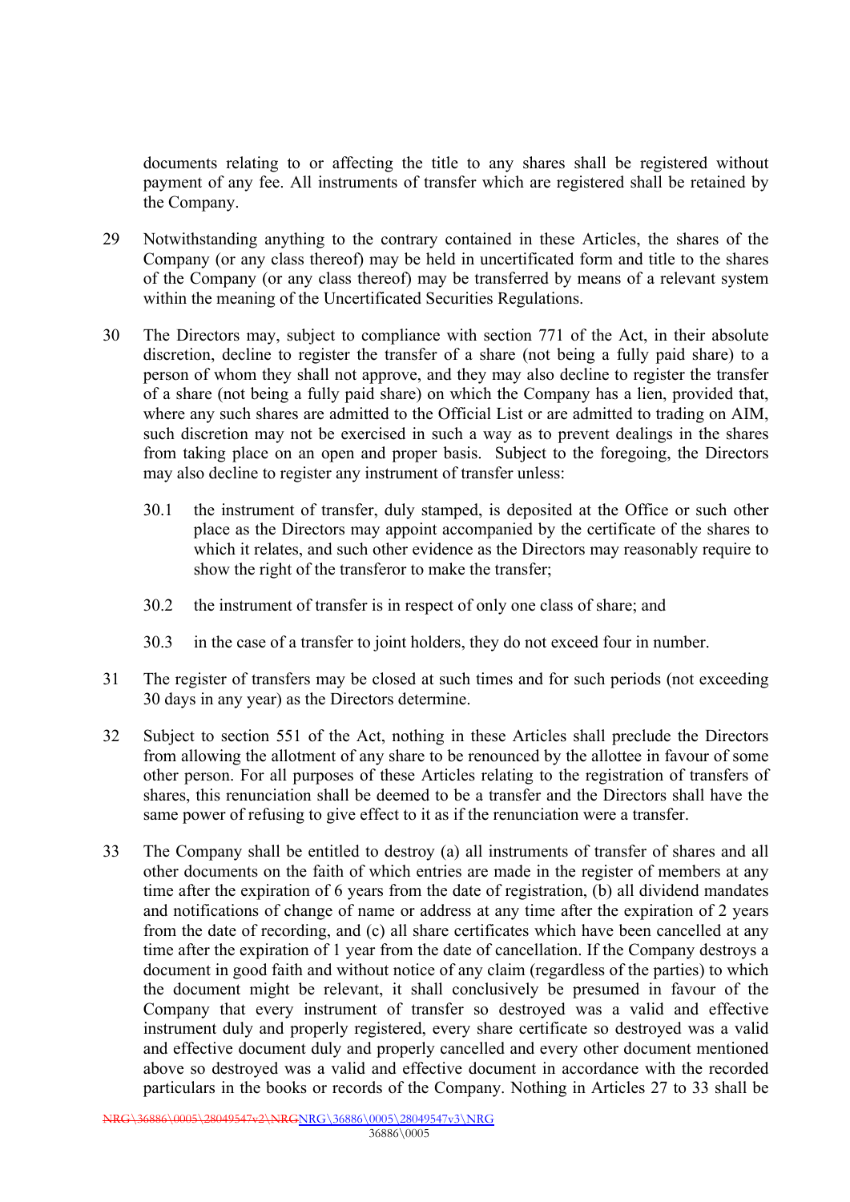documents relating to or affecting the title to any shares shall be registered without payment of any fee. All instruments of transfer which are registered shall be retained by the Company.

29 Notwithstanding anything to the contrary contained in these Articles, the shares of the Company (or any class thereof) may be held in uncertificated form and title to the shares of the Company (or any class thereof) may be transferred by means of a relevant system within the meaning of the Uncertificated Securities Regulations.

30 The Directors may, subject to compliance with section 771 of the Act, in their absolute discretion, decline to register the transfer of a share (not being a fully paid share) to a person of whom they shall not approve, and they may also decline to register the transfer of a share (not being a fully paid share) on which the Company has a lien, provided that, where any such shares are admitted to the Official List or are admitted to trading on AIM, such discretion may not be exercised in such a way as to prevent dealings in the shares from taking place on an open and proper basis. Subject to the foregoing, the Directors may also decline to register any instrument of transfer unless:

30.1 the instrument of transfer, duly stamped, is deposited at the Office or such other place as the Directors may appoint accompanied by the certificate of the shares to which it relates, and such other evidence as the Directors may reasonably require to show the right of the transferor to make the transfer;

30.2 the instrument of transfer is in respect of only one class of share; and

30.3 in the case of a transfer to joint holders, they do not exceed four in number.

31 The register of transfers may be closed at such times and for such periods (not exceeding 30 days in any year) as the Directors determine.

32 Subject to section 551 of the Act, nothing in these Articles shall preclude the Directors from allowing the allotment of any share to be renounced by the allottee in favour of some other person. For all purposes of these Articles relating to the registration of transfers of shares, this renunciation shall be deemed to be a transfer and the Directors shall have the same power of refusing to give effect to it as if the renunciation were a transfer.

33 The Company shall be entitled to destroy (a) all instruments of transfer of shares and all other documents on the faith of which entries are made in the register of members at any time after the expiration of 6 years from the date of registration, (b) all dividend mandates and notifications of change of name or address at any time after the expiration of 2 years from the date of recording, and (c) all share certificates which have been cancelled at any time after the expiration of 1 year from the date of cancellation. If the Company destroys a document in good faith and without notice of any claim (regardless of the parties) to which the document might be relevant, it shall conclusively be presumed in favour of the Company that every instrument of transfer so destroyed was a valid and effective instrument duly and properly registered, every share certificate so destroyed was a valid and effective document duly and properly cancelled and every other document mentioned above so destroyed was a valid and effective document in accordance with the recorded particulars in the books or records of the Company. Nothing in Articles 27 to 33 shall be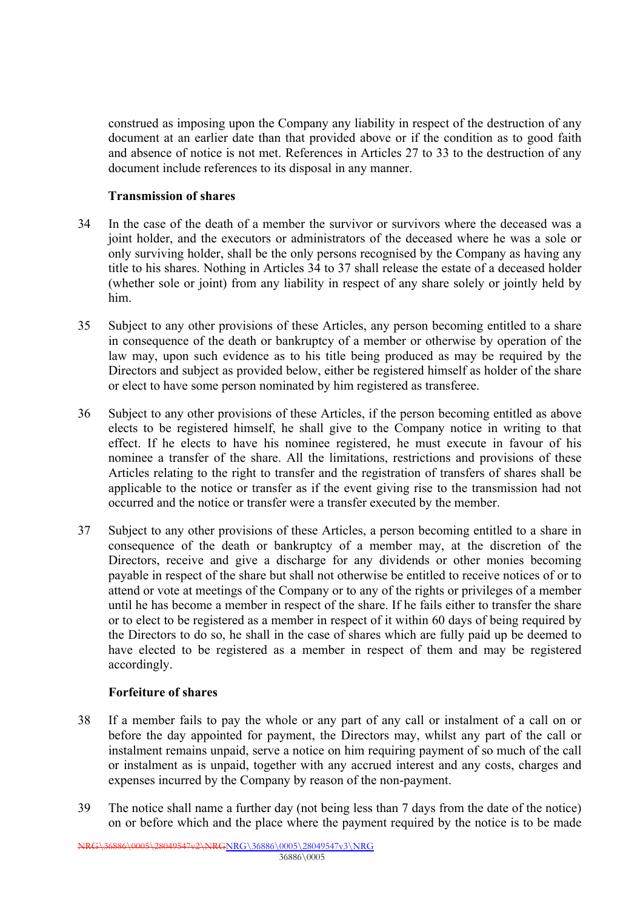construed as imposing upon the Company any liability in respect of the destruction of any document at an earlier date than that provided above or if the condition as to good faith and absence of notice is not met. References in Articles 27 to 33 to the destruction of any document include references to its disposal in any manner.

**Transmission of shares**

34 In the case of the death of a member the survivor or survivors where the deceased was a joint holder, and the executors or administrators of the deceased where he was a sole or only surviving holder, shall be the only persons recognised by the Company as having any title to his shares. Nothing in Articles 34 to 37 shall release the estate of a deceased holder (whether sole or joint) from any liability in respect of any share solely or jointly held by him.

35 Subject to any other provisions of these Articles, any person becoming entitled to a share in consequence of the death or bankruptcy of a member or otherwise by operation of the law may, upon such evidence as to his title being produced as may be required by the Directors and subject as provided below, either be registered himself as holder of the share or elect to have some person nominated by him registered as transferee.

36 Subject to any other provisions of these Articles, if the person becoming entitled as above elects to be registered himself, he shall give to the Company notice in writing to that effect. If he elects to have his nominee registered, he must execute in favour of his nominee a transfer of the share. All the limitations, restrictions and provisions of these Articles relating to the right to transfer and the registration of transfers of shares shall be applicable to the notice or transfer as if the event giving rise to the transmission had not occurred and the notice or transfer were a transfer executed by the member.

37 Subject to any other provisions of these Articles, a person becoming entitled to a share in consequence of the death or bankruptcy of a member may, at the discretion of the Directors, receive and give a discharge for any dividends or other monies becoming payable in respect of the share but shall not otherwise be entitled to receive notices of or to attend or vote at meetings of the Company or to any of the rights or privileges of a member until he has become a member in respect of the share. If he fails either to transfer the share or to elect to be registered as a member in respect of it within 60 days of being required by the Directors to do so, he shall in the case of shares which are fully paid up be deemed to have elected to be registered as a member in respect of them and may be registered accordingly.

**Forfeiture of shares**

38 If a member fails to pay the whole or any part of any call or instalment of a call on or before the day appointed for payment, the Directors may, whilst any part of the call or instalment remains unpaid, serve a notice on him requiring payment of so much of the call or instalment as is unpaid, together with any accrued interest and any costs, charges and expenses incurred by the Company by reason of the non-payment.

39 The notice shall name a further day (not being less than 7 days from the date of the notice) on or before which and the place where the payment required by the notice is to be made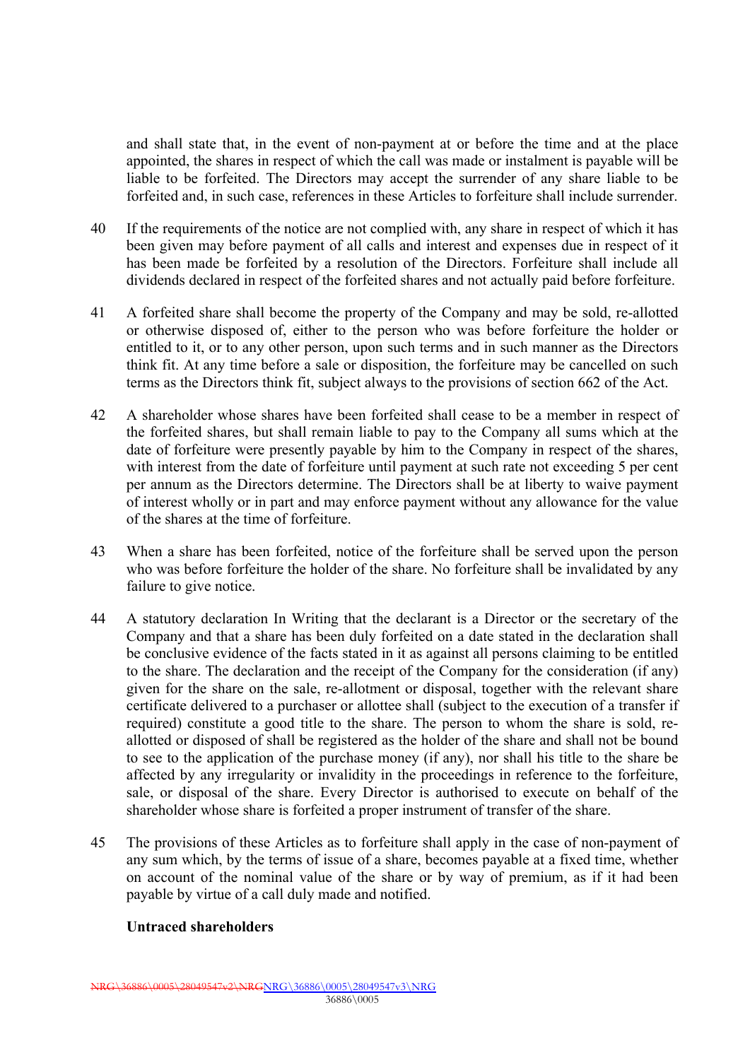and shall state that, in the event of non-payment at or before the time and at the place appointed, the shares in respect of which the call was made or instalment is payable will be liable to be forfeited. The Directors may accept the surrender of any share liable to be forfeited and, in such case, references in these Articles to forfeiture shall include surrender.

40 If the requirements of the notice are not complied with, any share in respect of which it has been given may before payment of all calls and interest and expenses due in respect of it has been made be forfeited by a resolution of the Directors. Forfeiture shall include all dividends declared in respect of the forfeited shares and not actually paid before forfeiture.

41 A forfeited share shall become the property of the Company and may be sold, re-allotted or otherwise disposed of, either to the person who was before forfeiture the holder or entitled to it, or to any other person, upon such terms and in such manner as the Directors think fit. At any time before a sale or disposition, the forfeiture may be cancelled on such terms as the Directors think fit, subject always to the provisions of section 662 of the Act.

42 A shareholder whose shares have been forfeited shall cease to be a member in respect of the forfeited shares, but shall remain liable to pay to the Company all sums which at the date of forfeiture were presently payable by him to the Company in respect of the shares, with interest from the date of forfeiture until payment at such rate not exceeding 5 per cent per annum as the Directors determine. The Directors shall be at liberty to waive payment of interest wholly or in part and may enforce payment without any allowance for the value of the shares at the time of forfeiture.

43 When a share has been forfeited, notice of the forfeiture shall be served upon the person who was before forfeiture the holder of the share. No forfeiture shall be invalidated by any failure to give notice.

44 A statutory declaration In Writing that the declarant is a Director or the secretary of the Company and that a share has been duly forfeited on a date stated in the declaration shall be conclusive evidence of the facts stated in it as against all persons claiming to be entitled to the share. The declaration and the receipt of the Company for the consideration (if any) given for the share on the sale, re-allotment or disposal, together with the relevant share certificate delivered to a purchaser or allottee shall (subject to the execution of a transfer if required) constitute a good title to the share. The person to whom the share is sold, re-allotted or disposed of shall be registered as the holder of the share and shall not be bound to see to the application of the purchase money (if any), nor shall his title to the share be affected by any irregularity or invalidity in the proceedings in reference to the forfeiture, sale, or disposal of the share. Every Director is authorised to execute on behalf of the shareholder whose share is forfeited a proper instrument of transfer of the share.

45 The provisions of these Articles as to forfeiture shall apply in the case of non-payment of any sum which, by the terms of issue of a share, becomes payable at a fixed time, whether on account of the nominal value of the share or by way of premium, as if it had been payable by virtue of a call duly made and notified.

**Untraced shareholders**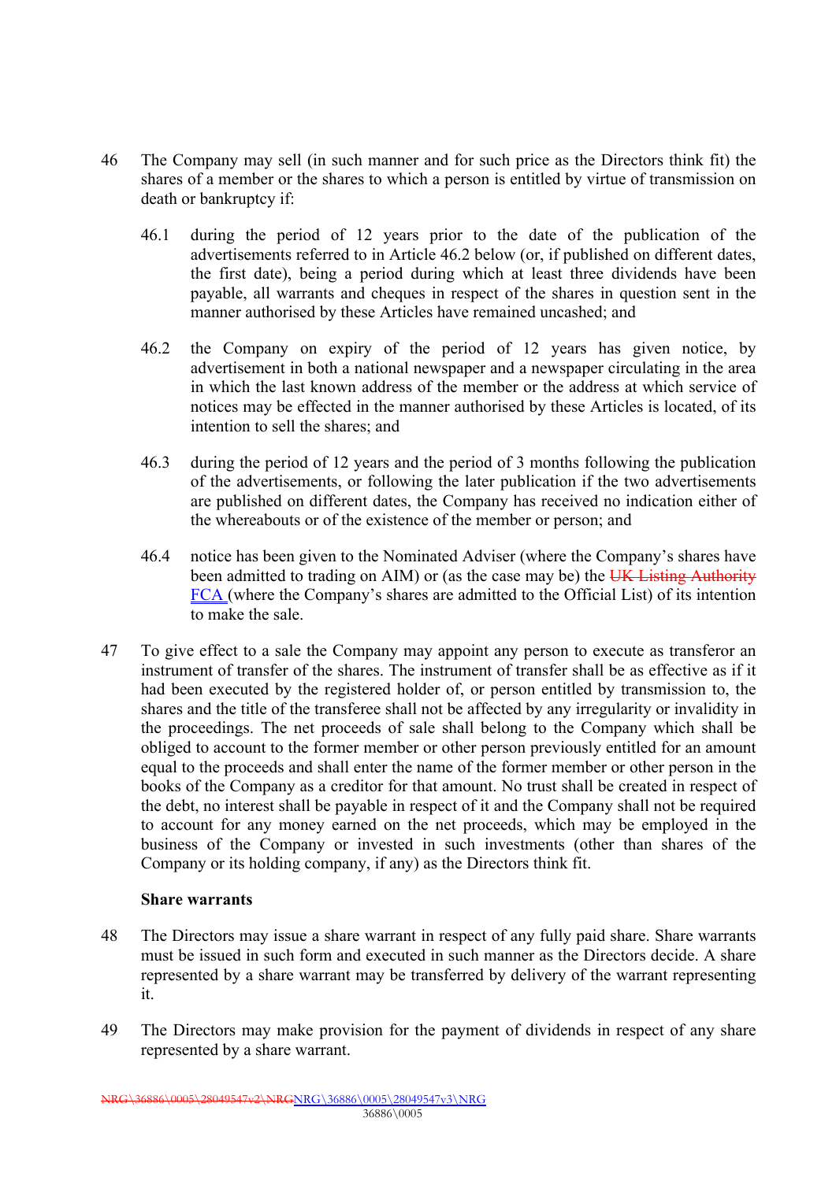46 The Company may sell (in such manner and for such price as the Directors think fit) the shares of a member or the shares to which a person is entitled by virtue of transmission on death or bankruptcy if:

   46.1 during the period of 12 years prior to the date of the publication of the advertisements referred to in Article 46.2 below (or, if published on different dates, the first date), being a period during which at least three dividends have been payable, all warrants and cheques in respect of the shares in question sent in the manner authorised by these Articles have remained uncashed; and

   46.2 the Company on expiry of the period of 12 years has given notice, by advertisement in both a national newspaper and a newspaper circulating in the area in which the last known address of the member or the address at which service of notices may be effected in the manner authorised by these Articles is located, of its intention to sell the shares; and

   46.3 during the period of 12 years and the period of 3 months following the publication of the advertisements, or following the later publication if the two advertisements are published on different dates, the Company has received no indication either of the whereabouts or of the existence of the member or person; and

   46.4 notice has been given to the Nominated Adviser (where the Company's shares have been admitted to trading on AIM) or (as the case may be) the ~~UK Listing Authority~~ FCA (where the Company's shares are admitted to the Official List) of its intention to make the sale.

47 To give effect to a sale the Company may appoint any person to execute as transferor an instrument of transfer of the shares. The instrument of transfer shall be as effective as if it had been executed by the registered holder of, or person entitled by transmission to, the shares and the title of the transferee shall not be affected by any irregularity or invalidity in the proceedings. The net proceeds of sale shall belong to the Company which shall be obliged to account to the former member or other person previously entitled for an amount equal to the proceeds and shall enter the name of the former member or other person in the books of the Company as a creditor for that amount. No trust shall be created in respect of the debt, no interest shall be payable in respect of it and the Company shall not be required to account for any money earned on the net proceeds, which may be employed in the business of the Company or invested in such investments (other than shares of the Company or its holding company, if any) as the Directors think fit.

**Share warrants**

48 The Directors may issue a share warrant in respect of any fully paid share. Share warrants must be issued in such form and executed in such manner as the Directors decide. A share represented by a share warrant may be transferred by delivery of the warrant representing it.

49 The Directors may make provision for the payment of dividends in respect of any share represented by a share warrant.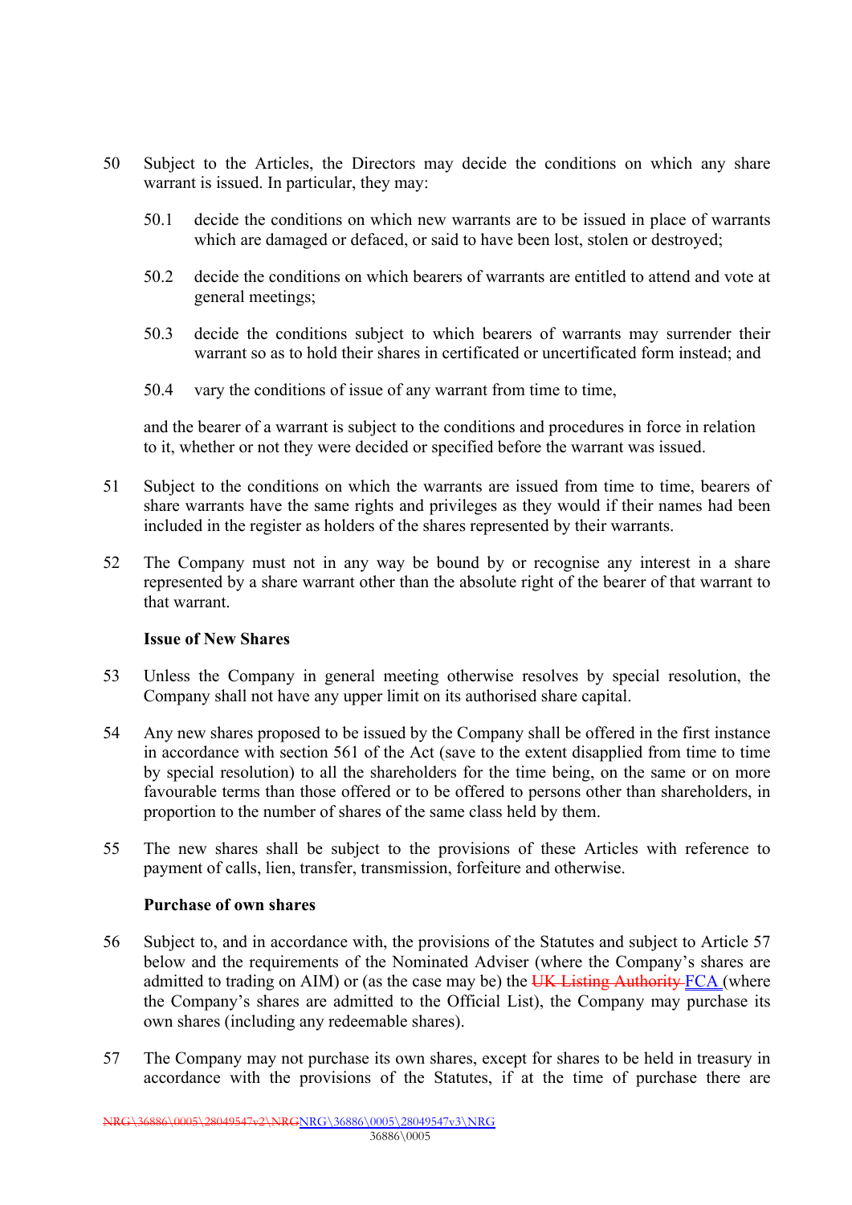50 Subject to the Articles, the Directors may decide the conditions on which any share warrant is issued. In particular, they may:

50.1 decide the conditions on which new warrants are to be issued in place of warrants which are damaged or defaced, or said to have been lost, stolen or destroyed;

50.2 decide the conditions on which bearers of warrants are entitled to attend and vote at general meetings;

50.3 decide the conditions subject to which bearers of warrants may surrender their warrant so as to hold their shares in certificated or uncertificated form instead; and

50.4 vary the conditions of issue of any warrant from time to time,

and the bearer of a warrant is subject to the conditions and procedures in force in relation to it, whether or not they were decided or specified before the warrant was issued.

51 Subject to the conditions on which the warrants are issued from time to time, bearers of share warrants have the same rights and privileges as they would if their names had been included in the register as holders of the shares represented by their warrants.

52 The Company must not in any way be bound by or recognise any interest in a share represented by a share warrant other than the absolute right of the bearer of that warrant to that warrant.

**Issue of New Shares**

53 Unless the Company in general meeting otherwise resolves by special resolution, the Company shall not have any upper limit on its authorised share capital.

54 Any new shares proposed to be issued by the Company shall be offered in the first instance in accordance with section 561 of the Act (save to the extent disapplied from time to time by special resolution) to all the shareholders for the time being, on the same or on more favourable terms than those offered or to be offered to persons other than shareholders, in proportion to the number of shares of the same class held by them.

55 The new shares shall be subject to the provisions of these Articles with reference to payment of calls, lien, transfer, transmission, forfeiture and otherwise.

**Purchase of own shares**

56 Subject to, and in accordance with, the provisions of the Statutes and subject to Article 57 below and the requirements of the Nominated Adviser (where the Company's shares are admitted to trading on AIM) or (as the case may be) the ~~UK Listing Authority~~ FCA (where the Company's shares are admitted to the Official List), the Company may purchase its own shares (including any redeemable shares).

57 The Company may not purchase its own shares, except for shares to be held in treasury in accordance with the provisions of the Statutes, if at the time of purchase there are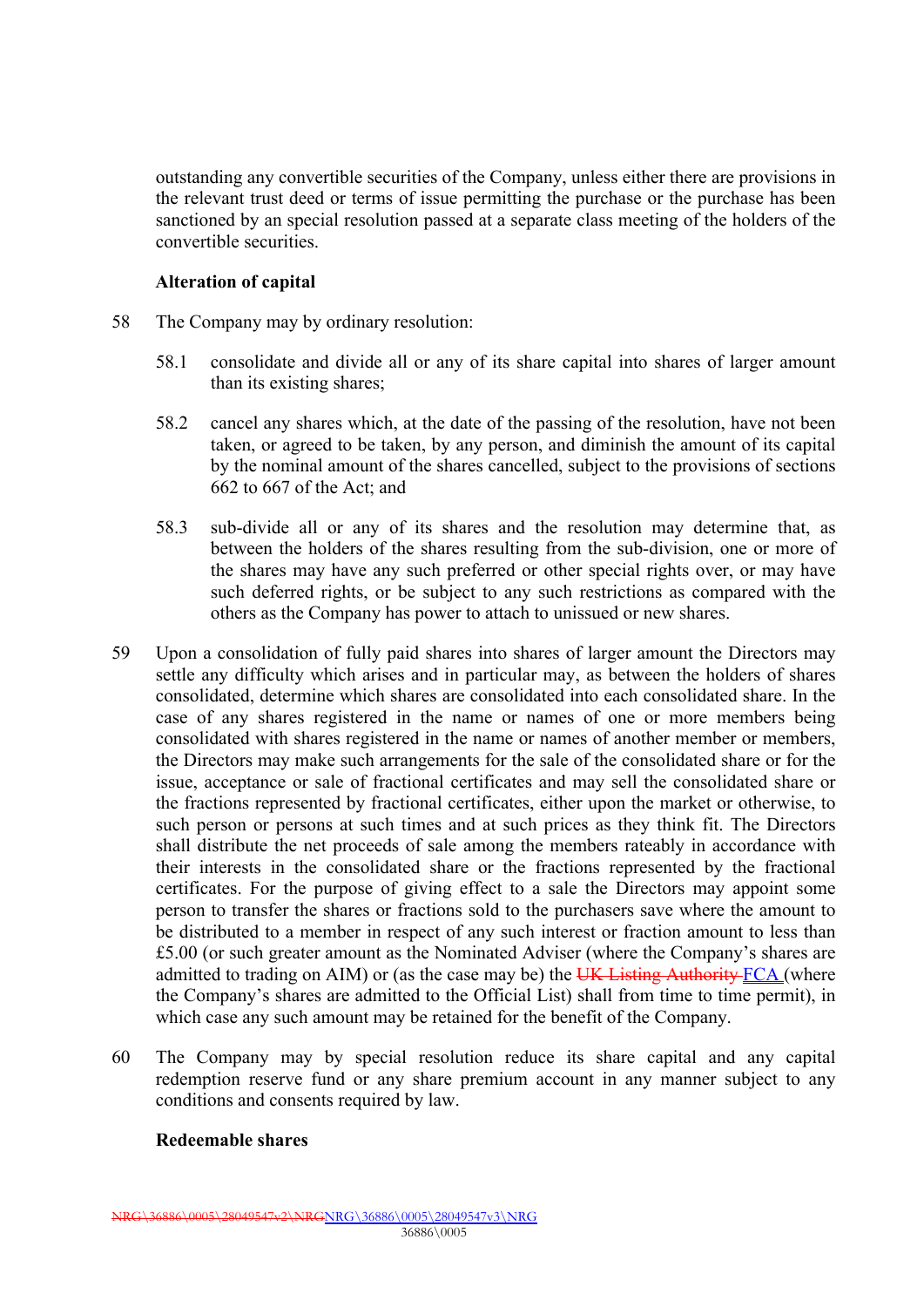outstanding any convertible securities of the Company, unless either there are provisions in the relevant trust deed or terms of issue permitting the purchase or the purchase has been sanctioned by an special resolution passed at a separate class meeting of the holders of the convertible securities.

**Alteration of capital**

58 The Company may by ordinary resolution:

58.1 consolidate and divide all or any of its share capital into shares of larger amount than its existing shares;

58.2 cancel any shares which, at the date of the passing of the resolution, have not been taken, or agreed to be taken, by any person, and diminish the amount of its capital by the nominal amount of the shares cancelled, subject to the provisions of sections 662 to 667 of the Act; and

58.3 sub-divide all or any of its shares and the resolution may determine that, as between the holders of the shares resulting from the sub-division, one or more of the shares may have any such preferred or other special rights over, or may have such deferred rights, or be subject to any such restrictions as compared with the others as the Company has power to attach to unissued or new shares.

59 Upon a consolidation of fully paid shares into shares of larger amount the Directors may settle any difficulty which arises and in particular may, as between the holders of shares consolidated, determine which shares are consolidated into each consolidated share. In the case of any shares registered in the name or names of one or more members being consolidated with shares registered in the name or names of another member or members, the Directors may make such arrangements for the sale of the consolidated share or for the issue, acceptance or sale of fractional certificates and may sell the consolidated share or the fractions represented by fractional certificates, either upon the market or otherwise, to such person or persons at such times and at such prices as they think fit. The Directors shall distribute the net proceeds of sale among the members rateably in accordance with their interests in the consolidated share or the fractions represented by the fractional certificates. For the purpose of giving effect to a sale the Directors may appoint some person to transfer the shares or fractions sold to the purchasers save where the amount to be distributed to a member in respect of any such interest or fraction amount to less than £5.00 (or such greater amount as the Nominated Adviser (where the Company's shares are admitted to trading on AIM) or (as the case may be) the ~~UK Listing Authority~~ FCA (where the Company's shares are admitted to the Official List) shall from time to time permit), in which case any such amount may be retained for the benefit of the Company.

60 The Company may by special resolution reduce its share capital and any capital redemption reserve fund or any share premium account in any manner subject to any conditions and consents required by law.

**Redeemable shares**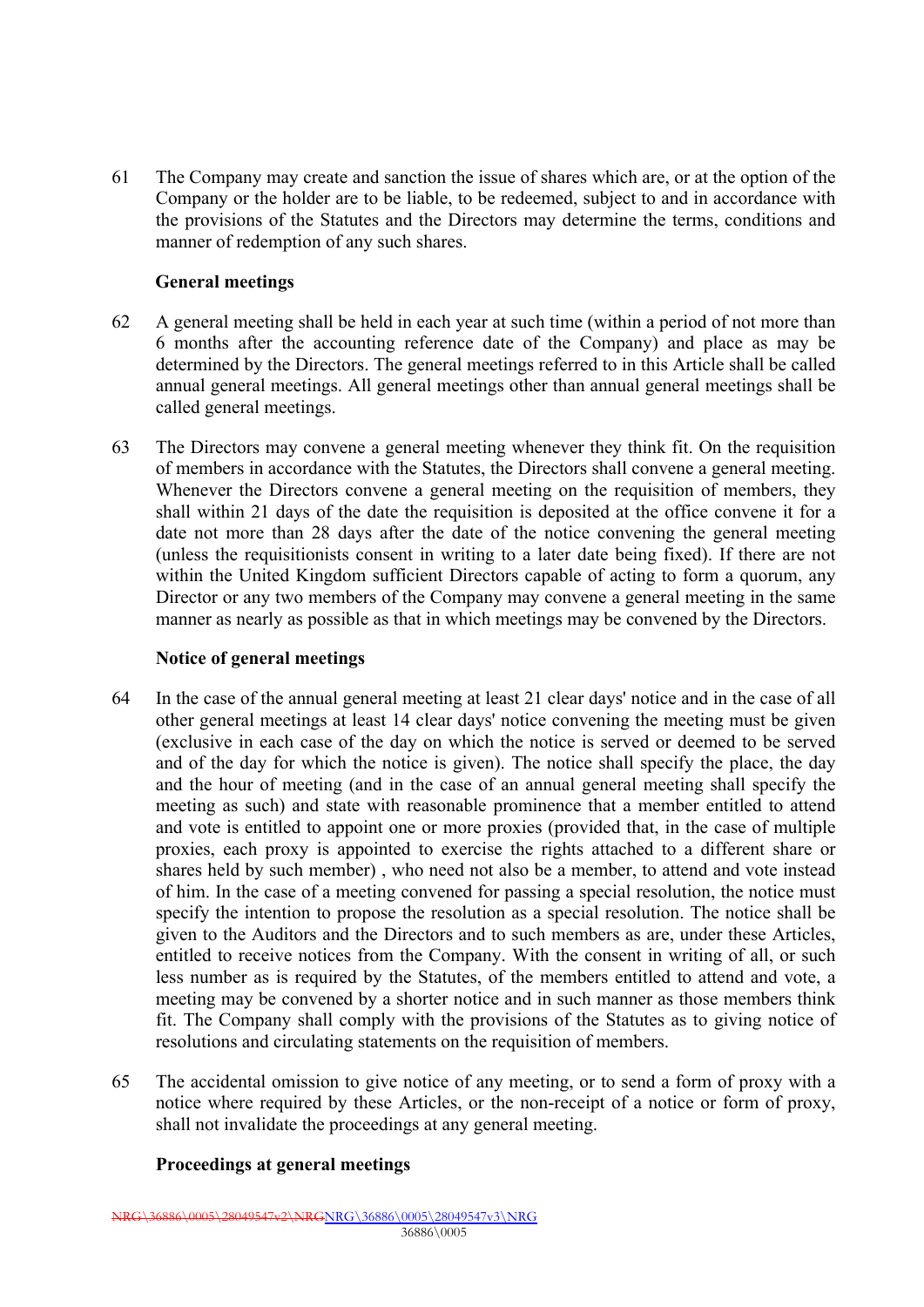61 The Company may create and sanction the issue of shares which are, or at the option of the Company or the holder are to be liable, to be redeemed, subject to and in accordance with the provisions of the Statutes and the Directors may determine the terms, conditions and manner of redemption of any such shares.

**General meetings**

62 A general meeting shall be held in each year at such time (within a period of not more than 6 months after the accounting reference date of the Company) and place as may be determined by the Directors. The general meetings referred to in this Article shall be called annual general meetings. All general meetings other than annual general meetings shall be called general meetings.

63 The Directors may convene a general meeting whenever they think fit. On the requisition of members in accordance with the Statutes, the Directors shall convene a general meeting. Whenever the Directors convene a general meeting on the requisition of members, they shall within 21 days of the date the requisition is deposited at the office convene it for a date not more than 28 days after the date of the notice convening the general meeting (unless the requisitionists consent in writing to a later date being fixed). If there are not within the United Kingdom sufficient Directors capable of acting to form a quorum, any Director or any two members of the Company may convene a general meeting in the same manner as nearly as possible as that in which meetings may be convened by the Directors.

**Notice of general meetings**

64 In the case of the annual general meeting at least 21 clear days' notice and in the case of all other general meetings at least 14 clear days' notice convening the meeting must be given (exclusive in each case of the day on which the notice is served or deemed to be served and of the day for which the notice is given). The notice shall specify the place, the day and the hour of meeting (and in the case of an annual general meeting shall specify the meeting as such) and state with reasonable prominence that a member entitled to attend and vote is entitled to appoint one or more proxies (provided that, in the case of multiple proxies, each proxy is appointed to exercise the rights attached to a different share or shares held by such member) , who need not also be a member, to attend and vote instead of him. In the case of a meeting convened for passing a special resolution, the notice must specify the intention to propose the resolution as a special resolution. The notice shall be given to the Auditors and the Directors and to such members as are, under these Articles, entitled to receive notices from the Company. With the consent in writing of all, or such less number as is required by the Statutes, of the members entitled to attend and vote, a meeting may be convened by a shorter notice and in such manner as those members think fit. The Company shall comply with the provisions of the Statutes as to giving notice of resolutions and circulating statements on the requisition of members.

65 The accidental omission to give notice of any meeting, or to send a form of proxy with a notice where required by these Articles, or the non-receipt of a notice or form of proxy, shall not invalidate the proceedings at any general meeting.

**Proceedings at general meetings**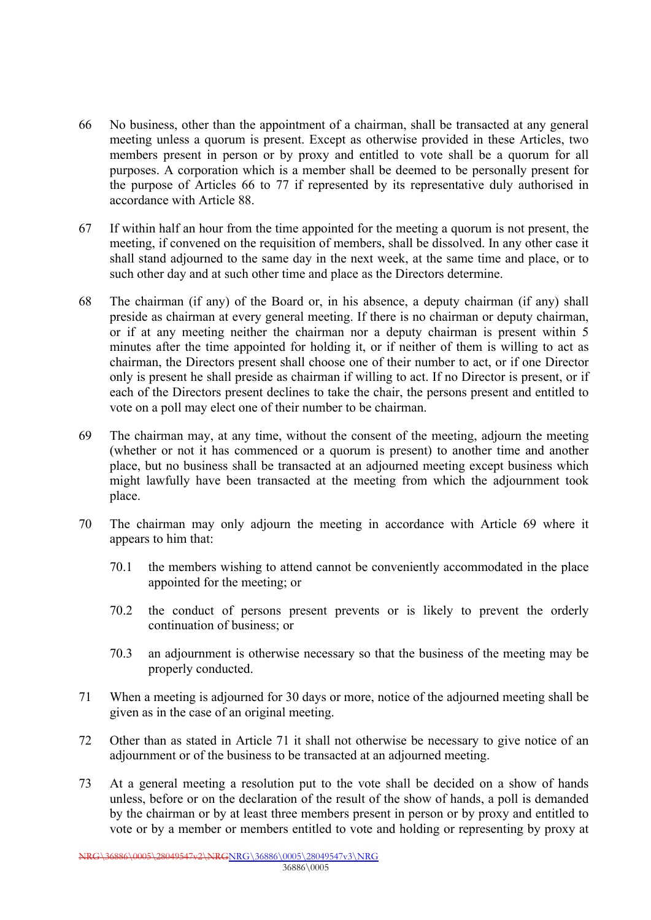66 No business, other than the appointment of a chairman, shall be transacted at any general meeting unless a quorum is present. Except as otherwise provided in these Articles, two members present in person or by proxy and entitled to vote shall be a quorum for all purposes. A corporation which is a member shall be deemed to be personally present for the purpose of Articles 66 to 77 if represented by its representative duly authorised in accordance with Article 88.

67 If within half an hour from the time appointed for the meeting a quorum is not present, the meeting, if convened on the requisition of members, shall be dissolved. In any other case it shall stand adjourned to the same day in the next week, at the same time and place, or to such other day and at such other time and place as the Directors determine.

68 The chairman (if any) of the Board or, in his absence, a deputy chairman (if any) shall preside as chairman at every general meeting. If there is no chairman or deputy chairman, or if at any meeting neither the chairman nor a deputy chairman is present within 5 minutes after the time appointed for holding it, or if neither of them is willing to act as chairman, the Directors present shall choose one of their number to act, or if one Director only is present he shall preside as chairman if willing to act. If no Director is present, or if each of the Directors present declines to take the chair, the persons present and entitled to vote on a poll may elect one of their number to be chairman.

69 The chairman may, at any time, without the consent of the meeting, adjourn the meeting (whether or not it has commenced or a quorum is present) to another time and another place, but no business shall be transacted at an adjourned meeting except business which might lawfully have been transacted at the meeting from which the adjournment took place.

70 The chairman may only adjourn the meeting in accordance with Article 69 where it appears to him that:

70.1 the members wishing to attend cannot be conveniently accommodated in the place appointed for the meeting; or

70.2 the conduct of persons present prevents or is likely to prevent the orderly continuation of business; or

70.3 an adjournment is otherwise necessary so that the business of the meeting may be properly conducted.

71 When a meeting is adjourned for 30 days or more, notice of the adjourned meeting shall be given as in the case of an original meeting.

72 Other than as stated in Article 71 it shall not otherwise be necessary to give notice of an adjournment or of the business to be transacted at an adjourned meeting.

73 At a general meeting a resolution put to the vote shall be decided on a show of hands unless, before or on the declaration of the result of the show of hands, a poll is demanded by the chairman or by at least three members present in person or by proxy and entitled to vote or by a member or members entitled to vote and holding or representing by proxy at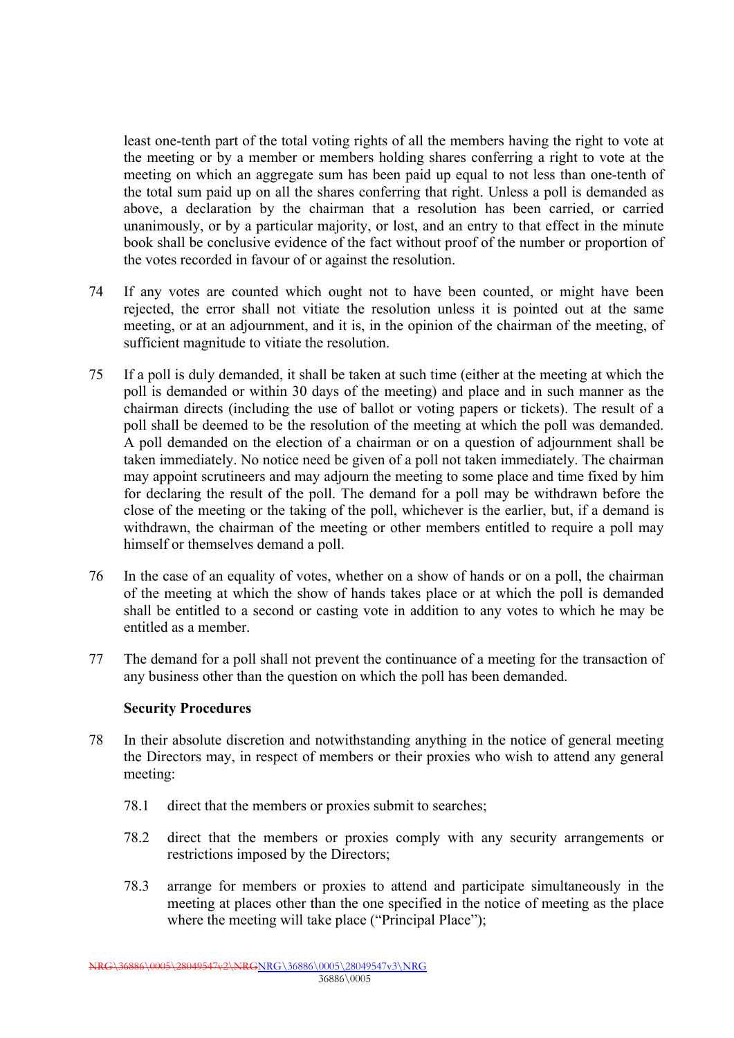least one-tenth part of the total voting rights of all the members having the right to vote at the meeting or by a member or members holding shares conferring a right to vote at the meeting on which an aggregate sum has been paid up equal to not less than one-tenth of the total sum paid up on all the shares conferring that right. Unless a poll is demanded as above, a declaration by the chairman that a resolution has been carried, or carried unanimously, or by a particular majority, or lost, and an entry to that effect in the minute book shall be conclusive evidence of the fact without proof of the number or proportion of the votes recorded in favour of or against the resolution.

74 If any votes are counted which ought not to have been counted, or might have been rejected, the error shall not vitiate the resolution unless it is pointed out at the same meeting, or at an adjournment, and it is, in the opinion of the chairman of the meeting, of sufficient magnitude to vitiate the resolution.

75 If a poll is duly demanded, it shall be taken at such time (either at the meeting at which the poll is demanded or within 30 days of the meeting) and place and in such manner as the chairman directs (including the use of ballot or voting papers or tickets). The result of a poll shall be deemed to be the resolution of the meeting at which the poll was demanded. A poll demanded on the election of a chairman or on a question of adjournment shall be taken immediately. No notice need be given of a poll not taken immediately. The chairman may appoint scrutineers and may adjourn the meeting to some place and time fixed by him for declaring the result of the poll. The demand for a poll may be withdrawn before the close of the meeting or the taking of the poll, whichever is the earlier, but, if a demand is withdrawn, the chairman of the meeting or other members entitled to require a poll may himself or themselves demand a poll.

76 In the case of an equality of votes, whether on a show of hands or on a poll, the chairman of the meeting at which the show of hands takes place or at which the poll is demanded shall be entitled to a second or casting vote in addition to any votes to which he may be entitled as a member.

77 The demand for a poll shall not prevent the continuance of a meeting for the transaction of any business other than the question on which the poll has been demanded.

**Security Procedures**

78 In their absolute discretion and notwithstanding anything in the notice of general meeting the Directors may, in respect of members or their proxies who wish to attend any general meeting:

78.1 direct that the members or proxies submit to searches;

78.2 direct that the members or proxies comply with any security arrangements or restrictions imposed by the Directors;

78.3 arrange for members or proxies to attend and participate simultaneously in the meeting at places other than the one specified in the notice of meeting as the place where the meeting will take place ("Principal Place");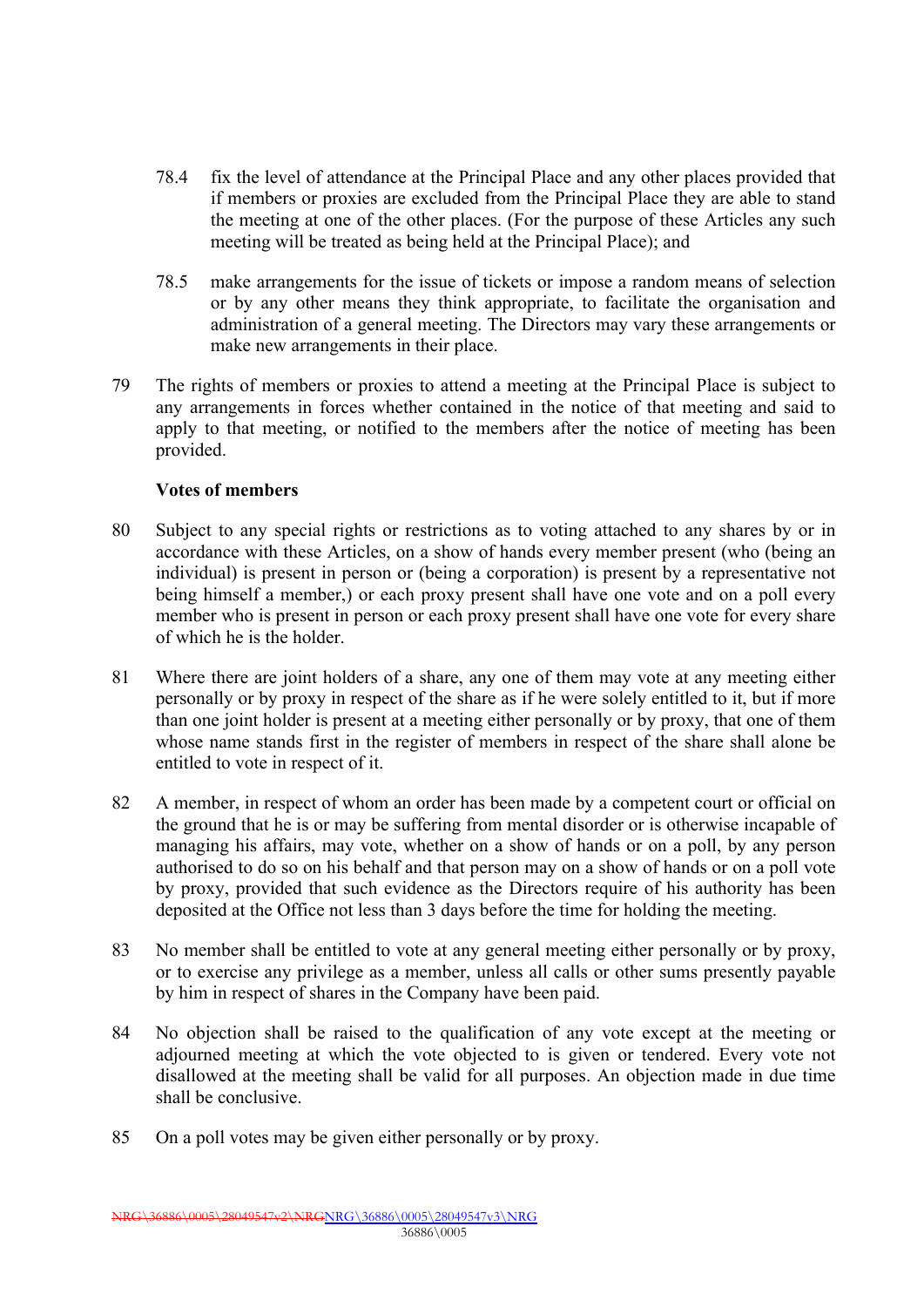78.4 fix the level of attendance at the Principal Place and any other places provided that if members or proxies are excluded from the Principal Place they are able to stand the meeting at one of the other places. (For the purpose of these Articles any such meeting will be treated as being held at the Principal Place); and

78.5 make arrangements for the issue of tickets or impose a random means of selection or by any other means they think appropriate, to facilitate the organisation and administration of a general meeting. The Directors may vary these arrangements or make new arrangements in their place.

79 The rights of members or proxies to attend a meeting at the Principal Place is subject to any arrangements in forces whether contained in the notice of that meeting and said to apply to that meeting, or notified to the members after the notice of meeting has been provided.

**Votes of members**

80 Subject to any special rights or restrictions as to voting attached to any shares by or in accordance with these Articles, on a show of hands every member present (who (being an individual) is present in person or (being a corporation) is present by a representative not being himself a member,) or each proxy present shall have one vote and on a poll every member who is present in person or each proxy present shall have one vote for every share of which he is the holder.

81 Where there are joint holders of a share, any one of them may vote at any meeting either personally or by proxy in respect of the share as if he were solely entitled to it, but if more than one joint holder is present at a meeting either personally or by proxy, that one of them whose name stands first in the register of members in respect of the share shall alone be entitled to vote in respect of it.

82 A member, in respect of whom an order has been made by a competent court or official on the ground that he is or may be suffering from mental disorder or is otherwise incapable of managing his affairs, may vote, whether on a show of hands or on a poll, by any person authorised to do so on his behalf and that person may on a show of hands or on a poll vote by proxy, provided that such evidence as the Directors require of his authority has been deposited at the Office not less than 3 days before the time for holding the meeting.

83 No member shall be entitled to vote at any general meeting either personally or by proxy, or to exercise any privilege as a member, unless all calls or other sums presently payable by him in respect of shares in the Company have been paid.

84 No objection shall be raised to the qualification of any vote except at the meeting or adjourned meeting at which the vote objected to is given or tendered. Every vote not disallowed at the meeting shall be valid for all purposes. An objection made in due time shall be conclusive.

85 On a poll votes may be given either personally or by proxy.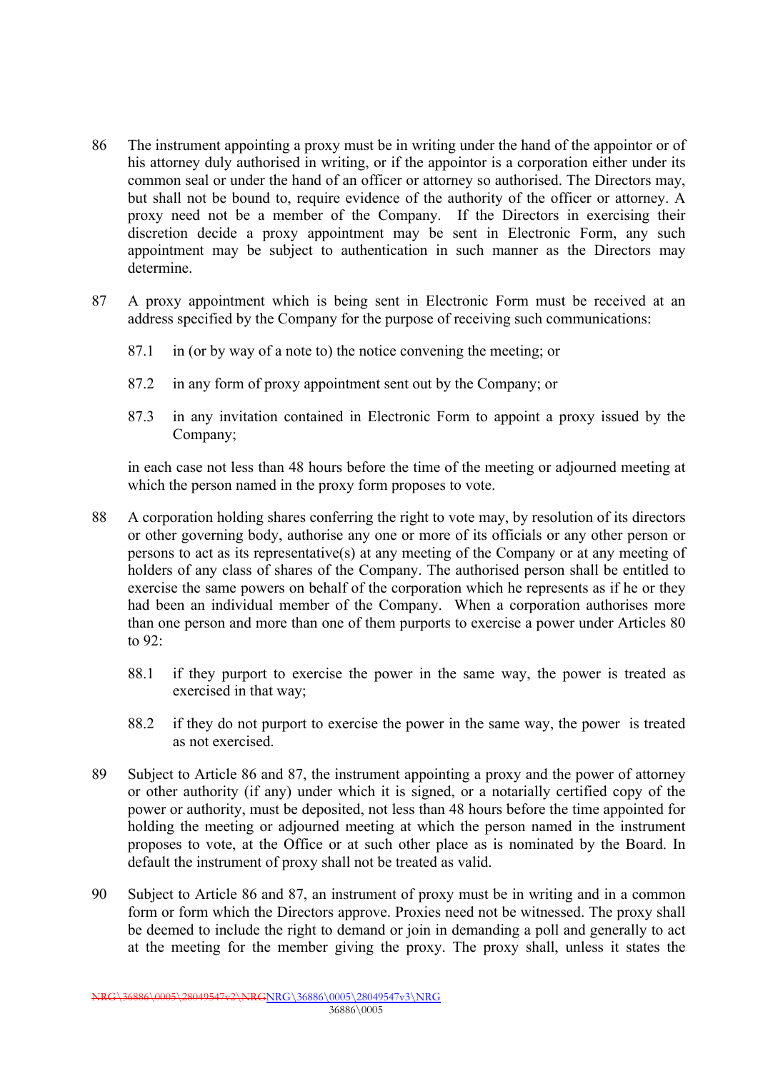86 The instrument appointing a proxy must be in writing under the hand of the appointor or of his attorney duly authorised in writing, or if the appointor is a corporation either under its common seal or under the hand of an officer or attorney so authorised. The Directors may, but shall not be bound to, require evidence of the authority of the officer or attorney. A proxy need not be a member of the Company. If the Directors in exercising their discretion decide a proxy appointment may be sent in Electronic Form, any such appointment may be subject to authentication in such manner as the Directors may determine.

87 A proxy appointment which is being sent in Electronic Form must be received at an address specified by the Company for the purpose of receiving such communications:

87.1 in (or by way of a note to) the notice convening the meeting; or

87.2 in any form of proxy appointment sent out by the Company; or

87.3 in any invitation contained in Electronic Form to appoint a proxy issued by the Company;

in each case not less than 48 hours before the time of the meeting or adjourned meeting at which the person named in the proxy form proposes to vote.

88 A corporation holding shares conferring the right to vote may, by resolution of its directors or other governing body, authorise any one or more of its officials or any other person or persons to act as its representative(s) at any meeting of the Company or at any meeting of holders of any class of shares of the Company. The authorised person shall be entitled to exercise the same powers on behalf of the corporation which he represents as if he or they had been an individual member of the Company. When a corporation authorises more than one person and more than one of them purports to exercise a power under Articles 80 to 92:

88.1 if they purport to exercise the power in the same way, the power is treated as exercised in that way;

88.2 if they do not purport to exercise the power in the same way, the power is treated as not exercised.

89 Subject to Article 86 and 87, the instrument appointing a proxy and the power of attorney or other authority (if any) under which it is signed, or a notarially certified copy of the power or authority, must be deposited, not less than 48 hours before the time appointed for holding the meeting or adjourned meeting at which the person named in the instrument proposes to vote, at the Office or at such other place as is nominated by the Board. In default the instrument of proxy shall not be treated as valid.

90 Subject to Article 86 and 87, an instrument of proxy must be in writing and in a common form or form which the Directors approve. Proxies need not be witnessed. The proxy shall be deemed to include the right to demand or join in demanding a poll and generally to act at the meeting for the member giving the proxy. The proxy shall, unless it states the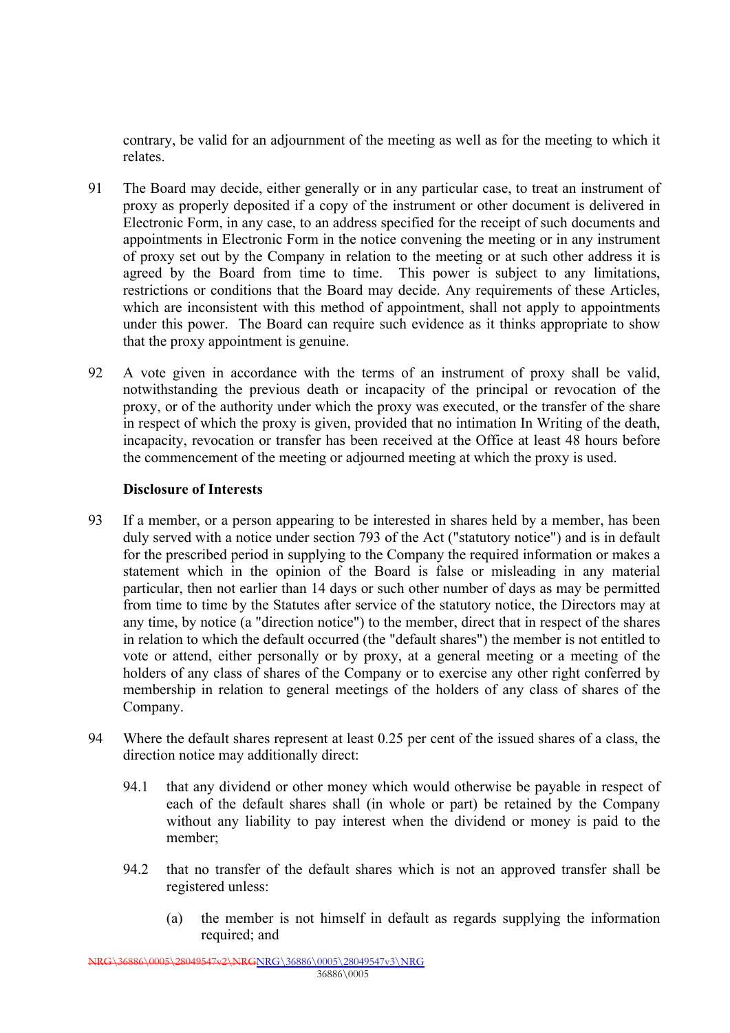contrary, be valid for an adjournment of the meeting as well as for the meeting to which it relates.

91 The Board may decide, either generally or in any particular case, to treat an instrument of proxy as properly deposited if a copy of the instrument or other document is delivered in Electronic Form, in any case, to an address specified for the receipt of such documents and appointments in Electronic Form in the notice convening the meeting or in any instrument of proxy set out by the Company in relation to the meeting or at such other address it is agreed by the Board from time to time. This power is subject to any limitations, restrictions or conditions that the Board may decide. Any requirements of these Articles, which are inconsistent with this method of appointment, shall not apply to appointments under this power. The Board can require such evidence as it thinks appropriate to show that the proxy appointment is genuine.

92 A vote given in accordance with the terms of an instrument of proxy shall be valid, notwithstanding the previous death or incapacity of the principal or revocation of the proxy, or of the authority under which the proxy was executed, or the transfer of the share in respect of which the proxy is given, provided that no intimation In Writing of the death, incapacity, revocation or transfer has been received at the Office at least 48 hours before the commencement of the meeting or adjourned meeting at which the proxy is used.

**Disclosure of Interests**

93 If a member, or a person appearing to be interested in shares held by a member, has been duly served with a notice under section 793 of the Act ("statutory notice") and is in default for the prescribed period in supplying to the Company the required information or makes a statement which in the opinion of the Board is false or misleading in any material particular, then not earlier than 14 days or such other number of days as may be permitted from time to time by the Statutes after service of the statutory notice, the Directors may at any time, by notice (a "direction notice") to the member, direct that in respect of the shares in relation to which the default occurred (the "default shares") the member is not entitled to vote or attend, either personally or by proxy, at a general meeting or a meeting of the holders of any class of shares of the Company or to exercise any other right conferred by membership in relation to general meetings of the holders of any class of shares of the Company.

94 Where the default shares represent at least 0.25 per cent of the issued shares of a class, the direction notice may additionally direct:

94.1 that any dividend or other money which would otherwise be payable in respect of each of the default shares shall (in whole or part) be retained by the Company without any liability to pay interest when the dividend or money is paid to the member;

94.2 that no transfer of the default shares which is not an approved transfer shall be registered unless:

(a) the member is not himself in default as regards supplying the information required; and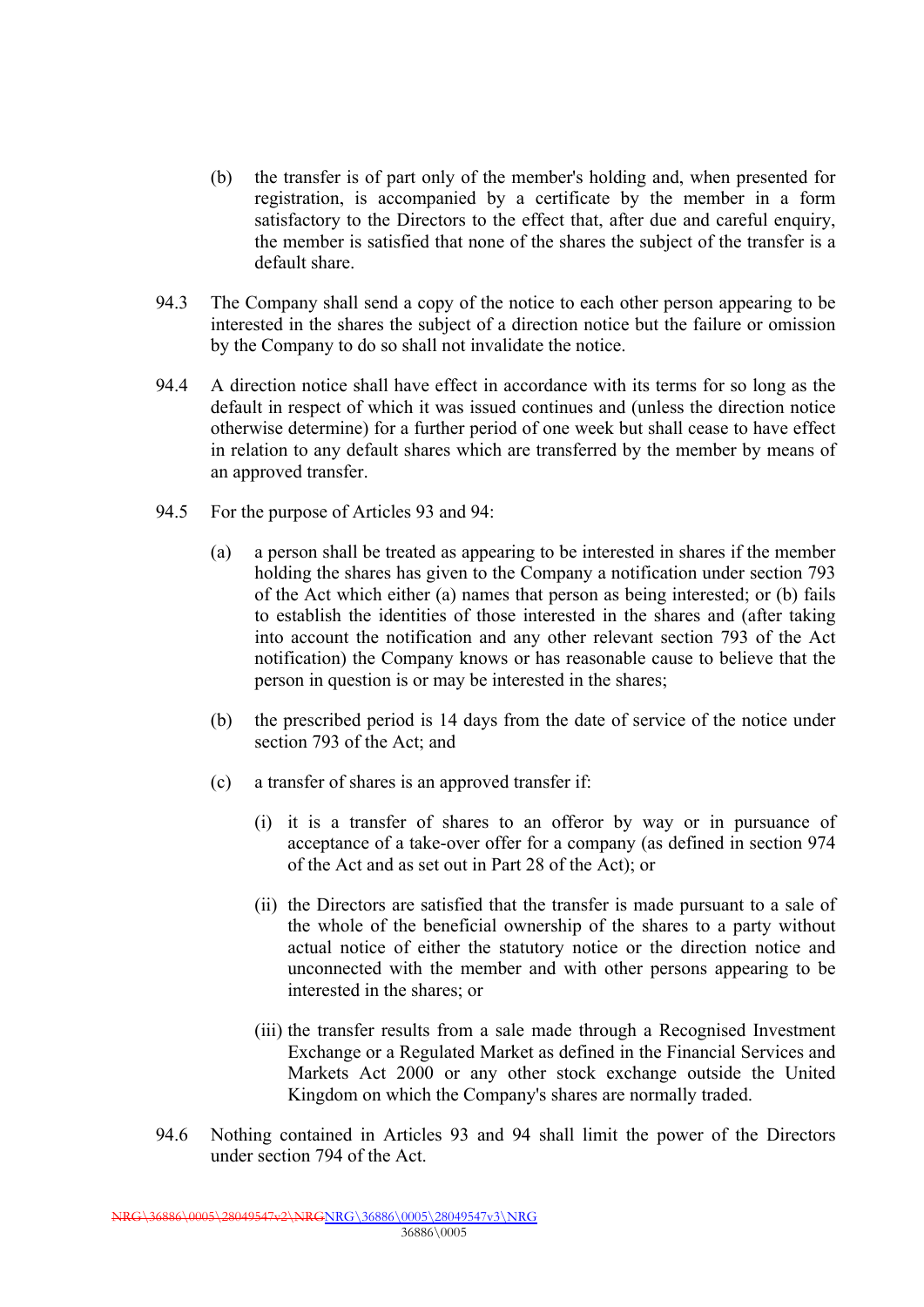(b) the transfer is of part only of the member's holding and, when presented for registration, is accompanied by a certificate by the member in a form satisfactory to the Directors to the effect that, after due and careful enquiry, the member is satisfied that none of the shares the subject of the transfer is a default share.

94.3 The Company shall send a copy of the notice to each other person appearing to be interested in the shares the subject of a direction notice but the failure or omission by the Company to do so shall not invalidate the notice.

94.4 A direction notice shall have effect in accordance with its terms for so long as the default in respect of which it was issued continues and (unless the direction notice otherwise determine) for a further period of one week but shall cease to have effect in relation to any default shares which are transferred by the member by means of an approved transfer.

94.5 For the purpose of Articles 93 and 94:

(a) a person shall be treated as appearing to be interested in shares if the member holding the shares has given to the Company a notification under section 793 of the Act which either (a) names that person as being interested; or (b) fails to establish the identities of those interested in the shares and (after taking into account the notification and any other relevant section 793 of the Act notification) the Company knows or has reasonable cause to believe that the person in question is or may be interested in the shares;

(b) the prescribed period is 14 days from the date of service of the notice under section 793 of the Act; and

(c) a transfer of shares is an approved transfer if:

(i) it is a transfer of shares to an offeror by way or in pursuance of acceptance of a take-over offer for a company (as defined in section 974 of the Act and as set out in Part 28 of the Act); or

(ii) the Directors are satisfied that the transfer is made pursuant to a sale of the whole of the beneficial ownership of the shares to a party without actual notice of either the statutory notice or the direction notice and unconnected with the member and with other persons appearing to be interested in the shares; or

(iii) the transfer results from a sale made through a Recognised Investment Exchange or a Regulated Market as defined in the Financial Services and Markets Act 2000 or any other stock exchange outside the United Kingdom on which the Company's shares are normally traded.

94.6 Nothing contained in Articles 93 and 94 shall limit the power of the Directors under section 794 of the Act.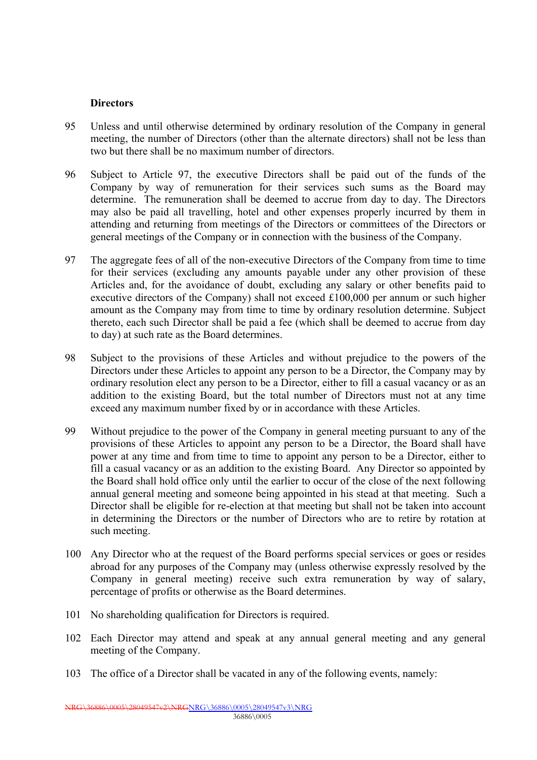**Directors**

95 Unless and until otherwise determined by ordinary resolution of the Company in general meeting, the number of Directors (other than the alternate directors) shall not be less than two but there shall be no maximum number of directors.

96 Subject to Article 97, the executive Directors shall be paid out of the funds of the Company by way of remuneration for their services such sums as the Board may determine. The remuneration shall be deemed to accrue from day to day. The Directors may also be paid all travelling, hotel and other expenses properly incurred by them in attending and returning from meetings of the Directors or committees of the Directors or general meetings of the Company or in connection with the business of the Company.

97 The aggregate fees of all of the non-executive Directors of the Company from time to time for their services (excluding any amounts payable under any other provision of these Articles and, for the avoidance of doubt, excluding any salary or other benefits paid to executive directors of the Company) shall not exceed £100,000 per annum or such higher amount as the Company may from time to time by ordinary resolution determine. Subject thereto, each such Director shall be paid a fee (which shall be deemed to accrue from day to day) at such rate as the Board determines.

98 Subject to the provisions of these Articles and without prejudice to the powers of the Directors under these Articles to appoint any person to be a Director, the Company may by ordinary resolution elect any person to be a Director, either to fill a casual vacancy or as an addition to the existing Board, but the total number of Directors must not at any time exceed any maximum number fixed by or in accordance with these Articles.

99 Without prejudice to the power of the Company in general meeting pursuant to any of the provisions of these Articles to appoint any person to be a Director, the Board shall have power at any time and from time to time to appoint any person to be a Director, either to fill a casual vacancy or as an addition to the existing Board. Any Director so appointed by the Board shall hold office only until the earlier to occur of the close of the next following annual general meeting and someone being appointed in his stead at that meeting. Such a Director shall be eligible for re-election at that meeting but shall not be taken into account in determining the Directors or the number of Directors who are to retire by rotation at such meeting.

100 Any Director who at the request of the Board performs special services or goes or resides abroad for any purposes of the Company may (unless otherwise expressly resolved by the Company in general meeting) receive such extra remuneration by way of salary, percentage of profits or otherwise as the Board determines.

101 No shareholding qualification for Directors is required.

102 Each Director may attend and speak at any annual general meeting and any general meeting of the Company.

103 The office of a Director shall be vacated in any of the following events, namely: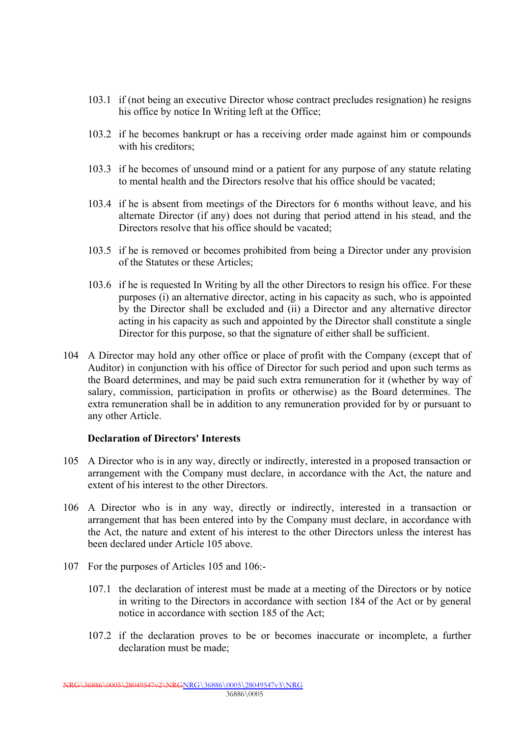103.1 if (not being an executive Director whose contract precludes resignation) he resigns his office by notice In Writing left at the Office;

103.2 if he becomes bankrupt or has a receiving order made against him or compounds with his creditors;

103.3 if he becomes of unsound mind or a patient for any purpose of any statute relating to mental health and the Directors resolve that his office should be vacated;

103.4 if he is absent from meetings of the Directors for 6 months without leave, and his alternate Director (if any) does not during that period attend in his stead, and the Directors resolve that his office should be vacated;

103.5 if he is removed or becomes prohibited from being a Director under any provision of the Statutes or these Articles;

103.6 if he is requested In Writing by all the other Directors to resign his office. For these purposes (i) an alternative director, acting in his capacity as such, who is appointed by the Director shall be excluded and (ii) a Director and any alternative director acting in his capacity as such and appointed by the Director shall constitute a single Director for this purpose, so that the signature of either shall be sufficient.

104 A Director may hold any other office or place of profit with the Company (except that of Auditor) in conjunction with his office of Director for such period and upon such terms as the Board determines, and may be paid such extra remuneration for it (whether by way of salary, commission, participation in profits or otherwise) as the Board determines. The extra remuneration shall be in addition to any remuneration provided for by or pursuant to any other Article.

**Declaration of Directors' Interests**

105 A Director who is in any way, directly or indirectly, interested in a proposed transaction or arrangement with the Company must declare, in accordance with the Act, the nature and extent of his interest to the other Directors.

106 A Director who is in any way, directly or indirectly, interested in a transaction or arrangement that has been entered into by the Company must declare, in accordance with the Act, the nature and extent of his interest to the other Directors unless the interest has been declared under Article 105 above.

107 For the purposes of Articles 105 and 106:-

107.1 the declaration of interest must be made at a meeting of the Directors or by notice in writing to the Directors in accordance with section 184 of the Act or by general notice in accordance with section 185 of the Act;

107.2 if the declaration proves to be or becomes inaccurate or incomplete, a further declaration must be made;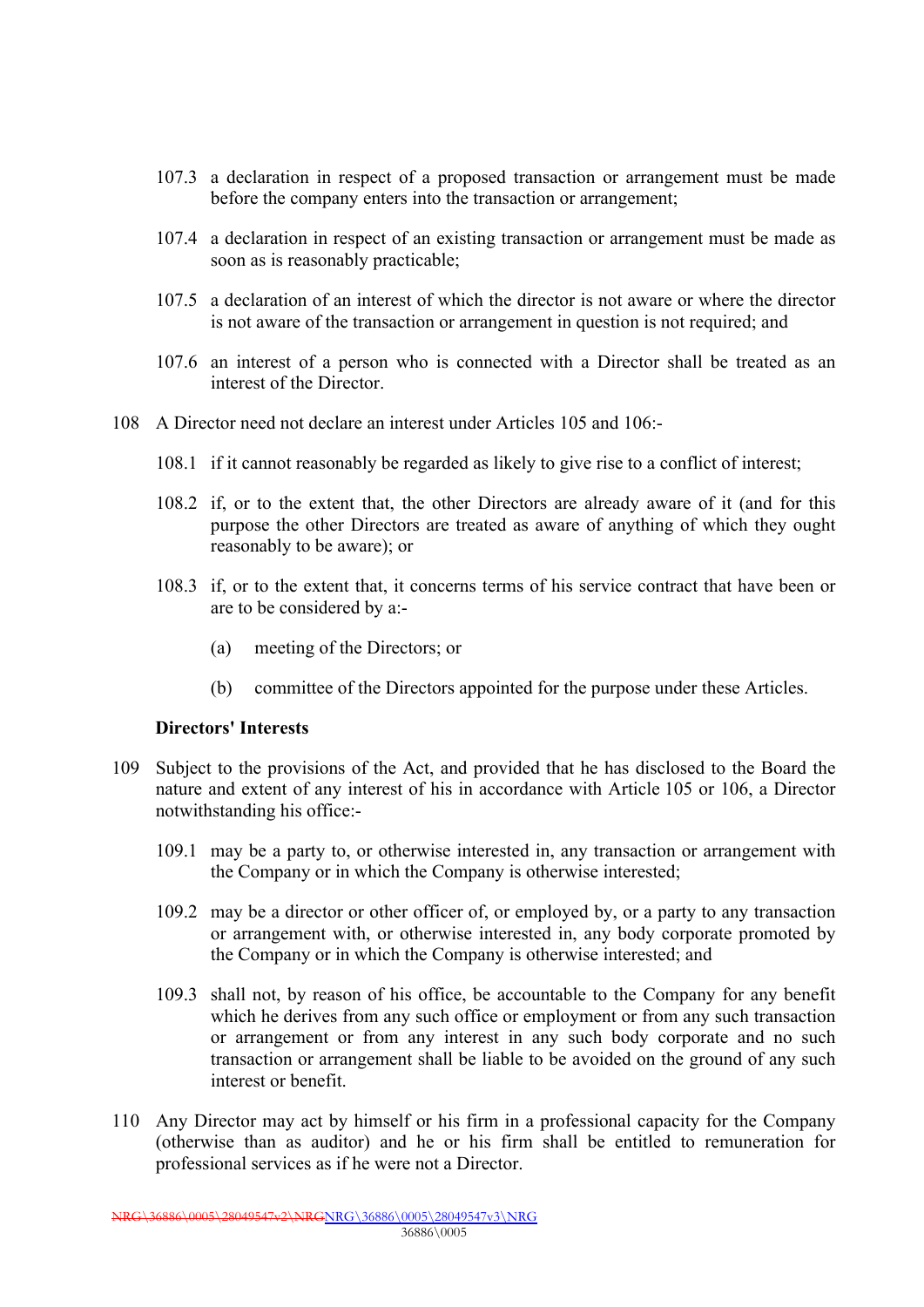107.3 a declaration in respect of a proposed transaction or arrangement must be made before the company enters into the transaction or arrangement;

107.4 a declaration in respect of an existing transaction or arrangement must be made as soon as is reasonably practicable;

107.5 a declaration of an interest of which the director is not aware or where the director is not aware of the transaction or arrangement in question is not required; and

107.6 an interest of a person who is connected with a Director shall be treated as an interest of the Director.

108 A Director need not declare an interest under Articles 105 and 106:-

108.1 if it cannot reasonably be regarded as likely to give rise to a conflict of interest;

108.2 if, or to the extent that, the other Directors are already aware of it (and for this purpose the other Directors are treated as aware of anything of which they ought reasonably to be aware); or

108.3 if, or to the extent that, it concerns terms of his service contract that have been or are to be considered by a:-

(a) meeting of the Directors; or

(b) committee of the Directors appointed for the purpose under these Articles.

**Directors' Interests**

109 Subject to the provisions of the Act, and provided that he has disclosed to the Board the nature and extent of any interest of his in accordance with Article 105 or 106, a Director notwithstanding his office:-

109.1 may be a party to, or otherwise interested in, any transaction or arrangement with the Company or in which the Company is otherwise interested;

109.2 may be a director or other officer of, or employed by, or a party to any transaction or arrangement with, or otherwise interested in, any body corporate promoted by the Company or in which the Company is otherwise interested; and

109.3 shall not, by reason of his office, be accountable to the Company for any benefit which he derives from any such office or employment or from any such transaction or arrangement or from any interest in any such body corporate and no such transaction or arrangement shall be liable to be avoided on the ground of any such interest or benefit.

110 Any Director may act by himself or his firm in a professional capacity for the Company (otherwise than as auditor) and he or his firm shall be entitled to remuneration for professional services as if he were not a Director.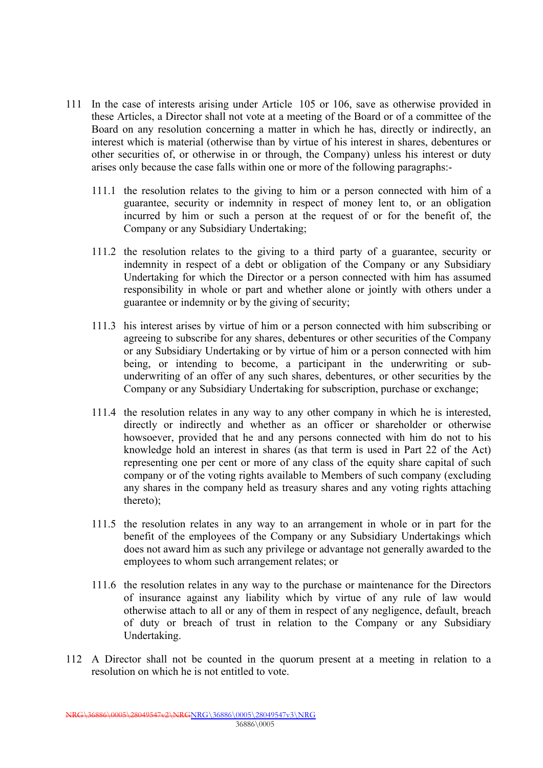111 In the case of interests arising under Article 105 or 106, save as otherwise provided in these Articles, a Director shall not vote at a meeting of the Board or of a committee of the Board on any resolution concerning a matter in which he has, directly or indirectly, an interest which is material (otherwise than by virtue of his interest in shares, debentures or other securities of, or otherwise in or through, the Company) unless his interest or duty arises only because the case falls within one or more of the following paragraphs:-

111.1 the resolution relates to the giving to him or a person connected with him of a guarantee, security or indemnity in respect of money lent to, or an obligation incurred by him or such a person at the request of or for the benefit of, the Company or any Subsidiary Undertaking;

111.2 the resolution relates to the giving to a third party of a guarantee, security or indemnity in respect of a debt or obligation of the Company or any Subsidiary Undertaking for which the Director or a person connected with him has assumed responsibility in whole or part and whether alone or jointly with others under a guarantee or indemnity or by the giving of security;

111.3 his interest arises by virtue of him or a person connected with him subscribing or agreeing to subscribe for any shares, debentures or other securities of the Company or any Subsidiary Undertaking or by virtue of him or a person connected with him being, or intending to become, a participant in the underwriting or sub-underwriting of an offer of any such shares, debentures, or other securities by the Company or any Subsidiary Undertaking for subscription, purchase or exchange;

111.4 the resolution relates in any way to any other company in which he is interested, directly or indirectly and whether as an officer or shareholder or otherwise howsoever, provided that he and any persons connected with him do not to his knowledge hold an interest in shares (as that term is used in Part 22 of the Act) representing one per cent or more of any class of the equity share capital of such company or of the voting rights available to Members of such company (excluding any shares in the company held as treasury shares and any voting rights attaching thereto);

111.5 the resolution relates in any way to an arrangement in whole or in part for the benefit of the employees of the Company or any Subsidiary Undertakings which does not award him as such any privilege or advantage not generally awarded to the employees to whom such arrangement relates; or

111.6 the resolution relates in any way to the purchase or maintenance for the Directors of insurance against any liability which by virtue of any rule of law would otherwise attach to all or any of them in respect of any negligence, default, breach of duty or breach of trust in relation to the Company or any Subsidiary Undertaking.

112 A Director shall not be counted in the quorum present at a meeting in relation to a resolution on which he is not entitled to vote.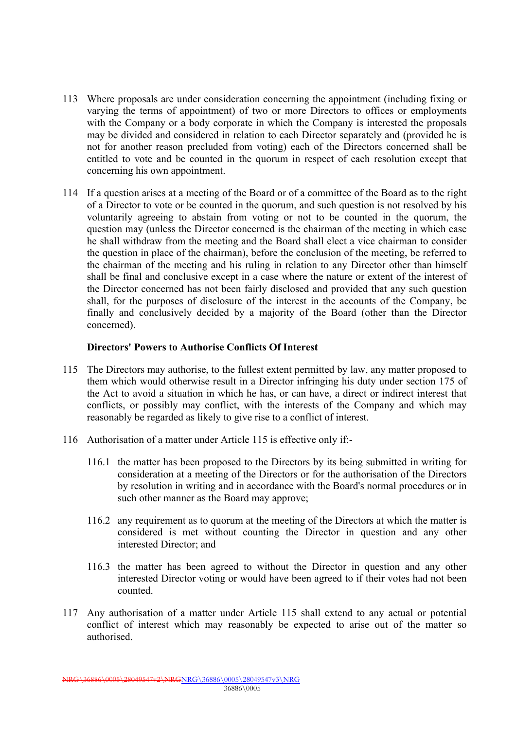113 Where proposals are under consideration concerning the appointment (including fixing or varying the terms of appointment) of two or more Directors to offices or employments with the Company or a body corporate in which the Company is interested the proposals may be divided and considered in relation to each Director separately and (provided he is not for another reason precluded from voting) each of the Directors concerned shall be entitled to vote and be counted in the quorum in respect of each resolution except that concerning his own appointment.

114 If a question arises at a meeting of the Board or of a committee of the Board as to the right of a Director to vote or be counted in the quorum, and such question is not resolved by his voluntarily agreeing to abstain from voting or not to be counted in the quorum, the question may (unless the Director concerned is the chairman of the meeting in which case he shall withdraw from the meeting and the Board shall elect a vice chairman to consider the question in place of the chairman), before the conclusion of the meeting, be referred to the chairman of the meeting and his ruling in relation to any Director other than himself shall be final and conclusive except in a case where the nature or extent of the interest of the Director concerned has not been fairly disclosed and provided that any such question shall, for the purposes of disclosure of the interest in the accounts of the Company, be finally and conclusively decided by a majority of the Board (other than the Director concerned).

**Directors' Powers to Authorise Conflicts Of Interest**

115 The Directors may authorise, to the fullest extent permitted by law, any matter proposed to them which would otherwise result in a Director infringing his duty under section 175 of the Act to avoid a situation in which he has, or can have, a direct or indirect interest that conflicts, or possibly may conflict, with the interests of the Company and which may reasonably be regarded as likely to give rise to a conflict of interest.

116 Authorisation of a matter under Article 115 is effective only if:-

116.1 the matter has been proposed to the Directors by its being submitted in writing for consideration at a meeting of the Directors or for the authorisation of the Directors by resolution in writing and in accordance with the Board's normal procedures or in such other manner as the Board may approve;

116.2 any requirement as to quorum at the meeting of the Directors at which the matter is considered is met without counting the Director in question and any other interested Director; and

116.3 the matter has been agreed to without the Director in question and any other interested Director voting or would have been agreed to if their votes had not been counted.

117 Any authorisation of a matter under Article 115 shall extend to any actual or potential conflict of interest which may reasonably be expected to arise out of the matter so authorised.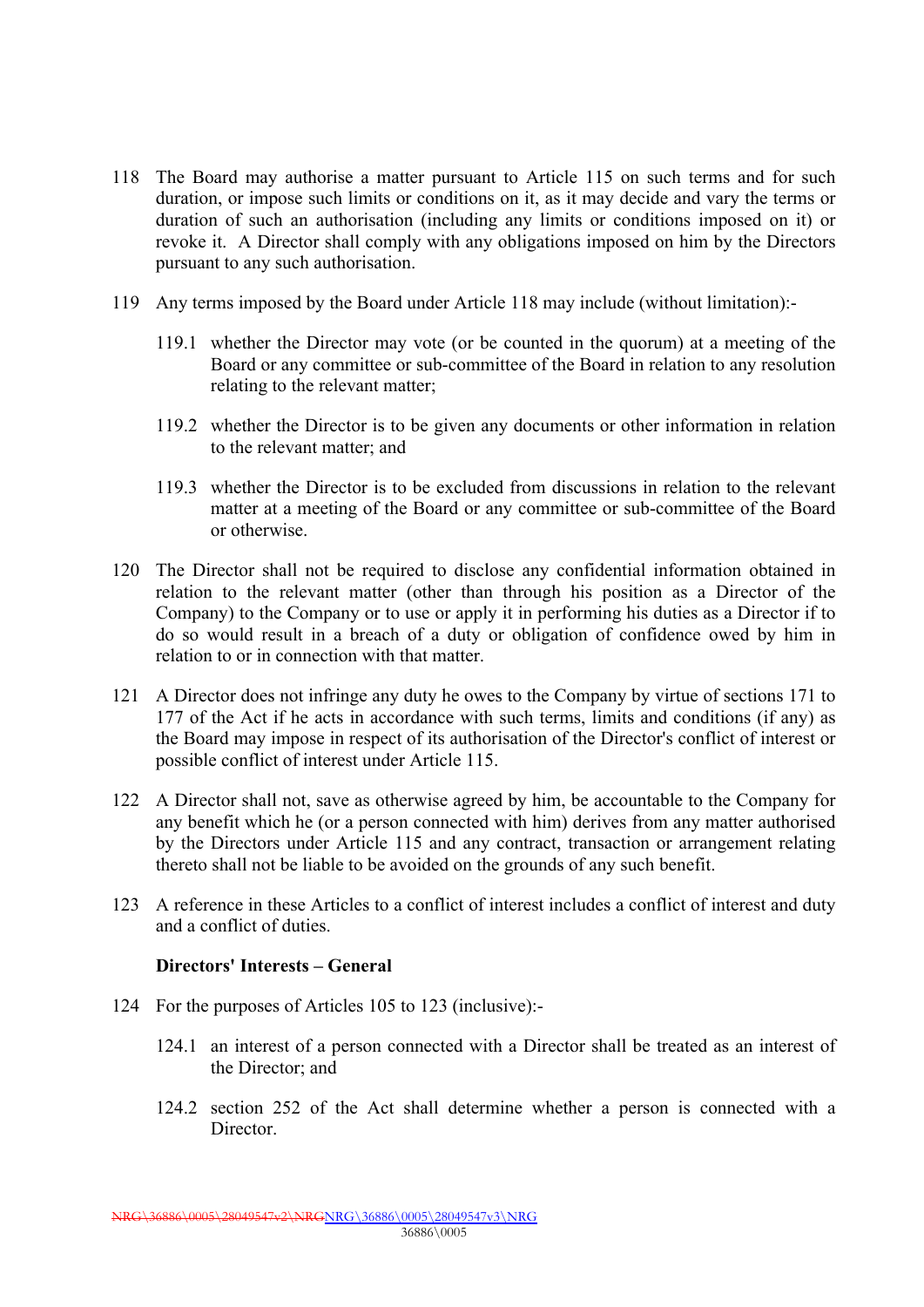118 The Board may authorise a matter pursuant to Article 115 on such terms and for such duration, or impose such limits or conditions on it, as it may decide and vary the terms or duration of such an authorisation (including any limits or conditions imposed on it) or revoke it. A Director shall comply with any obligations imposed on him by the Directors pursuant to any such authorisation.

119 Any terms imposed by the Board under Article 118 may include (without limitation):-

119.1 whether the Director may vote (or be counted in the quorum) at a meeting of the Board or any committee or sub-committee of the Board in relation to any resolution relating to the relevant matter;

119.2 whether the Director is to be given any documents or other information in relation to the relevant matter; and

119.3 whether the Director is to be excluded from discussions in relation to the relevant matter at a meeting of the Board or any committee or sub-committee of the Board or otherwise.

120 The Director shall not be required to disclose any confidential information obtained in relation to the relevant matter (other than through his position as a Director of the Company) to the Company or to use or apply it in performing his duties as a Director if to do so would result in a breach of a duty or obligation of confidence owed by him in relation to or in connection with that matter.

121 A Director does not infringe any duty he owes to the Company by virtue of sections 171 to 177 of the Act if he acts in accordance with such terms, limits and conditions (if any) as the Board may impose in respect of its authorisation of the Director's conflict of interest or possible conflict of interest under Article 115.

122 A Director shall not, save as otherwise agreed by him, be accountable to the Company for any benefit which he (or a person connected with him) derives from any matter authorised by the Directors under Article 115 and any contract, transaction or arrangement relating thereto shall not be liable to be avoided on the grounds of any such benefit.

123 A reference in these Articles to a conflict of interest includes a conflict of interest and duty and a conflict of duties.

**Directors' Interests – General**

124 For the purposes of Articles 105 to 123 (inclusive):-

124.1 an interest of a person connected with a Director shall be treated as an interest of the Director; and

124.2 section 252 of the Act shall determine whether a person is connected with a Director.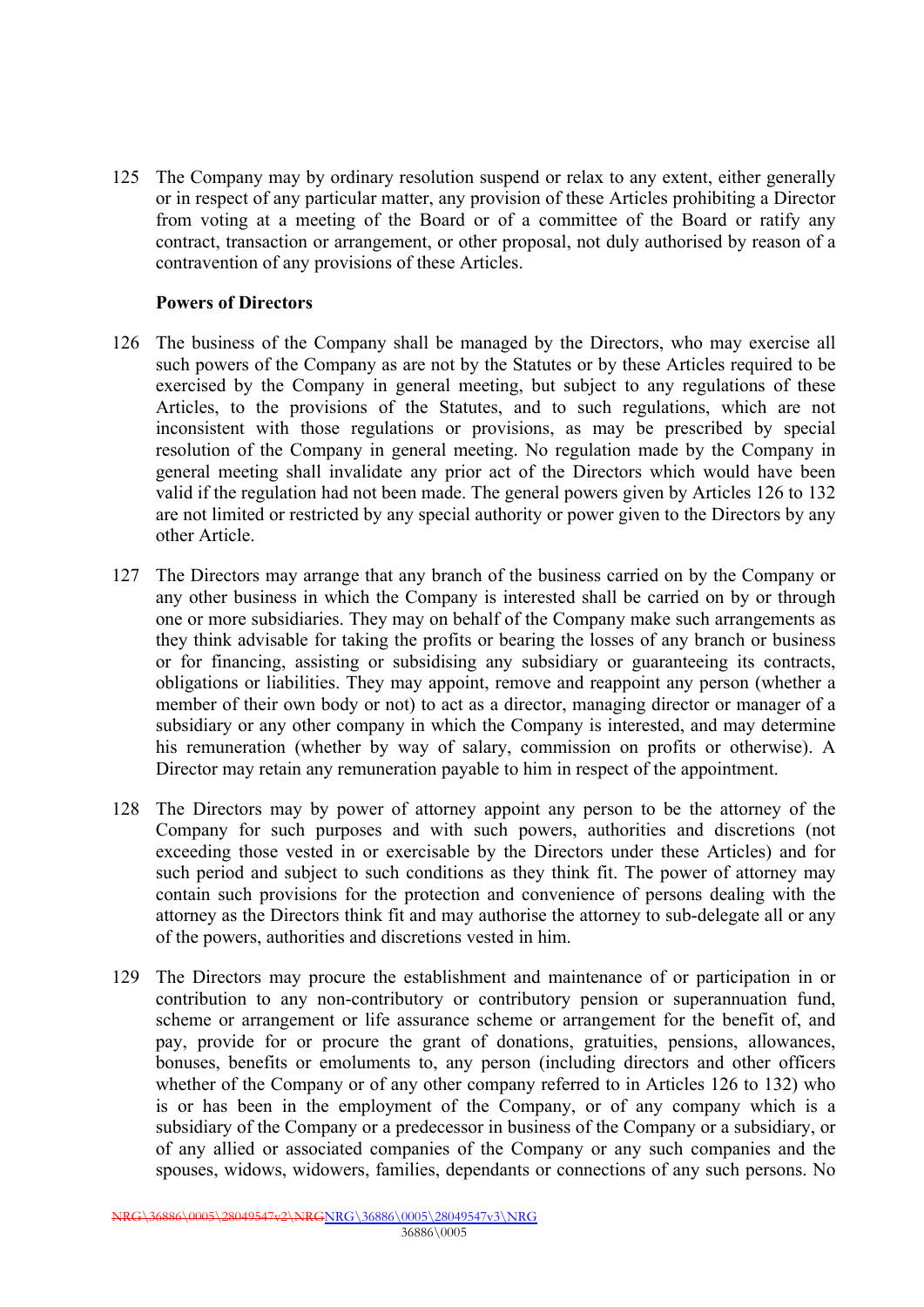125 The Company may by ordinary resolution suspend or relax to any extent, either generally or in respect of any particular matter, any provision of these Articles prohibiting a Director from voting at a meeting of the Board or of a committee of the Board or ratify any contract, transaction or arrangement, or other proposal, not duly authorised by reason of a contravention of any provisions of these Articles.

**Powers of Directors**

126 The business of the Company shall be managed by the Directors, who may exercise all such powers of the Company as are not by the Statutes or by these Articles required to be exercised by the Company in general meeting, but subject to any regulations of these Articles, to the provisions of the Statutes, and to such regulations, which are not inconsistent with those regulations or provisions, as may be prescribed by special resolution of the Company in general meeting. No regulation made by the Company in general meeting shall invalidate any prior act of the Directors which would have been valid if the regulation had not been made. The general powers given by Articles 126 to 132 are not limited or restricted by any special authority or power given to the Directors by any other Article.

127 The Directors may arrange that any branch of the business carried on by the Company or any other business in which the Company is interested shall be carried on by or through one or more subsidiaries. They may on behalf of the Company make such arrangements as they think advisable for taking the profits or bearing the losses of any branch or business or for financing, assisting or subsidising any subsidiary or guaranteeing its contracts, obligations or liabilities. They may appoint, remove and reappoint any person (whether a member of their own body or not) to act as a director, managing director or manager of a subsidiary or any other company in which the Company is interested, and may determine his remuneration (whether by way of salary, commission on profits or otherwise). A Director may retain any remuneration payable to him in respect of the appointment.

128 The Directors may by power of attorney appoint any person to be the attorney of the Company for such purposes and with such powers, authorities and discretions (not exceeding those vested in or exercisable by the Directors under these Articles) and for such period and subject to such conditions as they think fit. The power of attorney may contain such provisions for the protection and convenience of persons dealing with the attorney as the Directors think fit and may authorise the attorney to sub-delegate all or any of the powers, authorities and discretions vested in him.

129 The Directors may procure the establishment and maintenance of or participation in or contribution to any non-contributory or contributory pension or superannuation fund, scheme or arrangement or life assurance scheme or arrangement for the benefit of, and pay, provide for or procure the grant of donations, gratuities, pensions, allowances, bonuses, benefits or emoluments to, any person (including directors and other officers whether of the Company or of any other company referred to in Articles 126 to 132) who is or has been in the employment of the Company, or of any company which is a subsidiary of the Company or a predecessor in business of the Company or a subsidiary, or of any allied or associated companies of the Company or any such companies and the spouses, widows, widowers, families, dependants or connections of any such persons. No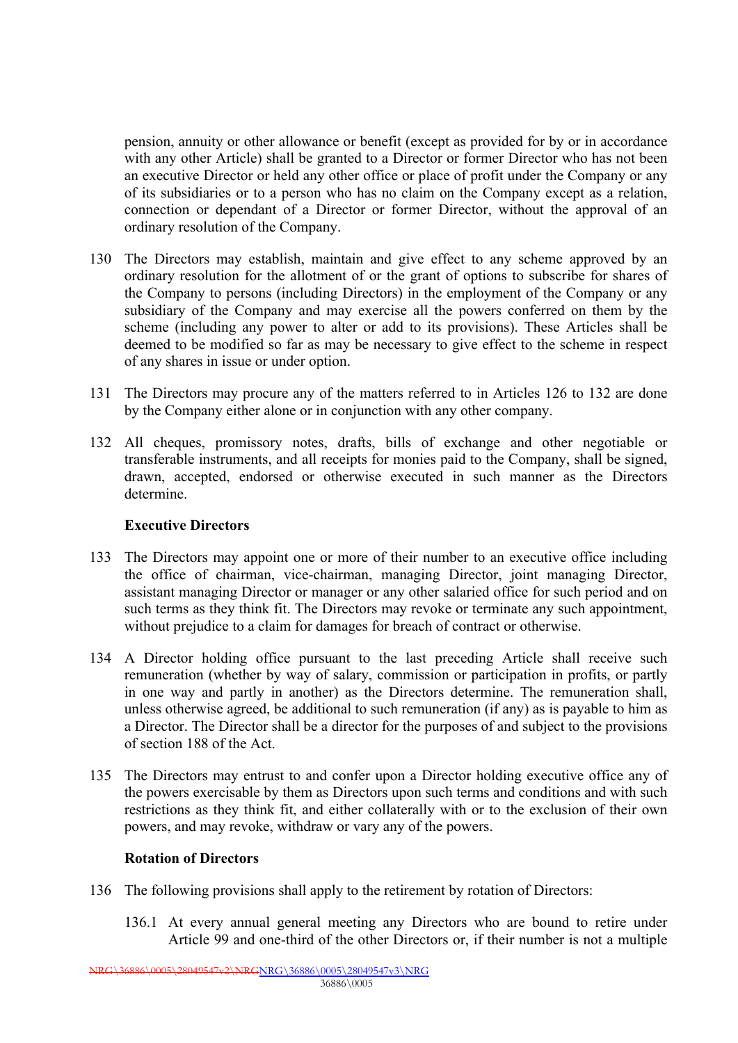pension, annuity or other allowance or benefit (except as provided for by or in accordance with any other Article) shall be granted to a Director or former Director who has not been an executive Director or held any other office or place of profit under the Company or any of its subsidiaries or to a person who has no claim on the Company except as a relation, connection or dependant of a Director or former Director, without the approval of an ordinary resolution of the Company.

130 The Directors may establish, maintain and give effect to any scheme approved by an ordinary resolution for the allotment of or the grant of options to subscribe for shares of the Company to persons (including Directors) in the employment of the Company or any subsidiary of the Company and may exercise all the powers conferred on them by the scheme (including any power to alter or add to its provisions). These Articles shall be deemed to be modified so far as may be necessary to give effect to the scheme in respect of any shares in issue or under option.

131 The Directors may procure any of the matters referred to in Articles 126 to 132 are done by the Company either alone or in conjunction with any other company.

132 All cheques, promissory notes, drafts, bills of exchange and other negotiable or transferable instruments, and all receipts for monies paid to the Company, shall be signed, drawn, accepted, endorsed or otherwise executed in such manner as the Directors determine.

**Executive Directors**

133 The Directors may appoint one or more of their number to an executive office including the office of chairman, vice-chairman, managing Director, joint managing Director, assistant managing Director or manager or any other salaried office for such period and on such terms as they think fit. The Directors may revoke or terminate any such appointment, without prejudice to a claim for damages for breach of contract or otherwise.

134 A Director holding office pursuant to the last preceding Article shall receive such remuneration (whether by way of salary, commission or participation in profits, or partly in one way and partly in another) as the Directors determine. The remuneration shall, unless otherwise agreed, be additional to such remuneration (if any) as is payable to him as a Director. The Director shall be a director for the purposes of and subject to the provisions of section 188 of the Act.

135 The Directors may entrust to and confer upon a Director holding executive office any of the powers exercisable by them as Directors upon such terms and conditions and with such restrictions as they think fit, and either collaterally with or to the exclusion of their own powers, and may revoke, withdraw or vary any of the powers.

**Rotation of Directors**

136 The following provisions shall apply to the retirement by rotation of Directors:

136.1 At every annual general meeting any Directors who are bound to retire under Article 99 and one-third of the other Directors or, if their number is not a multiple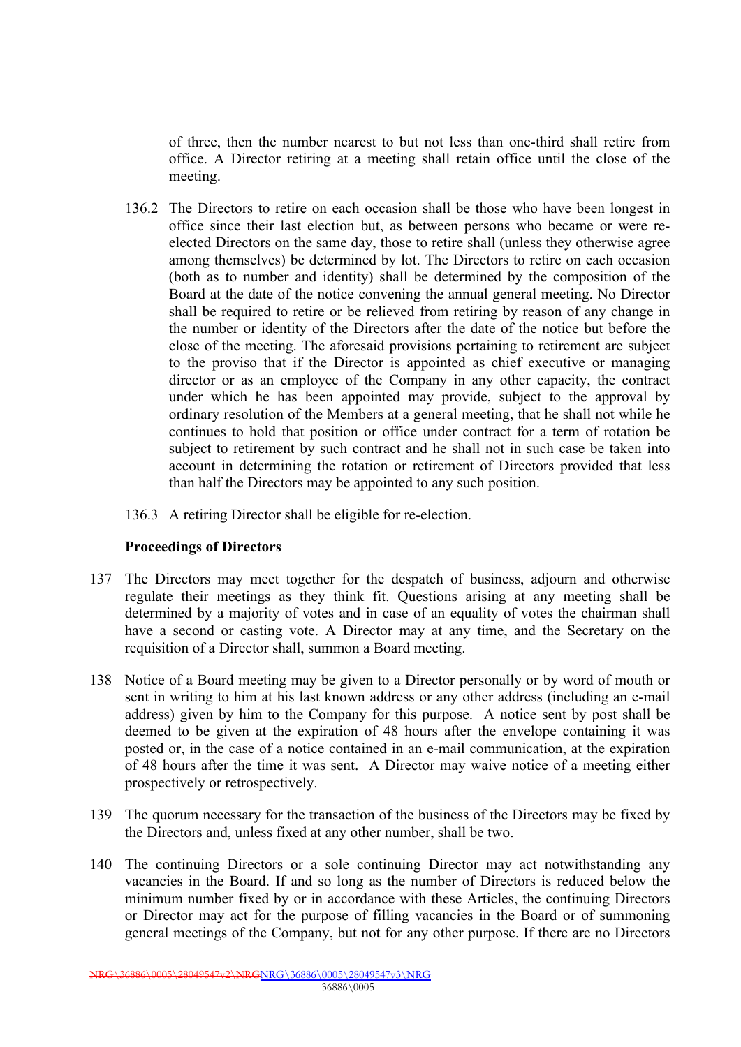of three, then the number nearest to but not less than one-third shall retire from office. A Director retiring at a meeting shall retain office until the close of the meeting.

136.2 The Directors to retire on each occasion shall be those who have been longest in office since their last election but, as between persons who became or were re-elected Directors on the same day, those to retire shall (unless they otherwise agree among themselves) be determined by lot. The Directors to retire on each occasion (both as to number and identity) shall be determined by the composition of the Board at the date of the notice convening the annual general meeting. No Director shall be required to retire or be relieved from retiring by reason of any change in the number or identity of the Directors after the date of the notice but before the close of the meeting. The aforesaid provisions pertaining to retirement are subject to the proviso that if the Director is appointed as chief executive or managing director or as an employee of the Company in any other capacity, the contract under which he has been appointed may provide, subject to the approval by ordinary resolution of the Members at a general meeting, that he shall not while he continues to hold that position or office under contract for a term of rotation be subject to retirement by such contract and he shall not in such case be taken into account in determining the rotation or retirement of Directors provided that less than half the Directors may be appointed to any such position.

136.3 A retiring Director shall be eligible for re-election.

**Proceedings of Directors**

137 The Directors may meet together for the despatch of business, adjourn and otherwise regulate their meetings as they think fit. Questions arising at any meeting shall be determined by a majority of votes and in case of an equality of votes the chairman shall have a second or casting vote. A Director may at any time, and the Secretary on the requisition of a Director shall, summon a Board meeting.

138 Notice of a Board meeting may be given to a Director personally or by word of mouth or sent in writing to him at his last known address or any other address (including an e-mail address) given by him to the Company for this purpose. A notice sent by post shall be deemed to be given at the expiration of 48 hours after the envelope containing it was posted or, in the case of a notice contained in an e-mail communication, at the expiration of 48 hours after the time it was sent. A Director may waive notice of a meeting either prospectively or retrospectively.

139 The quorum necessary for the transaction of the business of the Directors may be fixed by the Directors and, unless fixed at any other number, shall be two.

140 The continuing Directors or a sole continuing Director may act notwithstanding any vacancies in the Board. If and so long as the number of Directors is reduced below the minimum number fixed by or in accordance with these Articles, the continuing Directors or Director may act for the purpose of filling vacancies in the Board or of summoning general meetings of the Company, but not for any other purpose. If there are no Directors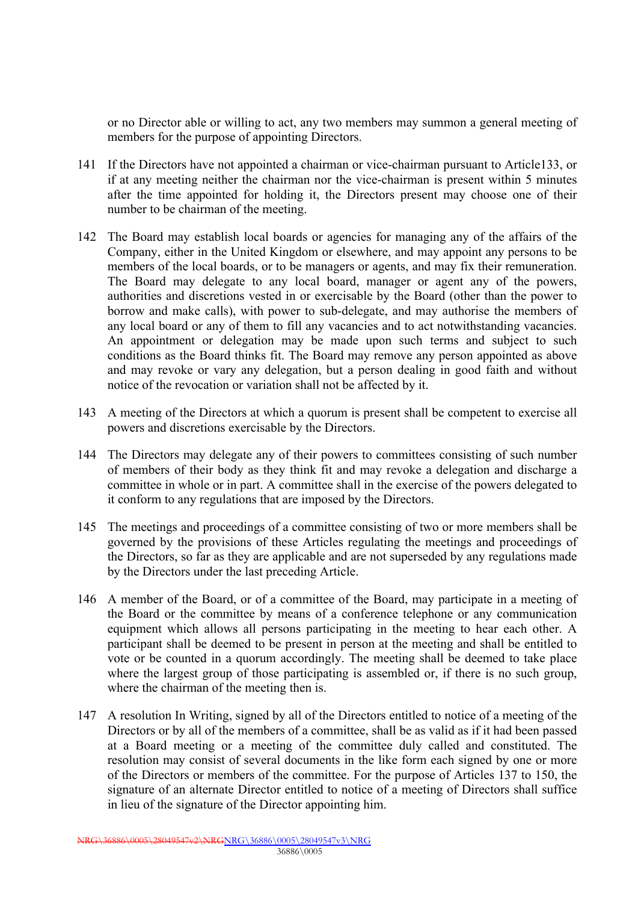or no Director able or willing to act, any two members may summon a general meeting of members for the purpose of appointing Directors.

141 If the Directors have not appointed a chairman or vice-chairman pursuant to Article133, or if at any meeting neither the chairman nor the vice-chairman is present within 5 minutes after the time appointed for holding it, the Directors present may choose one of their number to be chairman of the meeting.

142 The Board may establish local boards or agencies for managing any of the affairs of the Company, either in the United Kingdom or elsewhere, and may appoint any persons to be members of the local boards, or to be managers or agents, and may fix their remuneration. The Board may delegate to any local board, manager or agent any of the powers, authorities and discretions vested in or exercisable by the Board (other than the power to borrow and make calls), with power to sub-delegate, and may authorise the members of any local board or any of them to fill any vacancies and to act notwithstanding vacancies. An appointment or delegation may be made upon such terms and subject to such conditions as the Board thinks fit. The Board may remove any person appointed as above and may revoke or vary any delegation, but a person dealing in good faith and without notice of the revocation or variation shall not be affected by it.

143 A meeting of the Directors at which a quorum is present shall be competent to exercise all powers and discretions exercisable by the Directors.

144 The Directors may delegate any of their powers to committees consisting of such number of members of their body as they think fit and may revoke a delegation and discharge a committee in whole or in part. A committee shall in the exercise of the powers delegated to it conform to any regulations that are imposed by the Directors.

145 The meetings and proceedings of a committee consisting of two or more members shall be governed by the provisions of these Articles regulating the meetings and proceedings of the Directors, so far as they are applicable and are not superseded by any regulations made by the Directors under the last preceding Article.

146 A member of the Board, or of a committee of the Board, may participate in a meeting of the Board or the committee by means of a conference telephone or any communication equipment which allows all persons participating in the meeting to hear each other. A participant shall be deemed to be present in person at the meeting and shall be entitled to vote or be counted in a quorum accordingly. The meeting shall be deemed to take place where the largest group of those participating is assembled or, if there is no such group, where the chairman of the meeting then is.

147 A resolution In Writing, signed by all of the Directors entitled to notice of a meeting of the Directors or by all of the members of a committee, shall be as valid as if it had been passed at a Board meeting or a meeting of the committee duly called and constituted. The resolution may consist of several documents in the like form each signed by one or more of the Directors or members of the committee. For the purpose of Articles 137 to 150, the signature of an alternate Director entitled to notice of a meeting of Directors shall suffice in lieu of the signature of the Director appointing him.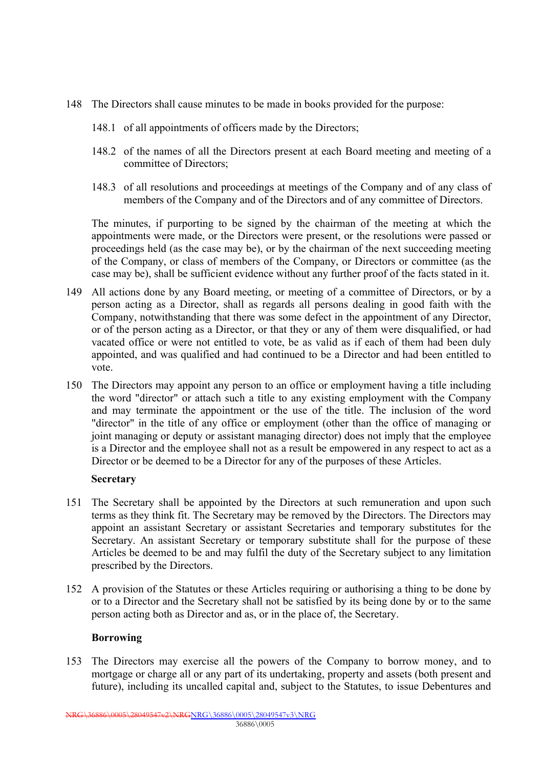148 The Directors shall cause minutes to be made in books provided for the purpose:

148.1 of all appointments of officers made by the Directors;

148.2 of the names of all the Directors present at each Board meeting and meeting of a committee of Directors;

148.3 of all resolutions and proceedings at meetings of the Company and of any class of members of the Company and of the Directors and of any committee of Directors.

The minutes, if purporting to be signed by the chairman of the meeting at which the appointments were made, or the Directors were present, or the resolutions were passed or proceedings held (as the case may be), or by the chairman of the next succeeding meeting of the Company, or class of members of the Company, or Directors or committee (as the case may be), shall be sufficient evidence without any further proof of the facts stated in it.

149 All actions done by any Board meeting, or meeting of a committee of Directors, or by a person acting as a Director, shall as regards all persons dealing in good faith with the Company, notwithstanding that there was some defect in the appointment of any Director, or of the person acting as a Director, or that they or any of them were disqualified, or had vacated office or were not entitled to vote, be as valid as if each of them had been duly appointed, and was qualified and had continued to be a Director and had been entitled to vote.

150 The Directors may appoint any person to an office or employment having a title including the word "director" or attach such a title to any existing employment with the Company and may terminate the appointment or the use of the title. The inclusion of the word "director" in the title of any office or employment (other than the office of managing or joint managing or deputy or assistant managing director) does not imply that the employee is a Director and the employee shall not as a result be empowered in any respect to act as a Director or be deemed to be a Director for any of the purposes of these Articles.

**Secretary**

151 The Secretary shall be appointed by the Directors at such remuneration and upon such terms as they think fit. The Secretary may be removed by the Directors. The Directors may appoint an assistant Secretary or assistant Secretaries and temporary substitutes for the Secretary. An assistant Secretary or temporary substitute shall for the purpose of these Articles be deemed to be and may fulfil the duty of the Secretary subject to any limitation prescribed by the Directors.

152 A provision of the Statutes or these Articles requiring or authorising a thing to be done by or to a Director and the Secretary shall not be satisfied by its being done by or to the same person acting both as Director and as, or in the place of, the Secretary.

**Borrowing**

153 The Directors may exercise all the powers of the Company to borrow money, and to mortgage or charge all or any part of its undertaking, property and assets (both present and future), including its uncalled capital and, subject to the Statutes, to issue Debentures and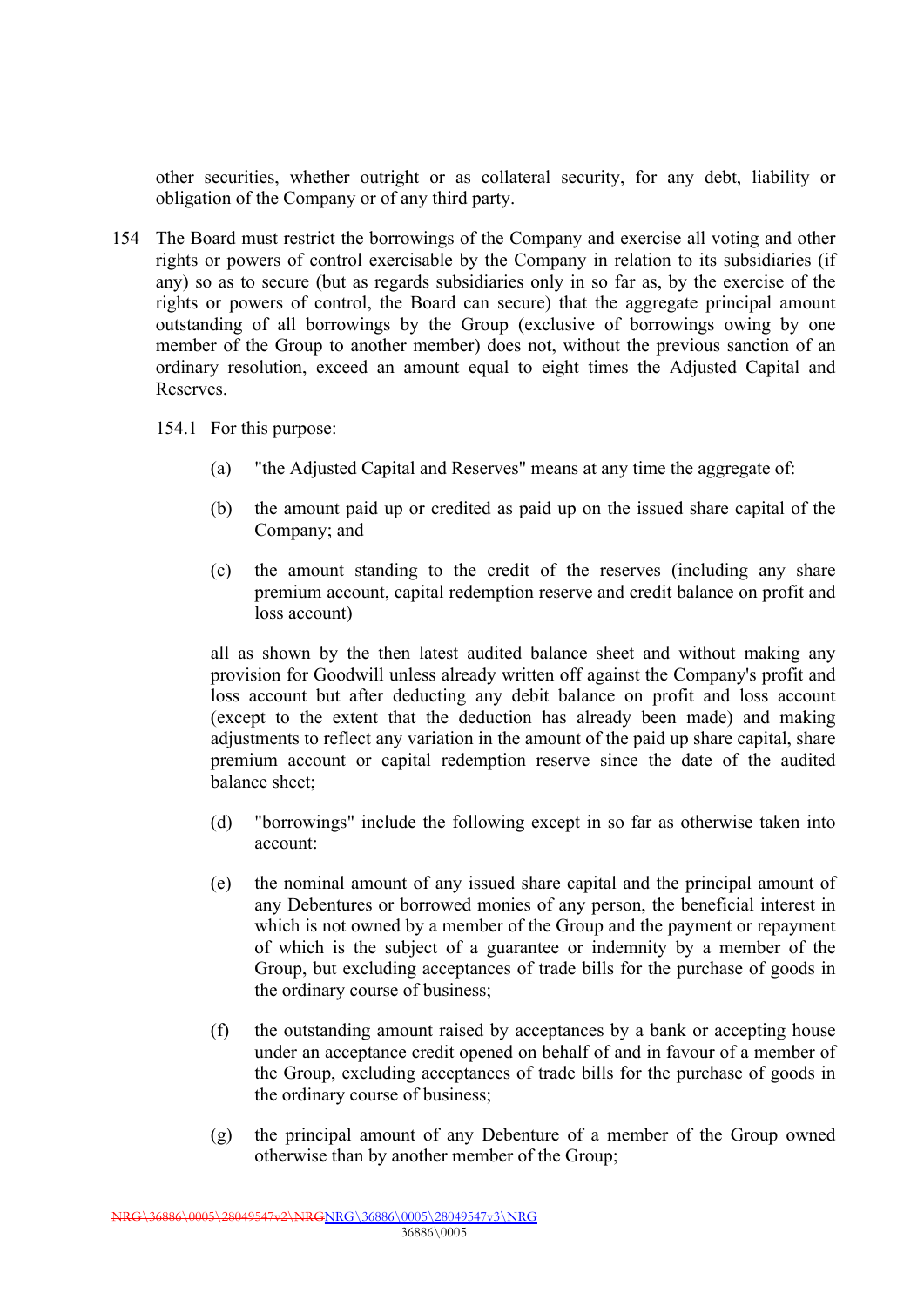other securities, whether outright or as collateral security, for any debt, liability or obligation of the Company or of any third party.

154 The Board must restrict the borrowings of the Company and exercise all voting and other rights or powers of control exercisable by the Company in relation to its subsidiaries (if any) so as to secure (but as regards subsidiaries only in so far as, by the exercise of the rights or powers of control, the Board can secure) that the aggregate principal amount outstanding of all borrowings by the Group (exclusive of borrowings owing by one member of the Group to another member) does not, without the previous sanction of an ordinary resolution, exceed an amount equal to eight times the Adjusted Capital and Reserves.

154.1 For this purpose:

(a) "the Adjusted Capital and Reserves" means at any time the aggregate of:

(b) the amount paid up or credited as paid up on the issued share capital of the Company; and

(c) the amount standing to the credit of the reserves (including any share premium account, capital redemption reserve and credit balance on profit and loss account)

all as shown by the then latest audited balance sheet and without making any provision for Goodwill unless already written off against the Company's profit and loss account but after deducting any debit balance on profit and loss account (except to the extent that the deduction has already been made) and making adjustments to reflect any variation in the amount of the paid up share capital, share premium account or capital redemption reserve since the date of the audited balance sheet;

(d) "borrowings" include the following except in so far as otherwise taken into account:

(e) the nominal amount of any issued share capital and the principal amount of any Debentures or borrowed monies of any person, the beneficial interest in which is not owned by a member of the Group and the payment or repayment of which is the subject of a guarantee or indemnity by a member of the Group, but excluding acceptances of trade bills for the purchase of goods in the ordinary course of business;

(f) the outstanding amount raised by acceptances by a bank or accepting house under an acceptance credit opened on behalf of and in favour of a member of the Group, excluding acceptances of trade bills for the purchase of goods in the ordinary course of business;

(g) the principal amount of any Debenture of a member of the Group owned otherwise than by another member of the Group;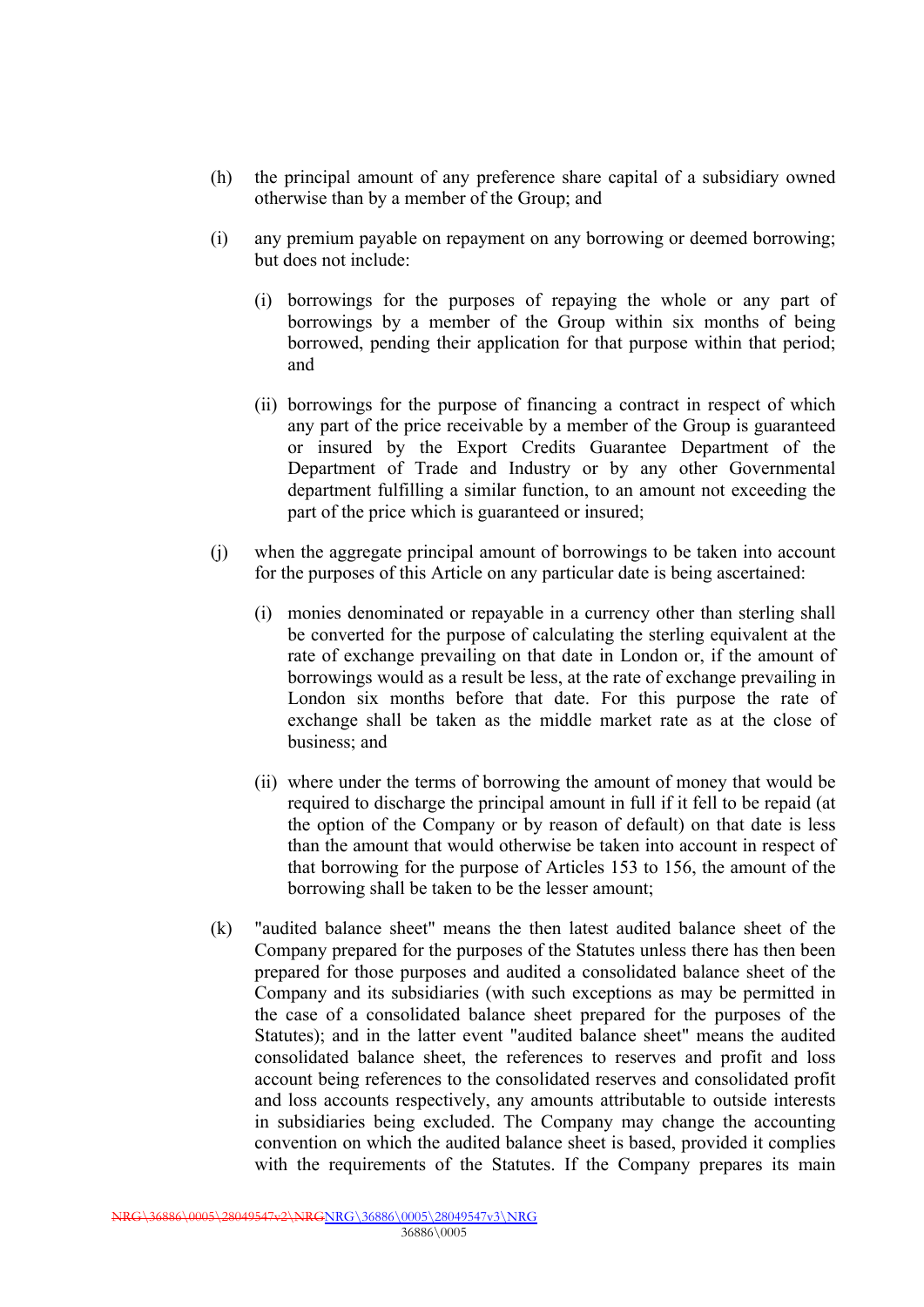(h) the principal amount of any preference share capital of a subsidiary owned otherwise than by a member of the Group; and

(i) any premium payable on repayment on any borrowing or deemed borrowing; but does not include:

   (i) borrowings for the purposes of repaying the whole or any part of borrowings by a member of the Group within six months of being borrowed, pending their application for that purpose within that period; and

   (ii) borrowings for the purpose of financing a contract in respect of which any part of the price receivable by a member of the Group is guaranteed or insured by the Export Credits Guarantee Department of the Department of Trade and Industry or by any other Governmental department fulfilling a similar function, to an amount not exceeding the part of the price which is guaranteed or insured;

(j) when the aggregate principal amount of borrowings to be taken into account for the purposes of this Article on any particular date is being ascertained:

   (i) monies denominated or repayable in a currency other than sterling shall be converted for the purpose of calculating the sterling equivalent at the rate of exchange prevailing on that date in London or, if the amount of borrowings would as a result be less, at the rate of exchange prevailing in London six months before that date. For this purpose the rate of exchange shall be taken as the middle market rate as at the close of business; and

   (ii) where under the terms of borrowing the amount of money that would be required to discharge the principal amount in full if it fell to be repaid (at the option of the Company or by reason of default) on that date is less than the amount that would otherwise be taken into account in respect of that borrowing for the purpose of Articles 153 to 156, the amount of the borrowing shall be taken to be the lesser amount;

(k) "audited balance sheet" means the then latest audited balance sheet of the Company prepared for the purposes of the Statutes unless there has then been prepared for those purposes and audited a consolidated balance sheet of the Company and its subsidiaries (with such exceptions as may be permitted in the case of a consolidated balance sheet prepared for the purposes of the Statutes); and in the latter event "audited balance sheet" means the audited consolidated balance sheet, the references to reserves and profit and loss account being references to the consolidated reserves and consolidated profit and loss accounts respectively, any amounts attributable to outside interests in subsidiaries being excluded. The Company may change the accounting convention on which the audited balance sheet is based, provided it complies with the requirements of the Statutes. If the Company prepares its main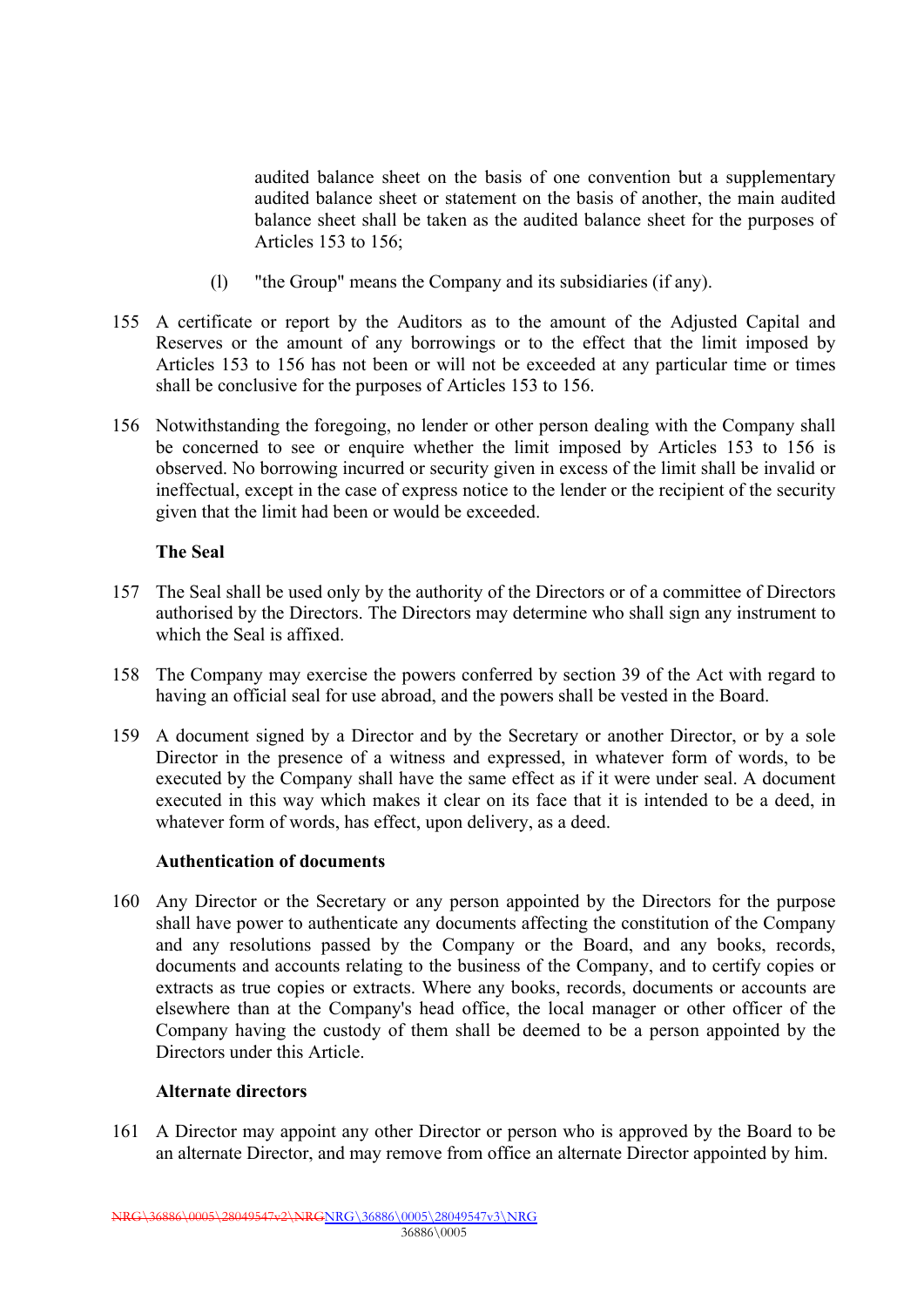audited balance sheet on the basis of one convention but a supplementary audited balance sheet or statement on the basis of another, the main audited balance sheet shall be taken as the audited balance sheet for the purposes of Articles 153 to 156;

(l) "the Group" means the Company and its subsidiaries (if any).

155 A certificate or report by the Auditors as to the amount of the Adjusted Capital and Reserves or the amount of any borrowings or to the effect that the limit imposed by Articles 153 to 156 has not been or will not be exceeded at any particular time or times shall be conclusive for the purposes of Articles 153 to 156.

156 Notwithstanding the foregoing, no lender or other person dealing with the Company shall be concerned to see or enquire whether the limit imposed by Articles 153 to 156 is observed. No borrowing incurred or security given in excess of the limit shall be invalid or ineffectual, except in the case of express notice to the lender or the recipient of the security given that the limit had been or would be exceeded.

**The Seal**

157 The Seal shall be used only by the authority of the Directors or of a committee of Directors authorised by the Directors. The Directors may determine who shall sign any instrument to which the Seal is affixed.

158 The Company may exercise the powers conferred by section 39 of the Act with regard to having an official seal for use abroad, and the powers shall be vested in the Board.

159 A document signed by a Director and by the Secretary or another Director, or by a sole Director in the presence of a witness and expressed, in whatever form of words, to be executed by the Company shall have the same effect as if it were under seal. A document executed in this way which makes it clear on its face that it is intended to be a deed, in whatever form of words, has effect, upon delivery, as a deed.

**Authentication of documents**

160 Any Director or the Secretary or any person appointed by the Directors for the purpose shall have power to authenticate any documents affecting the constitution of the Company and any resolutions passed by the Company or the Board, and any books, records, documents and accounts relating to the business of the Company, and to certify copies or extracts as true copies or extracts. Where any books, records, documents or accounts are elsewhere than at the Company's head office, the local manager or other officer of the Company having the custody of them shall be deemed to be a person appointed by the Directors under this Article.

**Alternate directors**

161 A Director may appoint any other Director or person who is approved by the Board to be an alternate Director, and may remove from office an alternate Director appointed by him.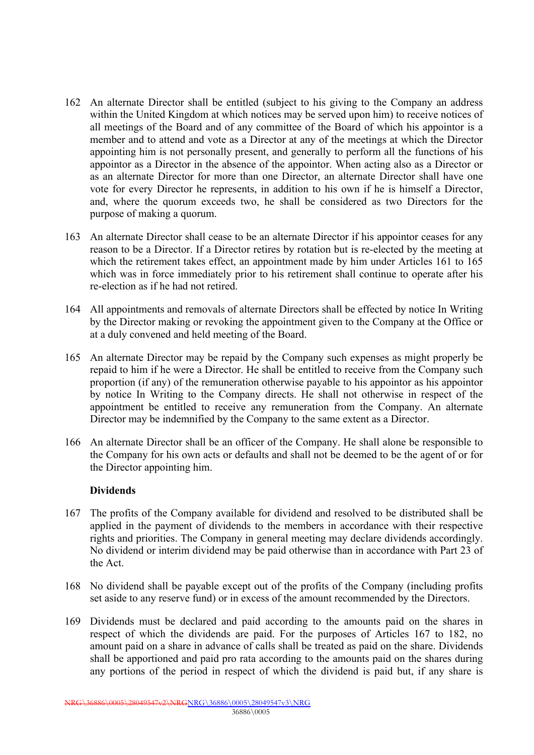162 An alternate Director shall be entitled (subject to his giving to the Company an address within the United Kingdom at which notices may be served upon him) to receive notices of all meetings of the Board and of any committee of the Board of which his appointor is a member and to attend and vote as a Director at any of the meetings at which the Director appointing him is not personally present, and generally to perform all the functions of his appointor as a Director in the absence of the appointor. When acting also as a Director or as an alternate Director for more than one Director, an alternate Director shall have one vote for every Director he represents, in addition to his own if he is himself a Director, and, where the quorum exceeds two, he shall be considered as two Directors for the purpose of making a quorum.

163 An alternate Director shall cease to be an alternate Director if his appointor ceases for any reason to be a Director. If a Director retires by rotation but is re-elected by the meeting at which the retirement takes effect, an appointment made by him under Articles 161 to 165 which was in force immediately prior to his retirement shall continue to operate after his re-election as if he had not retired.

164 All appointments and removals of alternate Directors shall be effected by notice In Writing by the Director making or revoking the appointment given to the Company at the Office or at a duly convened and held meeting of the Board.

165 An alternate Director may be repaid by the Company such expenses as might properly be repaid to him if he were a Director. He shall be entitled to receive from the Company such proportion (if any) of the remuneration otherwise payable to his appointor as his appointor by notice In Writing to the Company directs. He shall not otherwise in respect of the appointment be entitled to receive any remuneration from the Company. An alternate Director may be indemnified by the Company to the same extent as a Director.

166 An alternate Director shall be an officer of the Company. He shall alone be responsible to the Company for his own acts or defaults and shall not be deemed to be the agent of or for the Director appointing him.

**Dividends**

167 The profits of the Company available for dividend and resolved to be distributed shall be applied in the payment of dividends to the members in accordance with their respective rights and priorities. The Company in general meeting may declare dividends accordingly. No dividend or interim dividend may be paid otherwise than in accordance with Part 23 of the Act.

168 No dividend shall be payable except out of the profits of the Company (including profits set aside to any reserve fund) or in excess of the amount recommended by the Directors.

169 Dividends must be declared and paid according to the amounts paid on the shares in respect of which the dividends are paid. For the purposes of Articles 167 to 182, no amount paid on a share in advance of calls shall be treated as paid on the share. Dividends shall be apportioned and paid pro rata according to the amounts paid on the shares during any portions of the period in respect of which the dividend is paid but, if any share is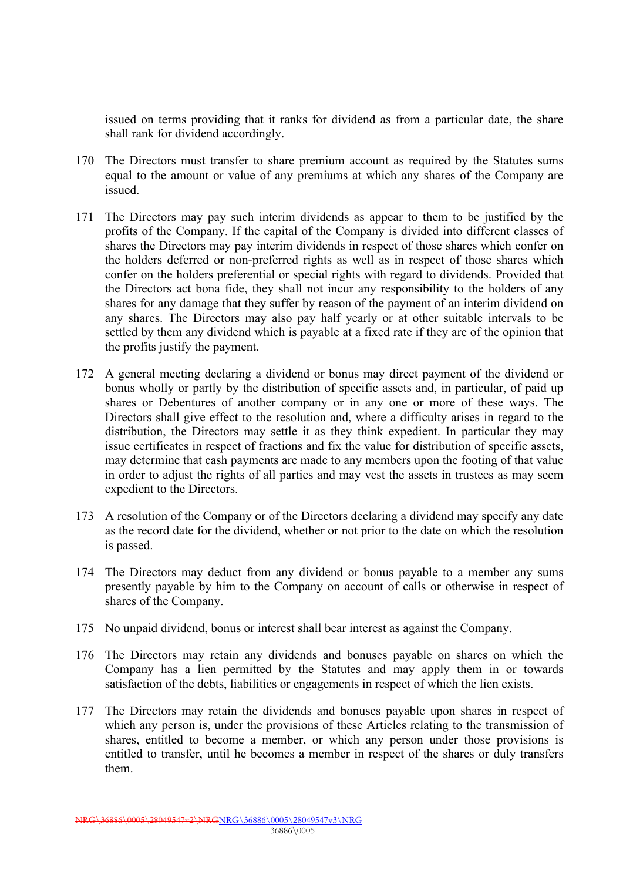issued on terms providing that it ranks for dividend as from a particular date, the share shall rank for dividend accordingly.

170 The Directors must transfer to share premium account as required by the Statutes sums equal to the amount or value of any premiums at which any shares of the Company are issued.

171 The Directors may pay such interim dividends as appear to them to be justified by the profits of the Company. If the capital of the Company is divided into different classes of shares the Directors may pay interim dividends in respect of those shares which confer on the holders deferred or non-preferred rights as well as in respect of those shares which confer on the holders preferential or special rights with regard to dividends. Provided that the Directors act bona fide, they shall not incur any responsibility to the holders of any shares for any damage that they suffer by reason of the payment of an interim dividend on any shares. The Directors may also pay half yearly or at other suitable intervals to be settled by them any dividend which is payable at a fixed rate if they are of the opinion that the profits justify the payment.

172 A general meeting declaring a dividend or bonus may direct payment of the dividend or bonus wholly or partly by the distribution of specific assets and, in particular, of paid up shares or Debentures of another company or in any one or more of these ways. The Directors shall give effect to the resolution and, where a difficulty arises in regard to the distribution, the Directors may settle it as they think expedient. In particular they may issue certificates in respect of fractions and fix the value for distribution of specific assets, may determine that cash payments are made to any members upon the footing of that value in order to adjust the rights of all parties and may vest the assets in trustees as may seem expedient to the Directors.

173 A resolution of the Company or of the Directors declaring a dividend may specify any date as the record date for the dividend, whether or not prior to the date on which the resolution is passed.

174 The Directors may deduct from any dividend or bonus payable to a member any sums presently payable by him to the Company on account of calls or otherwise in respect of shares of the Company.

175 No unpaid dividend, bonus or interest shall bear interest as against the Company.

176 The Directors may retain any dividends and bonuses payable on shares on which the Company has a lien permitted by the Statutes and may apply them in or towards satisfaction of the debts, liabilities or engagements in respect of which the lien exists.

177 The Directors may retain the dividends and bonuses payable upon shares in respect of which any person is, under the provisions of these Articles relating to the transmission of shares, entitled to become a member, or which any person under those provisions is entitled to transfer, until he becomes a member in respect of the shares or duly transfers them.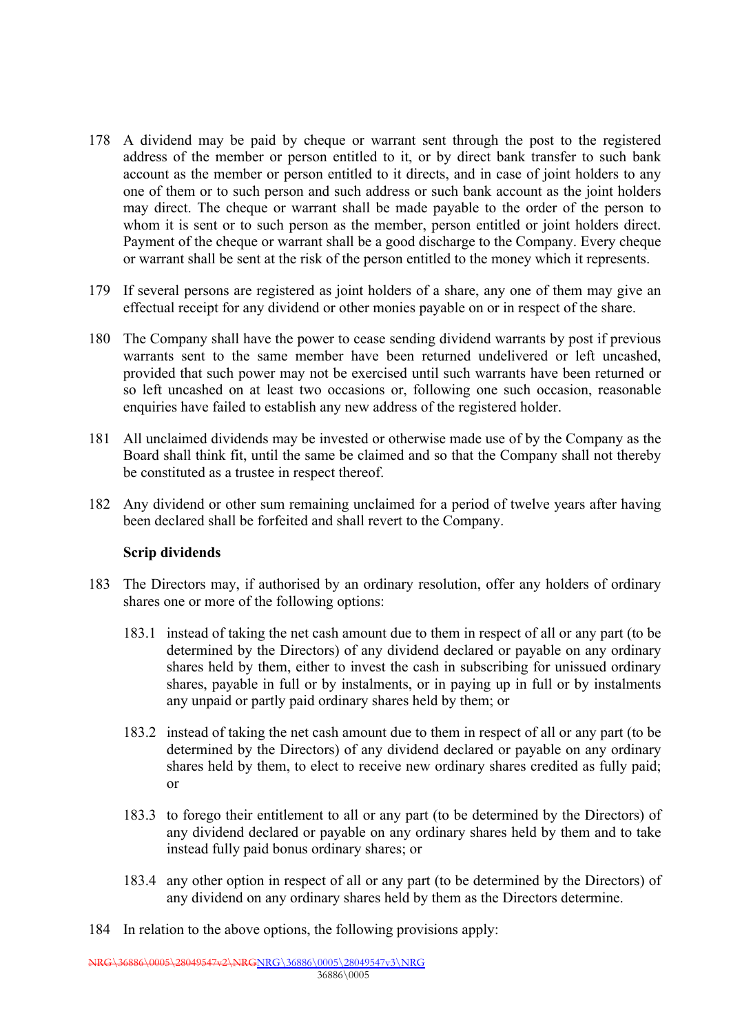178 A dividend may be paid by cheque or warrant sent through the post to the registered address of the member or person entitled to it, or by direct bank transfer to such bank account as the member or person entitled to it directs, and in case of joint holders to any one of them or to such person and such address or such bank account as the joint holders may direct. The cheque or warrant shall be made payable to the order of the person to whom it is sent or to such person as the member, person entitled or joint holders direct. Payment of the cheque or warrant shall be a good discharge to the Company. Every cheque or warrant shall be sent at the risk of the person entitled to the money which it represents.

179 If several persons are registered as joint holders of a share, any one of them may give an effectual receipt for any dividend or other monies payable on or in respect of the share.

180 The Company shall have the power to cease sending dividend warrants by post if previous warrants sent to the same member have been returned undelivered or left uncashed, provided that such power may not be exercised until such warrants have been returned or so left uncashed on at least two occasions or, following one such occasion, reasonable enquiries have failed to establish any new address of the registered holder.

181 All unclaimed dividends may be invested or otherwise made use of by the Company as the Board shall think fit, until the same be claimed and so that the Company shall not thereby be constituted as a trustee in respect thereof.

182 Any dividend or other sum remaining unclaimed for a period of twelve years after having been declared shall be forfeited and shall revert to the Company.

**Scrip dividends**

183 The Directors may, if authorised by an ordinary resolution, offer any holders of ordinary shares one or more of the following options:

183.1 instead of taking the net cash amount due to them in respect of all or any part (to be determined by the Directors) of any dividend declared or payable on any ordinary shares held by them, either to invest the cash in subscribing for unissued ordinary shares, payable in full or by instalments, or in paying up in full or by instalments any unpaid or partly paid ordinary shares held by them; or

183.2 instead of taking the net cash amount due to them in respect of all or any part (to be determined by the Directors) of any dividend declared or payable on any ordinary shares held by them, to elect to receive new ordinary shares credited as fully paid; or

183.3 to forego their entitlement to all or any part (to be determined by the Directors) of any dividend declared or payable on any ordinary shares held by them and to take instead fully paid bonus ordinary shares; or

183.4 any other option in respect of all or any part (to be determined by the Directors) of any dividend on any ordinary shares held by them as the Directors determine.

184 In relation to the above options, the following provisions apply: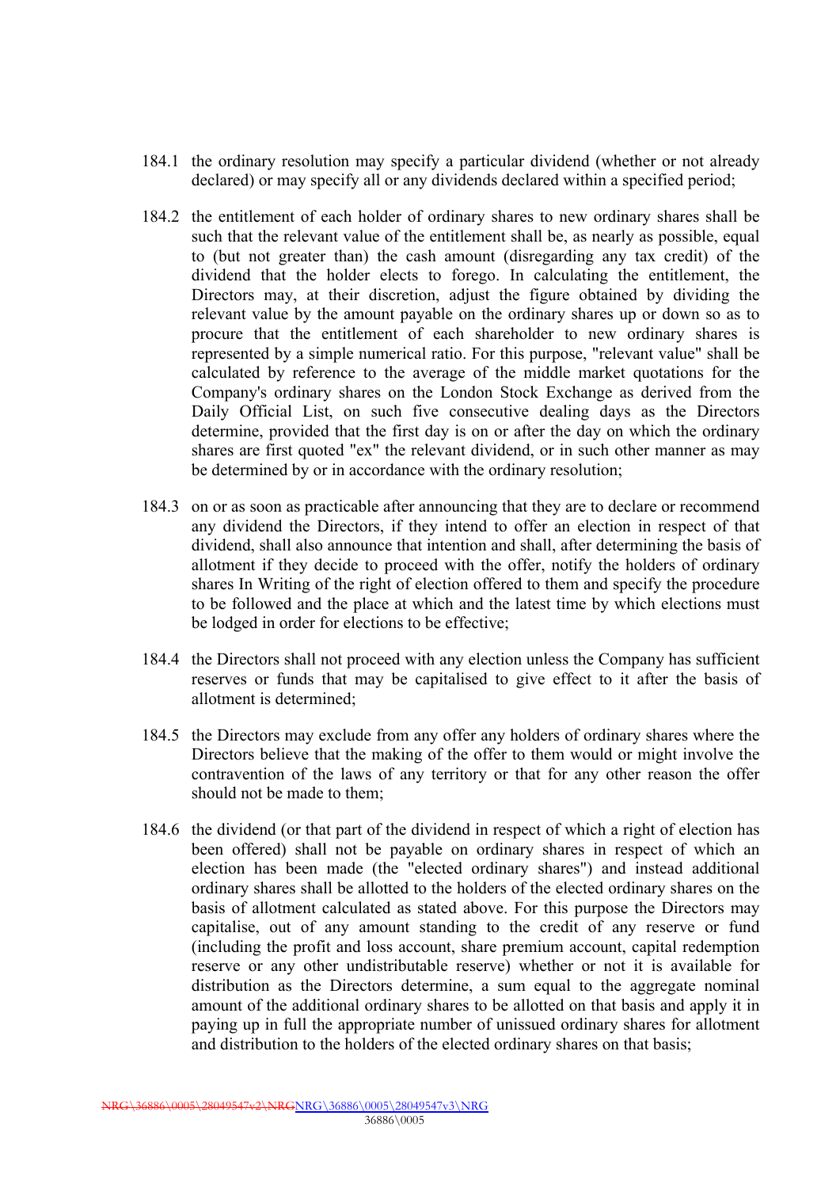184.1 the ordinary resolution may specify a particular dividend (whether or not already declared) or may specify all or any dividends declared within a specified period;

184.2 the entitlement of each holder of ordinary shares to new ordinary shares shall be such that the relevant value of the entitlement shall be, as nearly as possible, equal to (but not greater than) the cash amount (disregarding any tax credit) of the dividend that the holder elects to forego. In calculating the entitlement, the Directors may, at their discretion, adjust the figure obtained by dividing the relevant value by the amount payable on the ordinary shares up or down so as to procure that the entitlement of each shareholder to new ordinary shares is represented by a simple numerical ratio. For this purpose, "relevant value" shall be calculated by reference to the average of the middle market quotations for the Company's ordinary shares on the London Stock Exchange as derived from the Daily Official List, on such five consecutive dealing days as the Directors determine, provided that the first day is on or after the day on which the ordinary shares are first quoted "ex" the relevant dividend, or in such other manner as may be determined by or in accordance with the ordinary resolution;

184.3 on or as soon as practicable after announcing that they are to declare or recommend any dividend the Directors, if they intend to offer an election in respect of that dividend, shall also announce that intention and shall, after determining the basis of allotment if they decide to proceed with the offer, notify the holders of ordinary shares In Writing of the right of election offered to them and specify the procedure to be followed and the place at which and the latest time by which elections must be lodged in order for elections to be effective;

184.4 the Directors shall not proceed with any election unless the Company has sufficient reserves or funds that may be capitalised to give effect to it after the basis of allotment is determined;

184.5 the Directors may exclude from any offer any holders of ordinary shares where the Directors believe that the making of the offer to them would or might involve the contravention of the laws of any territory or that for any other reason the offer should not be made to them;

184.6 the dividend (or that part of the dividend in respect of which a right of election has been offered) shall not be payable on ordinary shares in respect of which an election has been made (the "elected ordinary shares") and instead additional ordinary shares shall be allotted to the holders of the elected ordinary shares on the basis of allotment calculated as stated above. For this purpose the Directors may capitalise, out of any amount standing to the credit of any reserve or fund (including the profit and loss account, share premium account, capital redemption reserve or any other undistributable reserve) whether or not it is available for distribution as the Directors determine, a sum equal to the aggregate nominal amount of the additional ordinary shares to be allotted on that basis and apply it in paying up in full the appropriate number of unissued ordinary shares for allotment and distribution to the holders of the elected ordinary shares on that basis;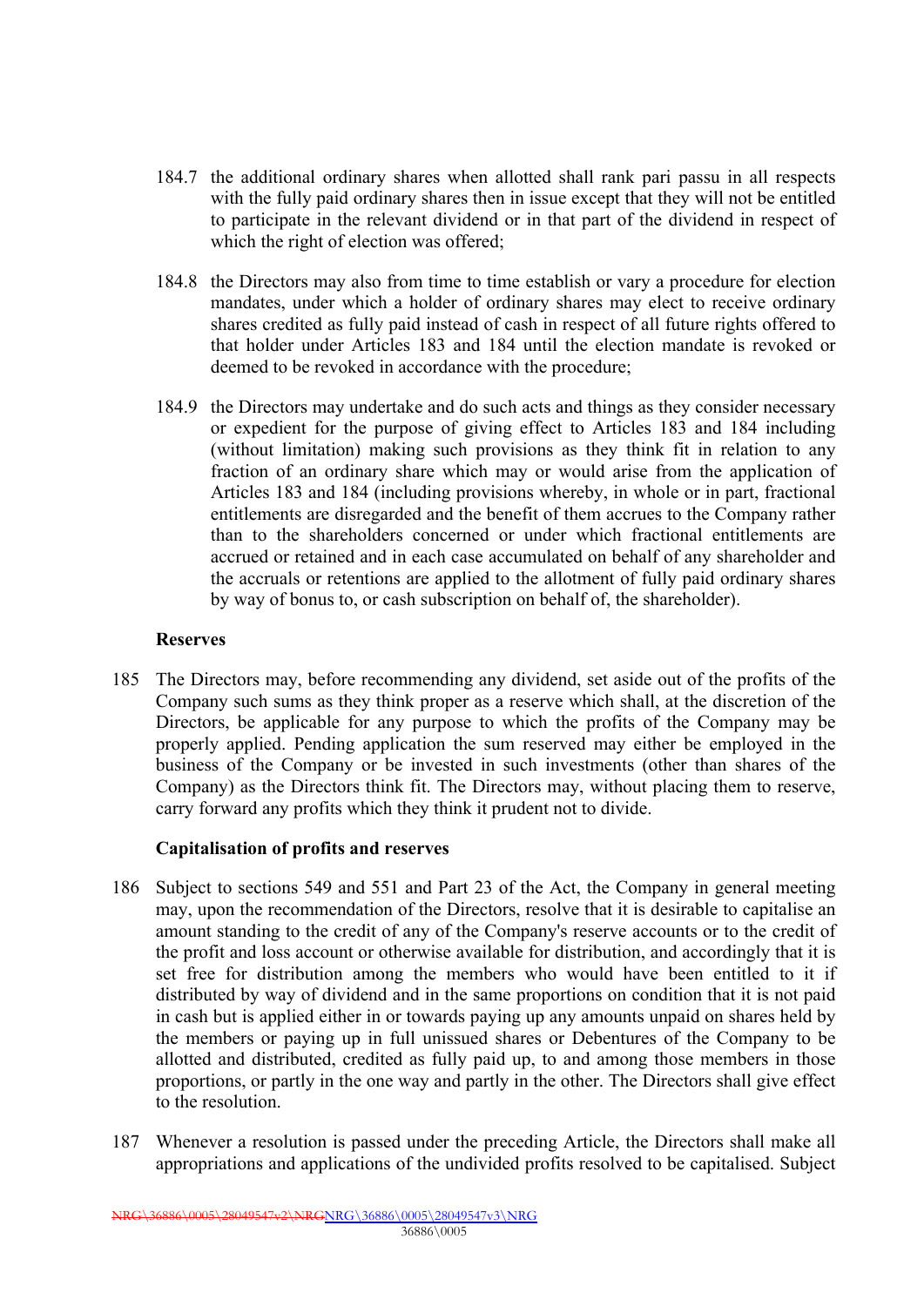184.7 the additional ordinary shares when allotted shall rank pari passu in all respects with the fully paid ordinary shares then in issue except that they will not be entitled to participate in the relevant dividend or in that part of the dividend in respect of which the right of election was offered;

184.8 the Directors may also from time to time establish or vary a procedure for election mandates, under which a holder of ordinary shares may elect to receive ordinary shares credited as fully paid instead of cash in respect of all future rights offered to that holder under Articles 183 and 184 until the election mandate is revoked or deemed to be revoked in accordance with the procedure;

184.9 the Directors may undertake and do such acts and things as they consider necessary or expedient for the purpose of giving effect to Articles 183 and 184 including (without limitation) making such provisions as they think fit in relation to any fraction of an ordinary share which may or would arise from the application of Articles 183 and 184 (including provisions whereby, in whole or in part, fractional entitlements are disregarded and the benefit of them accrues to the Company rather than to the shareholders concerned or under which fractional entitlements are accrued or retained and in each case accumulated on behalf of any shareholder and the accruals or retentions are applied to the allotment of fully paid ordinary shares by way of bonus to, or cash subscription on behalf of, the shareholder).

**Reserves**

185 The Directors may, before recommending any dividend, set aside out of the profits of the Company such sums as they think proper as a reserve which shall, at the discretion of the Directors, be applicable for any purpose to which the profits of the Company may be properly applied. Pending application the sum reserved may either be employed in the business of the Company or be invested in such investments (other than shares of the Company) as the Directors think fit. The Directors may, without placing them to reserve, carry forward any profits which they think it prudent not to divide.

**Capitalisation of profits and reserves**

186 Subject to sections 549 and 551 and Part 23 of the Act, the Company in general meeting may, upon the recommendation of the Directors, resolve that it is desirable to capitalise an amount standing to the credit of any of the Company's reserve accounts or to the credit of the profit and loss account or otherwise available for distribution, and accordingly that it is set free for distribution among the members who would have been entitled to it if distributed by way of dividend and in the same proportions on condition that it is not paid in cash but is applied either in or towards paying up any amounts unpaid on shares held by the members or paying up in full unissued shares or Debentures of the Company to be allotted and distributed, credited as fully paid up, to and among those members in those proportions, or partly in the one way and partly in the other. The Directors shall give effect to the resolution.

187 Whenever a resolution is passed under the preceding Article, the Directors shall make all appropriations and applications of the undivided profits resolved to be capitalised. Subject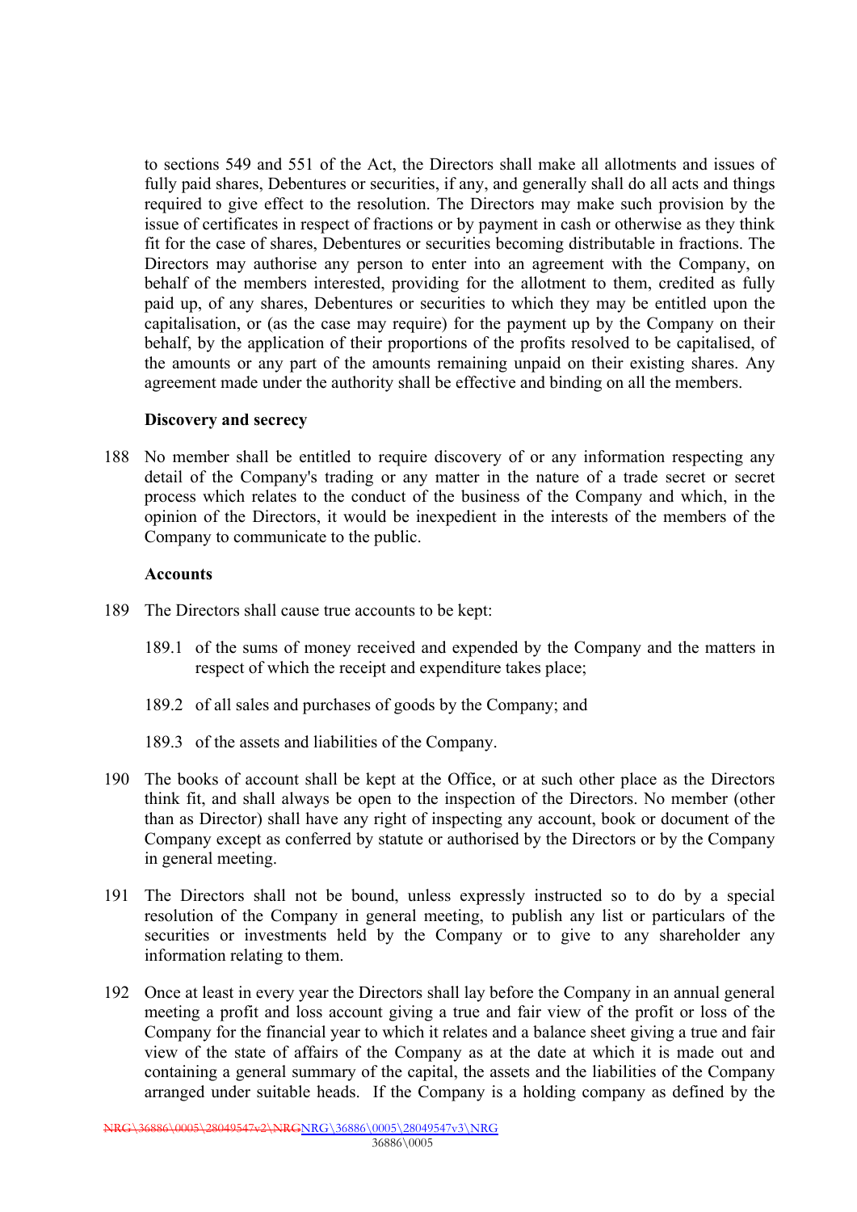to sections 549 and 551 of the Act, the Directors shall make all allotments and issues of fully paid shares, Debentures or securities, if any, and generally shall do all acts and things required to give effect to the resolution. The Directors may make such provision by the issue of certificates in respect of fractions or by payment in cash or otherwise as they think fit for the case of shares, Debentures or securities becoming distributable in fractions. The Directors may authorise any person to enter into an agreement with the Company, on behalf of the members interested, providing for the allotment to them, credited as fully paid up, of any shares, Debentures or securities to which they may be entitled upon the capitalisation, or (as the case may require) for the payment up by the Company on their behalf, by the application of their proportions of the profits resolved to be capitalised, of the amounts or any part of the amounts remaining unpaid on their existing shares. Any agreement made under the authority shall be effective and binding on all the members.

**Discovery and secrecy**

188 No member shall be entitled to require discovery of or any information respecting any detail of the Company's trading or any matter in the nature of a trade secret or secret process which relates to the conduct of the business of the Company and which, in the opinion of the Directors, it would be inexpedient in the interests of the members of the Company to communicate to the public.

**Accounts**

189 The Directors shall cause true accounts to be kept:

189.1 of the sums of money received and expended by the Company and the matters in respect of which the receipt and expenditure takes place;

189.2 of all sales and purchases of goods by the Company; and

189.3 of the assets and liabilities of the Company.

190 The books of account shall be kept at the Office, or at such other place as the Directors think fit, and shall always be open to the inspection of the Directors. No member (other than as Director) shall have any right of inspecting any account, book or document of the Company except as conferred by statute or authorised by the Directors or by the Company in general meeting.

191 The Directors shall not be bound, unless expressly instructed so to do by a special resolution of the Company in general meeting, to publish any list or particulars of the securities or investments held by the Company or to give to any shareholder any information relating to them.

192 Once at least in every year the Directors shall lay before the Company in an annual general meeting a profit and loss account giving a true and fair view of the profit or loss of the Company for the financial year to which it relates and a balance sheet giving a true and fair view of the state of affairs of the Company as at the date at which it is made out and containing a general summary of the capital, the assets and the liabilities of the Company arranged under suitable heads. If the Company is a holding company as defined by the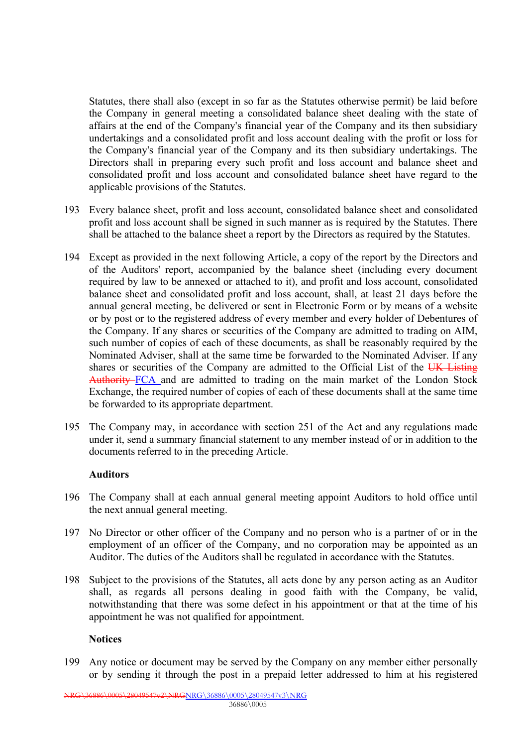Statutes, there shall also (except in so far as the Statutes otherwise permit) be laid before the Company in general meeting a consolidated balance sheet dealing with the state of affairs at the end of the Company's financial year of the Company and its then subsidiary undertakings and a consolidated profit and loss account dealing with the profit or loss for the Company's financial year of the Company and its then subsidiary undertakings. The Directors shall in preparing every such profit and loss account and balance sheet and consolidated profit and loss account and consolidated balance sheet have regard to the applicable provisions of the Statutes.

193 Every balance sheet, profit and loss account, consolidated balance sheet and consolidated profit and loss account shall be signed in such manner as is required by the Statutes. There shall be attached to the balance sheet a report by the Directors as required by the Statutes.

194 Except as provided in the next following Article, a copy of the report by the Directors and of the Auditors' report, accompanied by the balance sheet (including every document required by law to be annexed or attached to it), and profit and loss account, consolidated balance sheet and consolidated profit and loss account, shall, at least 21 days before the annual general meeting, be delivered or sent in Electronic Form or by means of a website or by post or to the registered address of every member and every holder of Debentures of the Company. If any shares or securities of the Company are admitted to trading on AIM, such number of copies of each of these documents, as shall be reasonably required by the Nominated Adviser, shall at the same time be forwarded to the Nominated Adviser. If any shares or securities of the Company are admitted to the Official List of the ~~UK Listing Authority~~ FCA and are admitted to trading on the main market of the London Stock Exchange, the required number of copies of each of these documents shall at the same time be forwarded to its appropriate department.

195 The Company may, in accordance with section 251 of the Act and any regulations made under it, send a summary financial statement to any member instead of or in addition to the documents referred to in the preceding Article.

**Auditors**

196 The Company shall at each annual general meeting appoint Auditors to hold office until the next annual general meeting.

197 No Director or other officer of the Company and no person who is a partner of or in the employment of an officer of the Company, and no corporation may be appointed as an Auditor. The duties of the Auditors shall be regulated in accordance with the Statutes.

198 Subject to the provisions of the Statutes, all acts done by any person acting as an Auditor shall, as regards all persons dealing in good faith with the Company, be valid, notwithstanding that there was some defect in his appointment or that at the time of his appointment he was not qualified for appointment.

**Notices**

199 Any notice or document may be served by the Company on any member either personally or by sending it through the post in a prepaid letter addressed to him at his registered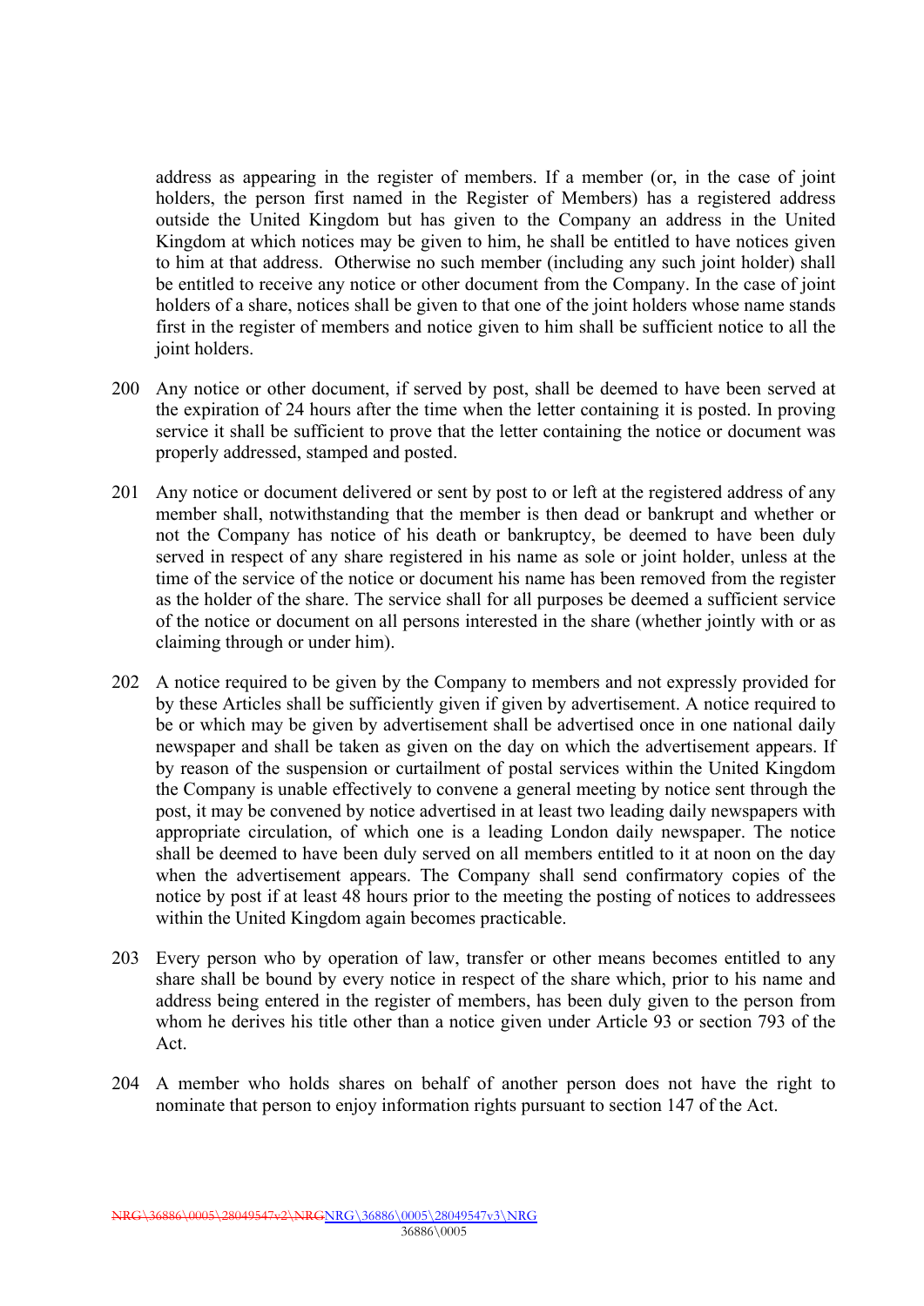address as appearing in the register of members. If a member (or, in the case of joint holders, the person first named in the Register of Members) has a registered address outside the United Kingdom but has given to the Company an address in the United Kingdom at which notices may be given to him, he shall be entitled to have notices given to him at that address. Otherwise no such member (including any such joint holder) shall be entitled to receive any notice or other document from the Company. In the case of joint holders of a share, notices shall be given to that one of the joint holders whose name stands first in the register of members and notice given to him shall be sufficient notice to all the joint holders.

200 Any notice or other document, if served by post, shall be deemed to have been served at the expiration of 24 hours after the time when the letter containing it is posted. In proving service it shall be sufficient to prove that the letter containing the notice or document was properly addressed, stamped and posted.

201 Any notice or document delivered or sent by post to or left at the registered address of any member shall, notwithstanding that the member is then dead or bankrupt and whether or not the Company has notice of his death or bankruptcy, be deemed to have been duly served in respect of any share registered in his name as sole or joint holder, unless at the time of the service of the notice or document his name has been removed from the register as the holder of the share. The service shall for all purposes be deemed a sufficient service of the notice or document on all persons interested in the share (whether jointly with or as claiming through or under him).

202 A notice required to be given by the Company to members and not expressly provided for by these Articles shall be sufficiently given if given by advertisement. A notice required to be or which may be given by advertisement shall be advertised once in one national daily newspaper and shall be taken as given on the day on which the advertisement appears. If by reason of the suspension or curtailment of postal services within the United Kingdom the Company is unable effectively to convene a general meeting by notice sent through the post, it may be convened by notice advertised in at least two leading daily newspapers with appropriate circulation, of which one is a leading London daily newspaper. The notice shall be deemed to have been duly served on all members entitled to it at noon on the day when the advertisement appears. The Company shall send confirmatory copies of the notice by post if at least 48 hours prior to the meeting the posting of notices to addressees within the United Kingdom again becomes practicable.

203 Every person who by operation of law, transfer or other means becomes entitled to any share shall be bound by every notice in respect of the share which, prior to his name and address being entered in the register of members, has been duly given to the person from whom he derives his title other than a notice given under Article 93 or section 793 of the Act.

204 A member who holds shares on behalf of another person does not have the right to nominate that person to enjoy information rights pursuant to section 147 of the Act.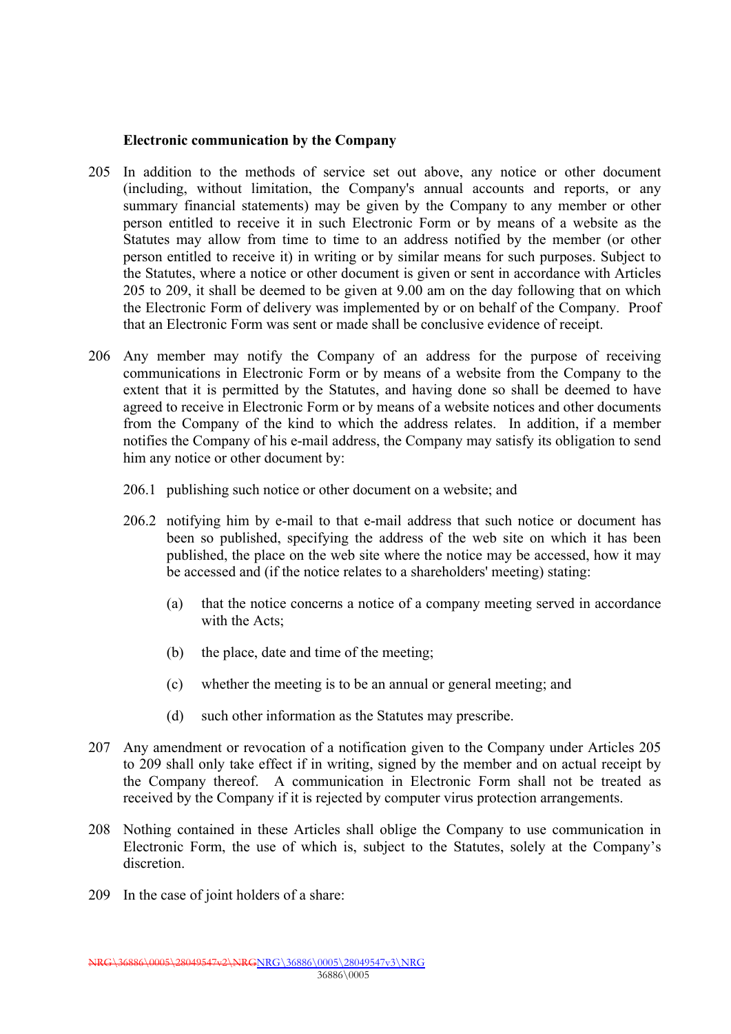**Electronic communication by the Company**

205 In addition to the methods of service set out above, any notice or other document (including, without limitation, the Company's annual accounts and reports, or any summary financial statements) may be given by the Company to any member or other person entitled to receive it in such Electronic Form or by means of a website as the Statutes may allow from time to time to an address notified by the member (or other person entitled to receive it) in writing or by similar means for such purposes. Subject to the Statutes, where a notice or other document is given or sent in accordance with Articles 205 to 209, it shall be deemed to be given at 9.00 am on the day following that on which the Electronic Form of delivery was implemented by or on behalf of the Company. Proof that an Electronic Form was sent or made shall be conclusive evidence of receipt.

206 Any member may notify the Company of an address for the purpose of receiving communications in Electronic Form or by means of a website from the Company to the extent that it is permitted by the Statutes, and having done so shall be deemed to have agreed to receive in Electronic Form or by means of a website notices and other documents from the Company of the kind to which the address relates. In addition, if a member notifies the Company of his e-mail address, the Company may satisfy its obligation to send him any notice or other document by:

206.1 publishing such notice or other document on a website; and

206.2 notifying him by e-mail to that e-mail address that such notice or document has been so published, specifying the address of the web site on which it has been published, the place on the web site where the notice may be accessed, how it may be accessed and (if the notice relates to a shareholders' meeting) stating:

(a) that the notice concerns a notice of a company meeting served in accordance with the Acts;

(b) the place, date and time of the meeting;

(c) whether the meeting is to be an annual or general meeting; and

(d) such other information as the Statutes may prescribe.

207 Any amendment or revocation of a notification given to the Company under Articles 205 to 209 shall only take effect if in writing, signed by the member and on actual receipt by the Company thereof. A communication in Electronic Form shall not be treated as received by the Company if it is rejected by computer virus protection arrangements.

208 Nothing contained in these Articles shall oblige the Company to use communication in Electronic Form, the use of which is, subject to the Statutes, solely at the Company's discretion.

209 In the case of joint holders of a share: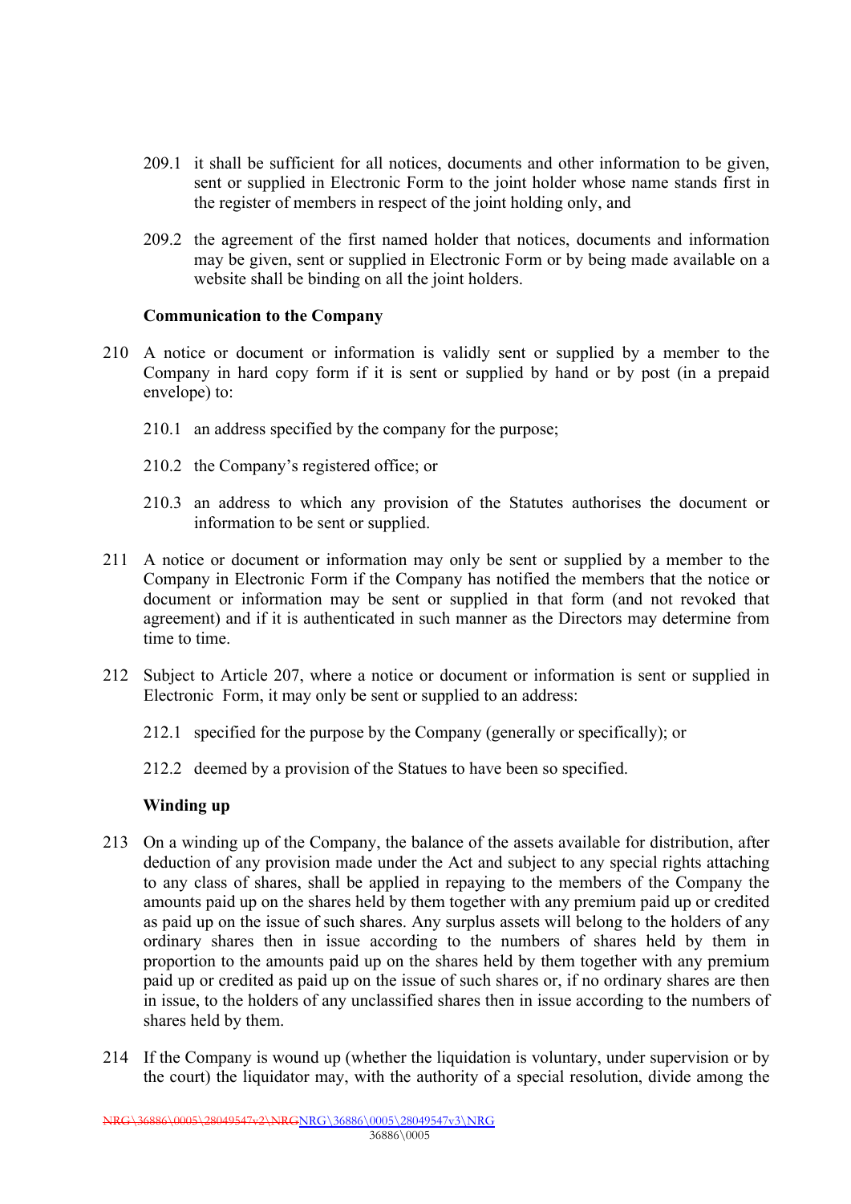209.1 it shall be sufficient for all notices, documents and other information to be given, sent or supplied in Electronic Form to the joint holder whose name stands first in the register of members in respect of the joint holding only, and

209.2 the agreement of the first named holder that notices, documents and information may be given, sent or supplied in Electronic Form or by being made available on a website shall be binding on all the joint holders.

**Communication to the Company**

210 A notice or document or information is validly sent or supplied by a member to the Company in hard copy form if it is sent or supplied by hand or by post (in a prepaid envelope) to:

210.1 an address specified by the company for the purpose;

210.2 the Company's registered office; or

210.3 an address to which any provision of the Statutes authorises the document or information to be sent or supplied.

211 A notice or document or information may only be sent or supplied by a member to the Company in Electronic Form if the Company has notified the members that the notice or document or information may be sent or supplied in that form (and not revoked that agreement) and if it is authenticated in such manner as the Directors may determine from time to time.

212 Subject to Article 207, where a notice or document or information is sent or supplied in Electronic Form, it may only be sent or supplied to an address:

212.1 specified for the purpose by the Company (generally or specifically); or

212.2 deemed by a provision of the Statues to have been so specified.

**Winding up**

213 On a winding up of the Company, the balance of the assets available for distribution, after deduction of any provision made under the Act and subject to any special rights attaching to any class of shares, shall be applied in repaying to the members of the Company the amounts paid up on the shares held by them together with any premium paid up or credited as paid up on the issue of such shares. Any surplus assets will belong to the holders of any ordinary shares then in issue according to the numbers of shares held by them in proportion to the amounts paid up on the shares held by them together with any premium paid up or credited as paid up on the issue of such shares or, if no ordinary shares are then in issue, to the holders of any unclassified shares then in issue according to the numbers of shares held by them.

214 If the Company is wound up (whether the liquidation is voluntary, under supervision or by the court) the liquidator may, with the authority of a special resolution, divide among the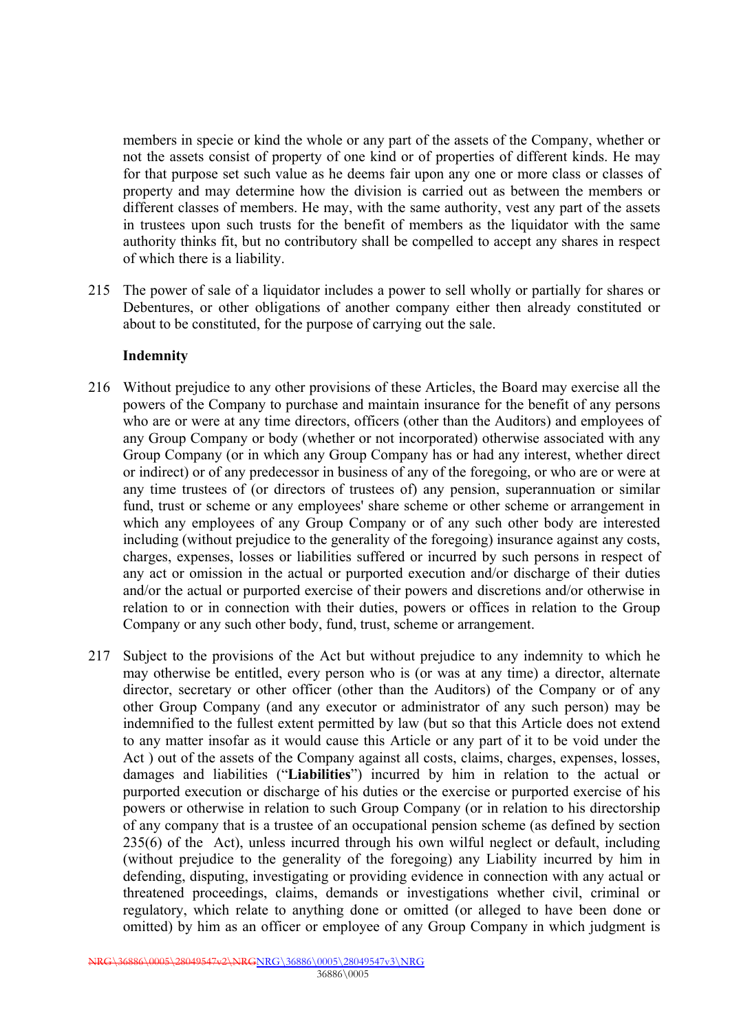members in specie or kind the whole or any part of the assets of the Company, whether or not the assets consist of property of one kind or of properties of different kinds. He may for that purpose set such value as he deems fair upon any one or more class or classes of property and may determine how the division is carried out as between the members or different classes of members. He may, with the same authority, vest any part of the assets in trustees upon such trusts for the benefit of members as the liquidator with the same authority thinks fit, but no contributory shall be compelled to accept any shares in respect of which there is a liability.

215 The power of sale of a liquidator includes a power to sell wholly or partially for shares or Debentures, or other obligations of another company either then already constituted or about to be constituted, for the purpose of carrying out the sale.

**Indemnity**

216 Without prejudice to any other provisions of these Articles, the Board may exercise all the powers of the Company to purchase and maintain insurance for the benefit of any persons who are or were at any time directors, officers (other than the Auditors) and employees of any Group Company or body (whether or not incorporated) otherwise associated with any Group Company (or in which any Group Company has or had any interest, whether direct or indirect) or of any predecessor in business of any of the foregoing, or who are or were at any time trustees of (or directors of trustees of) any pension, superannuation or similar fund, trust or scheme or any employees' share scheme or other scheme or arrangement in which any employees of any Group Company or of any such other body are interested including (without prejudice to the generality of the foregoing) insurance against any costs, charges, expenses, losses or liabilities suffered or incurred by such persons in respect of any act or omission in the actual or purported execution and/or discharge of their duties and/or the actual or purported exercise of their powers and discretions and/or otherwise in relation to or in connection with their duties, powers or offices in relation to the Group Company or any such other body, fund, trust, scheme or arrangement.

217 Subject to the provisions of the Act but without prejudice to any indemnity to which he may otherwise be entitled, every person who is (or was at any time) a director, alternate director, secretary or other officer (other than the Auditors) of the Company or of any other Group Company (and any executor or administrator of any such person) may be indemnified to the fullest extent permitted by law (but so that this Article does not extend to any matter insofar as it would cause this Article or any part of it to be void under the Act ) out of the assets of the Company against all costs, claims, charges, expenses, losses, damages and liabilities ("**Liabilities**") incurred by him in relation to the actual or purported execution or discharge of his duties or the exercise or purported exercise of his powers or otherwise in relation to such Group Company (or in relation to his directorship of any company that is a trustee of an occupational pension scheme (as defined by section 235(6) of the Act), unless incurred through his own wilful neglect or default, including (without prejudice to the generality of the foregoing) any Liability incurred by him in defending, disputing, investigating or providing evidence in connection with any actual or threatened proceedings, claims, demands or investigations whether civil, criminal or regulatory, which relate to anything done or omitted (or alleged to have been done or omitted) by him as an officer or employee of any Group Company in which judgment is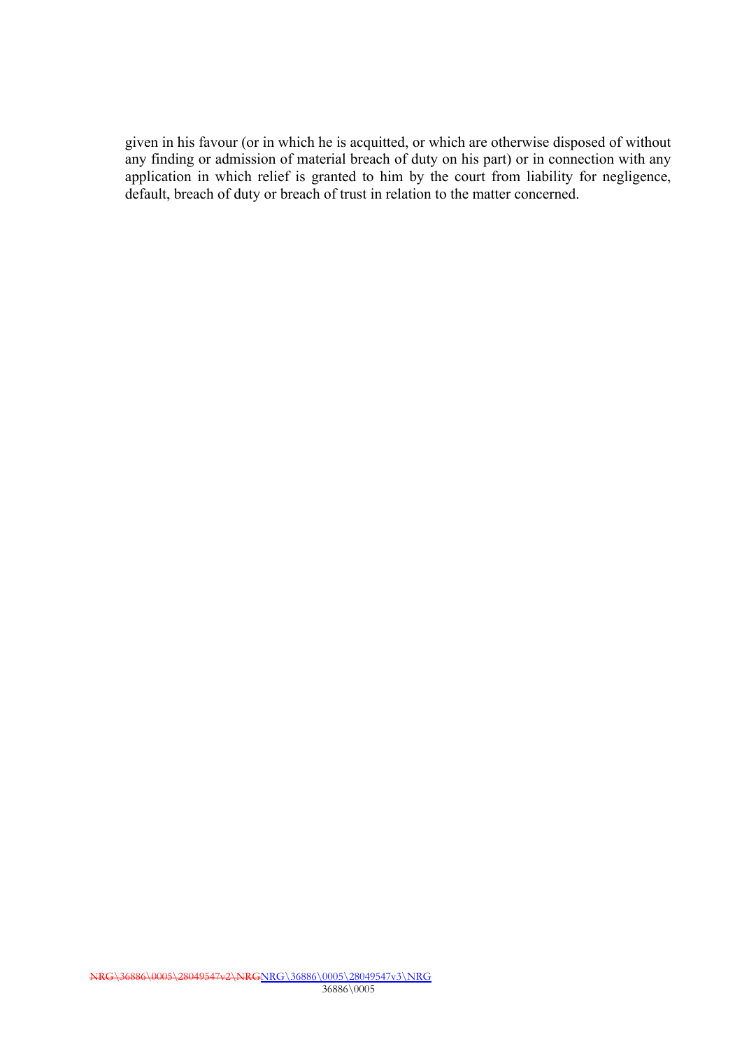given in his favour (or in which he is acquitted, or which are otherwise disposed of without any finding or admission of material breach of duty on his part) or in connection with any application in which relief is granted to him by the court from liability for negligence, default, breach of duty or breach of trust in relation to the matter concerned.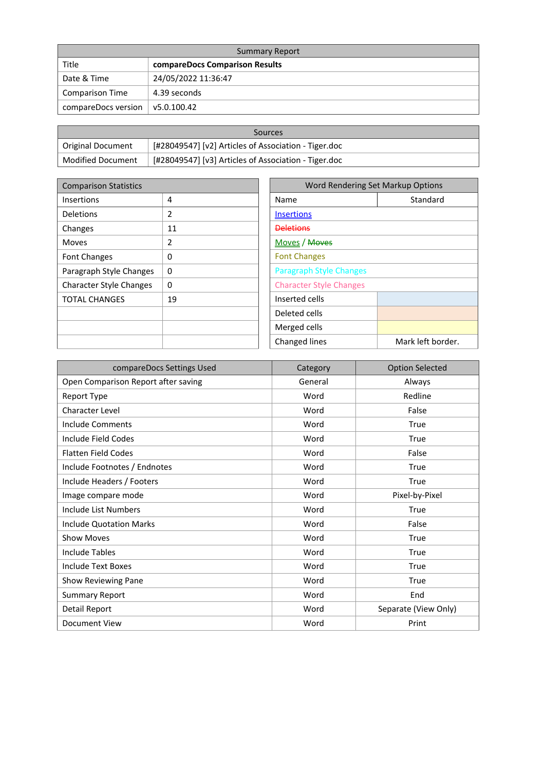| Summary Report | |
|---|---|
| Title | **compareDocs Comparison Results** |
| Date & Time | 24/05/2022 11:36:47 |
| Comparison Time | 4.39 seconds |
| compareDocs version | v5.0.100.42 |

| Sources | |
|---|---|
| Original Document | [#28049547] [v2] Articles of Association - Tiger.doc |
| Modified Document | [#28049547] [v3] Articles of Association - Tiger.doc |

| Comparison Statistics | |
|---|---|
| Insertions | 4 |
| Deletions | 2 |
| Changes | 11 |
| Moves | 2 |
| Font Changes | 0 |
| Paragraph Style Changes | 0 |
| Character Style Changes | 0 |
| TOTAL CHANGES | 19 |
| | |
| | |
| | |

| Word Rendering Set Markup Options | |
|---|---|
| Name | Standard |
| Insertions | |
| ~~Deletions~~ | |
| Moves / ~~Moves~~ | |
| Font Changes | |
| Paragraph Style Changes | |
| Character Style Changes | |
| Inserted cells | |
| Deleted cells | |
| Merged cells | |
| Changed lines | Mark left border. |

| compareDocs Settings Used | Category | Option Selected |
|---|---|---|
| Open Comparison Report after saving | General | Always |
| Report Type | Word | Redline |
| Character Level | Word | False |
| Include Comments | Word | True |
| Include Field Codes | Word | True |
| Flatten Field Codes | Word | False |
| Include Footnotes / Endnotes | Word | True |
| Include Headers / Footers | Word | True |
| Image compare mode | Word | Pixel-by-Pixel |
| Include List Numbers | Word | True |
| Include Quotation Marks | Word | False |
| Show Moves | Word | True |
| Include Tables | Word | True |
| Include Text Boxes | Word | True |
| Show Reviewing Pane | Word | True |
| Summary Report | Word | End |
| Detail Report | Word | Separate (View Only) |
| Document View | Word | Print |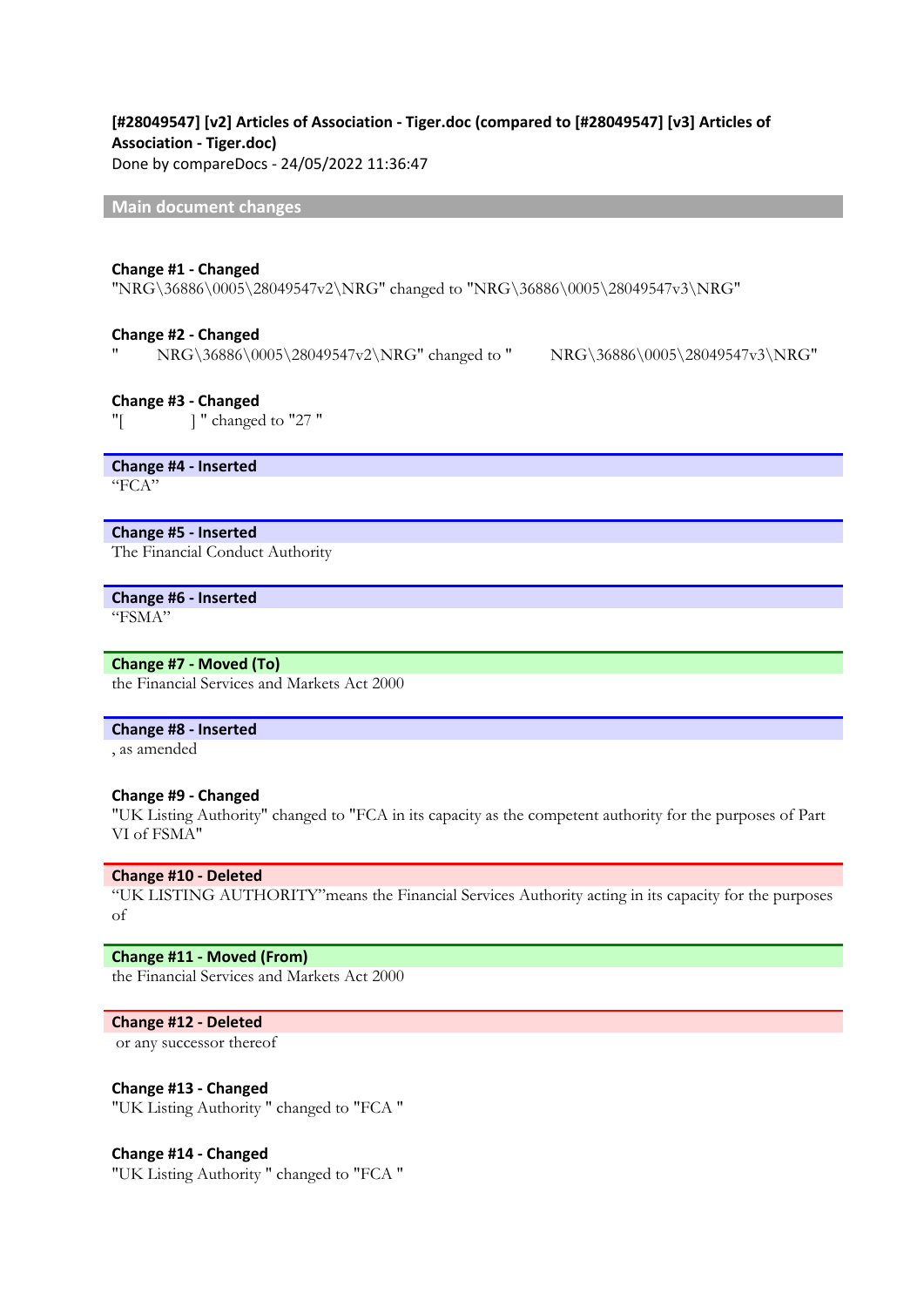**[#28049547] [v2] Articles of Association - Tiger.doc (compared to [#28049547] [v3] Articles of Association - Tiger.doc)**
Done by compareDocs - 24/05/2022 11:36:47

## Main document changes

**Change #1 - Changed**
"NRG\36886\0005\28049547v2\NRG" changed to "NRG\36886\0005\28049547v3\NRG"

**Change #2 - Changed**
"        NRG\36886\0005\28049547v2\NRG" changed to "        NRG\36886\0005\28049547v3\NRG"

**Change #3 - Changed**
"[            ] " changed to "27 "

**Change #4 - Inserted**
"FCA"

**Change #5 - Inserted**
The Financial Conduct Authority

**Change #6 - Inserted**
"FSMA"

**Change #7 - Moved (To)**
the Financial Services and Markets Act 2000

**Change #8 - Inserted**
, as amended

**Change #9 - Changed**
"UK Listing Authority" changed to "FCA in its capacity as the competent authority for the purposes of Part VI of FSMA"

**Change #10 - Deleted**
"UK LISTING AUTHORITY"means the Financial Services Authority acting in its capacity for the purposes of

**Change #11 - Moved (From)**
the Financial Services and Markets Act 2000

**Change #12 - Deleted**
or any successor thereof

**Change #13 - Changed**
"UK Listing Authority " changed to "FCA "

**Change #14 - Changed**
"UK Listing Authority " changed to "FCA "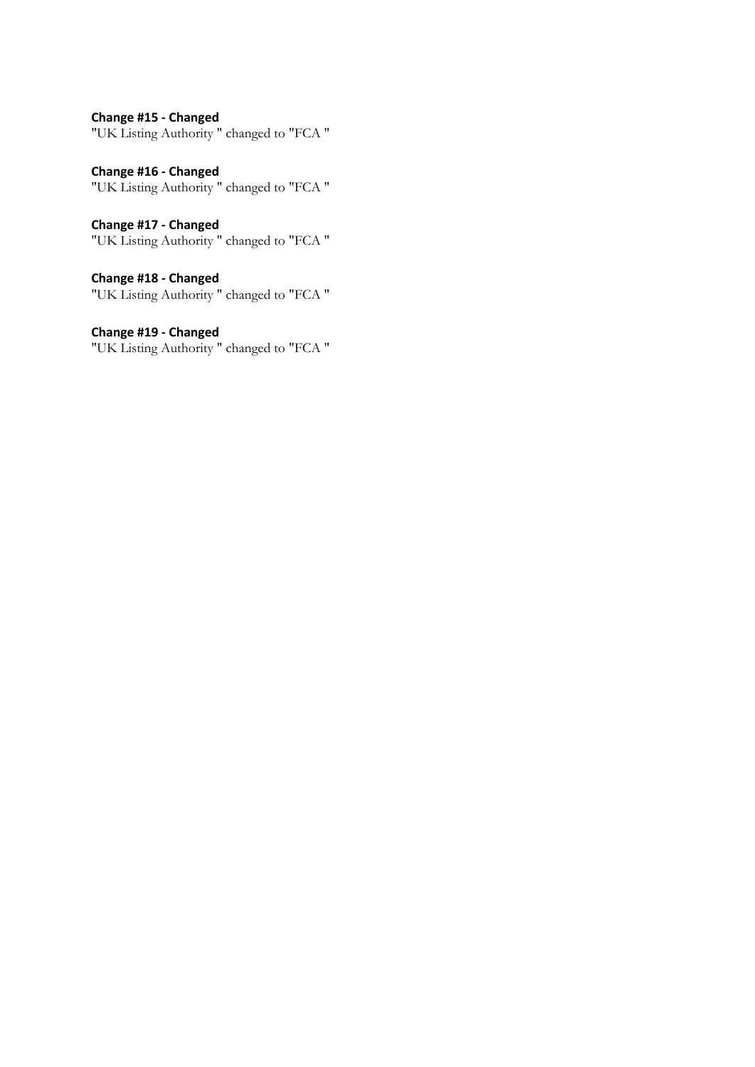**Change #15 - Changed**
"UK Listing Authority " changed to "FCA "

**Change #16 - Changed**
"UK Listing Authority " changed to "FCA "

**Change #17 - Changed**
"UK Listing Authority " changed to "FCA "

**Change #18 - Changed**
"UK Listing Authority " changed to "FCA "

**Change #19 - Changed**
"UK Listing Authority " changed to "FCA "